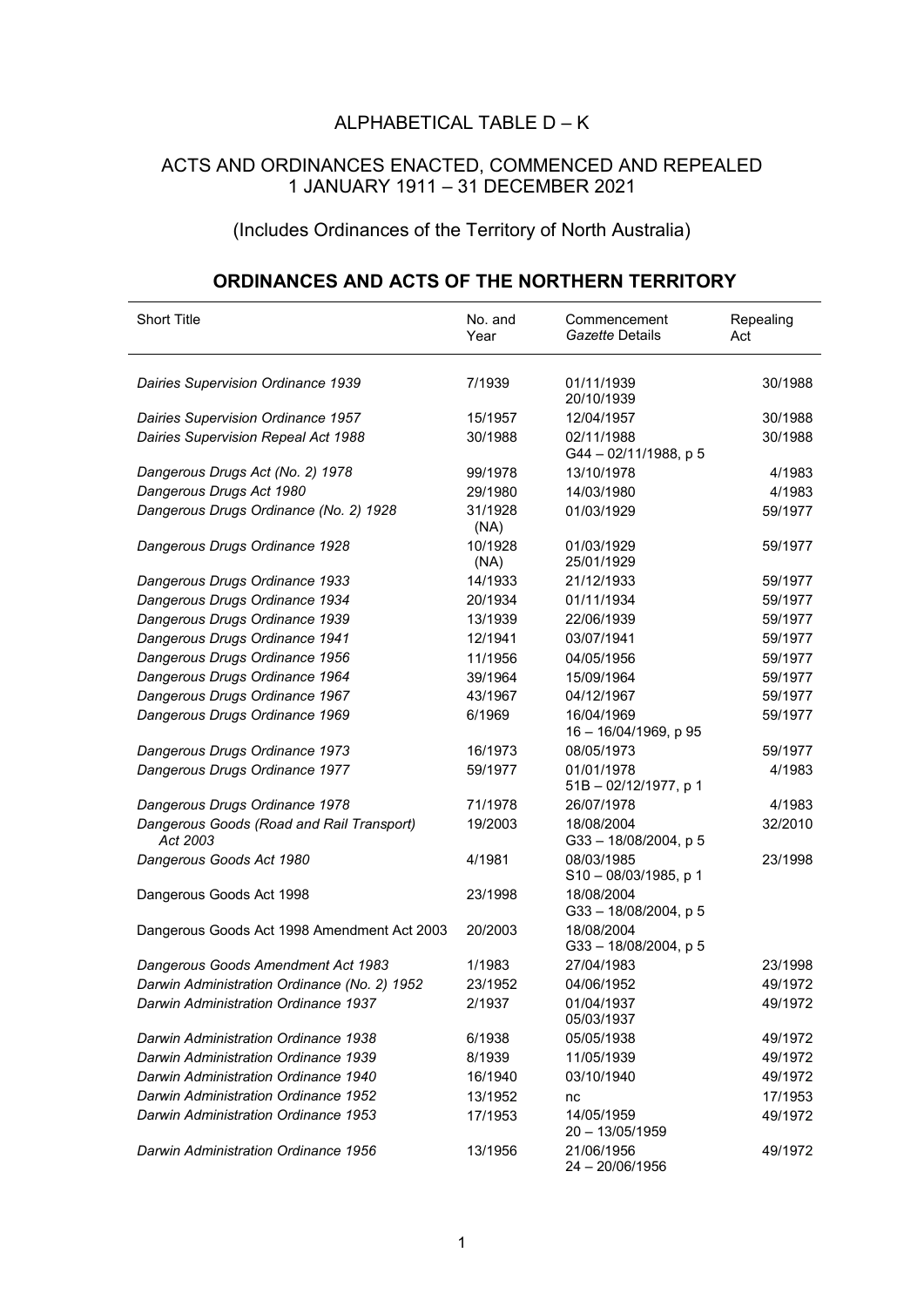## ALPHABETICAL TABLE D – K

## ACTS AND ORDINANCES ENACTED, COMMENCED AND REPEALED 1 JANUARY 1911 – 31 DECEMBER 2021

(Includes Ordinances of the Territory of North Australia)

### ORDINANCES AND ACTS OF THE NORTHERN TERRITORY

| Short Title | No. and Year | Commencement *Gazette* Details | Repealing Act |
|---|---|---|---|
| *Dairies Supervision Ordinance 1939* | 7/1939 | 01/11/1939<br>20/10/1939 | 30/1988 |
| *Dairies Supervision Ordinance 1957* | 15/1957 | 12/04/1957 | 30/1988 |
| *Dairies Supervision Repeal Act 1988* | 30/1988 | 02/11/1988<br>G44 – 02/11/1988, p 5 | 30/1988 |
| *Dangerous Drugs Act (No. 2) 1978* | 99/1978 | 13/10/1978 | 4/1983 |
| *Dangerous Drugs Act 1980* | 29/1980 | 14/03/1980 | 4/1983 |
| *Dangerous Drugs Ordinance (No. 2) 1928* | 31/1928 (NA) | 01/03/1929 | 59/1977 |
| *Dangerous Drugs Ordinance 1928* | 10/1928 (NA) | 01/03/1929<br>25/01/1929 | 59/1977 |
| *Dangerous Drugs Ordinance 1933* | 14/1933 | 21/12/1933 | 59/1977 |
| *Dangerous Drugs Ordinance 1934* | 20/1934 | 01/11/1934 | 59/1977 |
| *Dangerous Drugs Ordinance 1939* | 13/1939 | 22/06/1939 | 59/1977 |
| *Dangerous Drugs Ordinance 1941* | 12/1941 | 03/07/1941 | 59/1977 |
| *Dangerous Drugs Ordinance 1956* | 11/1956 | 04/05/1956 | 59/1977 |
| *Dangerous Drugs Ordinance 1964* | 39/1964 | 15/09/1964 | 59/1977 |
| *Dangerous Drugs Ordinance 1967* | 43/1967 | 04/12/1967 | 59/1977 |
| *Dangerous Drugs Ordinance 1969* | 6/1969 | 16/04/1969<br>16 – 16/04/1969, p 95 | 59/1977 |
| *Dangerous Drugs Ordinance 1973* | 16/1973 | 08/05/1973 | 59/1977 |
| *Dangerous Drugs Ordinance 1977* | 59/1977 | 01/01/1978<br>51B – 02/12/1977, p 1 | 4/1983 |
| *Dangerous Drugs Ordinance 1978* | 71/1978 | 26/07/1978 | 4/1983 |
| *Dangerous Goods (Road and Rail Transport) Act 2003* | 19/2003 | 18/08/2004<br>G33 – 18/08/2004, p 5 | 32/2010 |
| *Dangerous Goods Act 1980* | 4/1981 | 08/03/1985<br>S10 – 08/03/1985, p 1 | 23/1998 |
| Dangerous Goods Act 1998 | 23/1998 | 18/08/2004<br>G33 – 18/08/2004, p 5 | |
| Dangerous Goods Act 1998 Amendment Act 2003 | 20/2003 | 18/08/2004<br>G33 – 18/08/2004, p 5 | |
| *Dangerous Goods Amendment Act 1983* | 1/1983 | 27/04/1983 | 23/1998 |
| *Darwin Administration Ordinance (No. 2) 1952* | 23/1952 | 04/06/1952 | 49/1972 |
| *Darwin Administration Ordinance 1937* | 2/1937 | 01/04/1937<br>05/03/1937 | 49/1972 |
| *Darwin Administration Ordinance 1938* | 6/1938 | 05/05/1938 | 49/1972 |
| *Darwin Administration Ordinance 1939* | 8/1939 | 11/05/1939 | 49/1972 |
| *Darwin Administration Ordinance 1940* | 16/1940 | 03/10/1940 | 49/1972 |
| *Darwin Administration Ordinance 1952* | 13/1952 | nc | 17/1953 |
| *Darwin Administration Ordinance 1953* | 17/1953 | 14/05/1959<br>20 – 13/05/1959 | 49/1972 |
| *Darwin Administration Ordinance 1956* | 13/1956 | 21/06/1956<br>24 – 20/06/1956 | 49/1972 |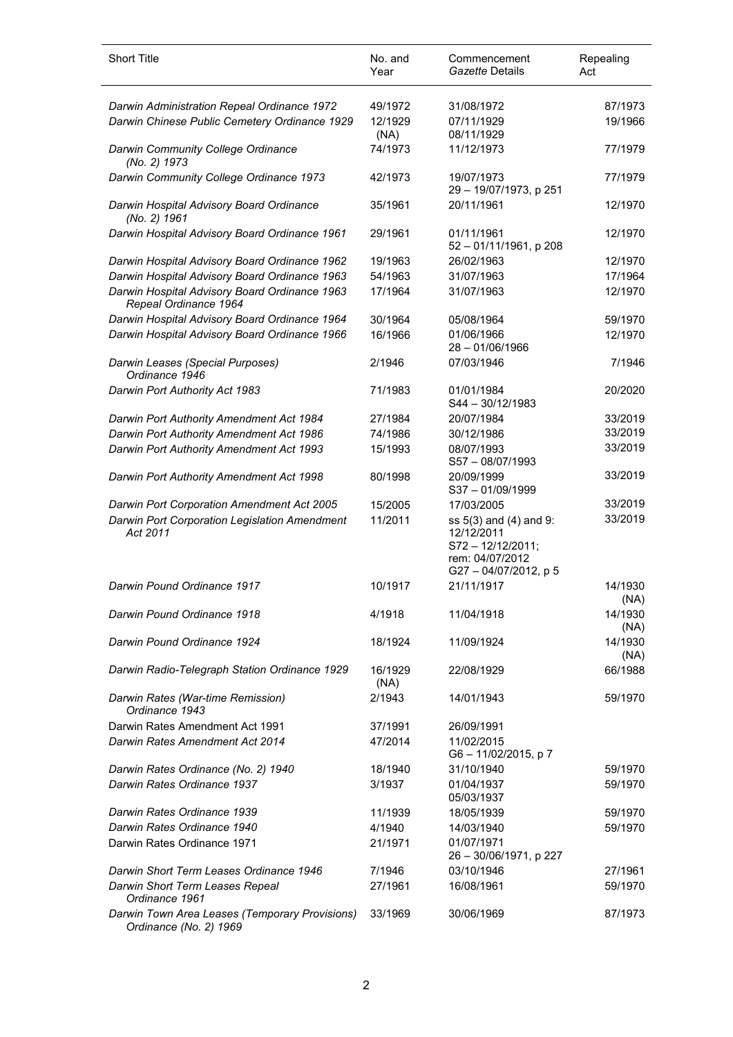| Short Title | No. and Year | Commencement *Gazette* Details | Repealing Act |
|---|---|---|---|
| *Darwin Administration Repeal Ordinance 1972* | 49/1972 | 31/08/1972 | 87/1973 |
| *Darwin Chinese Public Cemetery Ordinance 1929* | 12/1929 (NA) | 07/11/1929 08/11/1929 | 19/1966 |
| *Darwin Community College Ordinance (No. 2) 1973* | 74/1973 | 11/12/1973 | 77/1979 |
| *Darwin Community College Ordinance 1973* | 42/1973 | 19/07/1973 29 – 19/07/1973, p 251 | 77/1979 |
| *Darwin Hospital Advisory Board Ordinance (No. 2) 1961* | 35/1961 | 20/11/1961 | 12/1970 |
| *Darwin Hospital Advisory Board Ordinance 1961* | 29/1961 | 01/11/1961 52 – 01/11/1961, p 208 | 12/1970 |
| *Darwin Hospital Advisory Board Ordinance 1962* | 19/1963 | 26/02/1963 | 12/1970 |
| *Darwin Hospital Advisory Board Ordinance 1963* | 54/1963 | 31/07/1963 | 17/1964 |
| *Darwin Hospital Advisory Board Ordinance 1963 Repeal Ordinance 1964* | 17/1964 | 31/07/1963 | 12/1970 |
| *Darwin Hospital Advisory Board Ordinance 1964* | 30/1964 | 05/08/1964 | 59/1970 |
| *Darwin Hospital Advisory Board Ordinance 1966* | 16/1966 | 01/06/1966 28 – 01/06/1966 | 12/1970 |
| *Darwin Leases (Special Purposes) Ordinance 1946* | 2/1946 | 07/03/1946 | 7/1946 |
| *Darwin Port Authority Act 1983* | 71/1983 | 01/01/1984 S44 – 30/12/1983 | 20/2020 |
| *Darwin Port Authority Amendment Act 1984* | 27/1984 | 20/07/1984 | 33/2019 |
| *Darwin Port Authority Amendment Act 1986* | 74/1986 | 30/12/1986 | 33/2019 |
| *Darwin Port Authority Amendment Act 1993* | 15/1993 | 08/07/1993 S57 – 08/07/1993 | 33/2019 |
| *Darwin Port Authority Amendment Act 1998* | 80/1998 | 20/09/1999 S37 – 01/09/1999 | 33/2019 |
| *Darwin Port Corporation Amendment Act 2005* | 15/2005 | 17/03/2005 | 33/2019 |
| *Darwin Port Corporation Legislation Amendment Act 2011* | 11/2011 | ss 5(3) and (4) and 9: 12/12/2011 S72 – 12/12/2011; rem: 04/07/2012 G27 – 04/07/2012, p 5 | 33/2019 |
| *Darwin Pound Ordinance 1917* | 10/1917 | 21/11/1917 | 14/1930 (NA) |
| *Darwin Pound Ordinance 1918* | 4/1918 | 11/04/1918 | 14/1930 (NA) |
| *Darwin Pound Ordinance 1924* | 18/1924 | 11/09/1924 | 14/1930 (NA) |
| *Darwin Radio-Telegraph Station Ordinance 1929* | 16/1929 (NA) | 22/08/1929 | 66/1988 |
| *Darwin Rates (War-time Remission) Ordinance 1943* | 2/1943 | 14/01/1943 | 59/1970 |
| Darwin Rates Amendment Act 1991 | 37/1991 | 26/09/1991 | |
| *Darwin Rates Amendment Act 2014* | 47/2014 | 11/02/2015 G6 – 11/02/2015, p 7 | |
| *Darwin Rates Ordinance (No. 2) 1940* | 18/1940 | 31/10/1940 | 59/1970 |
| *Darwin Rates Ordinance 1937* | 3/1937 | 01/04/1937 05/03/1937 | 59/1970 |
| *Darwin Rates Ordinance 1939* | 11/1939 | 18/05/1939 | 59/1970 |
| *Darwin Rates Ordinance 1940* | 4/1940 | 14/03/1940 | 59/1970 |
| Darwin Rates Ordinance 1971 | 21/1971 | 01/07/1971 26 – 30/06/1971, p 227 | |
| *Darwin Short Term Leases Ordinance 1946* | 7/1946 | 03/10/1946 | 27/1961 |
| *Darwin Short Term Leases Repeal Ordinance 1961* | 27/1961 | 16/08/1961 | 59/1970 |
| *Darwin Town Area Leases (Temporary Provisions) Ordinance (No. 2) 1969* | 33/1969 | 30/06/1969 | 87/1973 |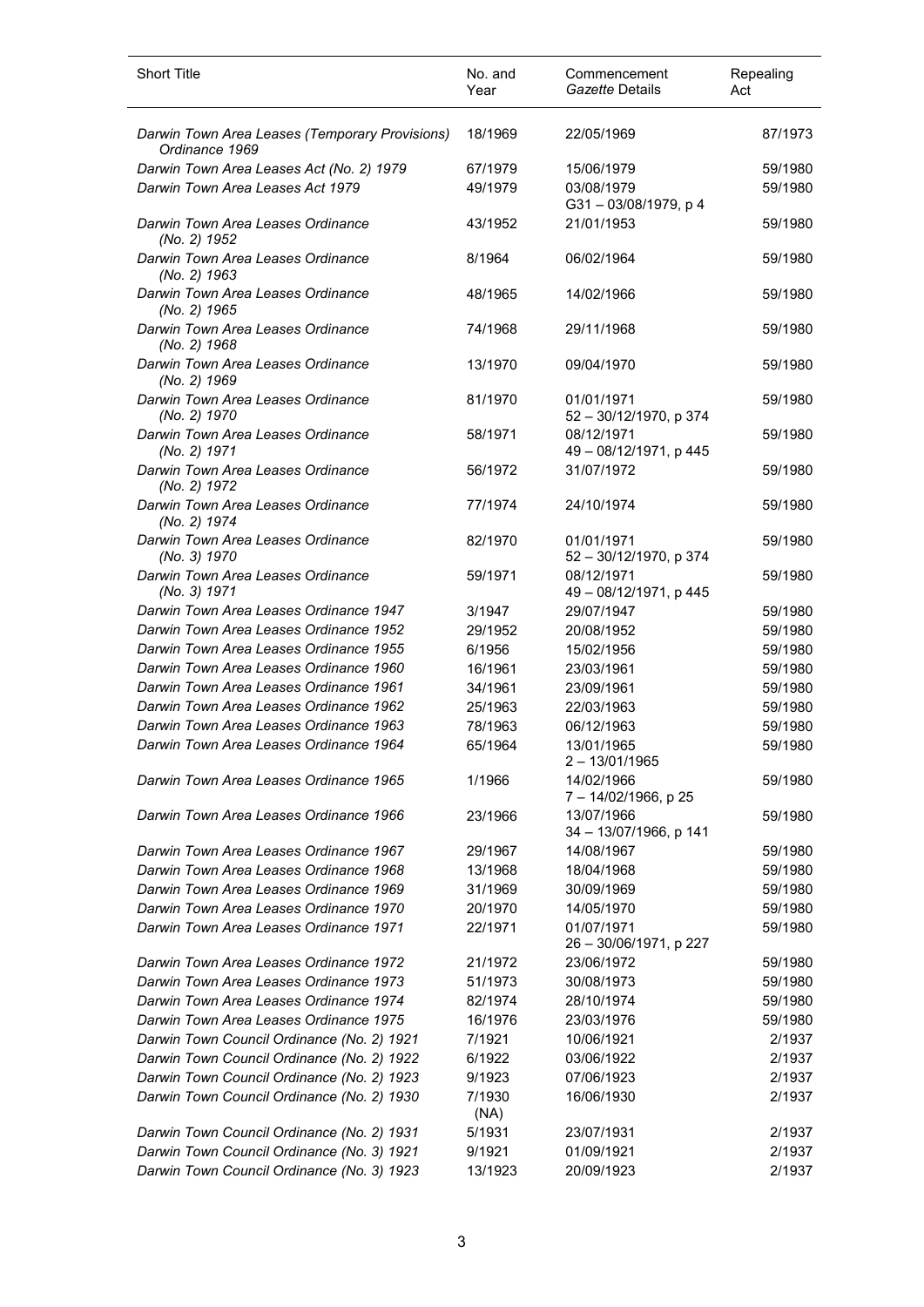| Short Title | No. and Year | Commencement *Gazette* Details | Repealing Act |
|---|---|---|---|
| *Darwin Town Area Leases (Temporary Provisions) Ordinance 1969* | 18/1969 | 22/05/1969 | 87/1973 |
| *Darwin Town Area Leases Act (No. 2) 1979* | 67/1979 | 15/06/1979 | 59/1980 |
| *Darwin Town Area Leases Act 1979* | 49/1979 | 03/08/1979<br>G31 – 03/08/1979, p 4 | 59/1980 |
| *Darwin Town Area Leases Ordinance (No. 2) 1952* | 43/1952 | 21/01/1953 | 59/1980 |
| *Darwin Town Area Leases Ordinance (No. 2) 1963* | 8/1964 | 06/02/1964 | 59/1980 |
| *Darwin Town Area Leases Ordinance (No. 2) 1965* | 48/1965 | 14/02/1966 | 59/1980 |
| *Darwin Town Area Leases Ordinance (No. 2) 1968* | 74/1968 | 29/11/1968 | 59/1980 |
| *Darwin Town Area Leases Ordinance (No. 2) 1969* | 13/1970 | 09/04/1970 | 59/1980 |
| *Darwin Town Area Leases Ordinance (No. 2) 1970* | 81/1970 | 01/01/1971<br>52 – 30/12/1970, p 374 | 59/1980 |
| *Darwin Town Area Leases Ordinance (No. 2) 1971* | 58/1971 | 08/12/1971<br>49 – 08/12/1971, p 445 | 59/1980 |
| *Darwin Town Area Leases Ordinance (No. 2) 1972* | 56/1972 | 31/07/1972 | 59/1980 |
| *Darwin Town Area Leases Ordinance (No. 2) 1974* | 77/1974 | 24/10/1974 | 59/1980 |
| *Darwin Town Area Leases Ordinance (No. 3) 1970* | 82/1970 | 01/01/1971<br>52 – 30/12/1970, p 374 | 59/1980 |
| *Darwin Town Area Leases Ordinance (No. 3) 1971* | 59/1971 | 08/12/1971<br>49 – 08/12/1971, p 445 | 59/1980 |
| *Darwin Town Area Leases Ordinance 1947* | 3/1947 | 29/07/1947 | 59/1980 |
| *Darwin Town Area Leases Ordinance 1952* | 29/1952 | 20/08/1952 | 59/1980 |
| *Darwin Town Area Leases Ordinance 1955* | 6/1956 | 15/02/1956 | 59/1980 |
| *Darwin Town Area Leases Ordinance 1960* | 16/1961 | 23/03/1961 | 59/1980 |
| *Darwin Town Area Leases Ordinance 1961* | 34/1961 | 23/09/1961 | 59/1980 |
| *Darwin Town Area Leases Ordinance 1962* | 25/1963 | 22/03/1963 | 59/1980 |
| *Darwin Town Area Leases Ordinance 1963* | 78/1963 | 06/12/1963 | 59/1980 |
| *Darwin Town Area Leases Ordinance 1964* | 65/1964 | 13/01/1965<br>2 – 13/01/1965 | 59/1980 |
| *Darwin Town Area Leases Ordinance 1965* | 1/1966 | 14/02/1966<br>7 – 14/02/1966, p 25 | 59/1980 |
| *Darwin Town Area Leases Ordinance 1966* | 23/1966 | 13/07/1966<br>34 – 13/07/1966, p 141 | 59/1980 |
| *Darwin Town Area Leases Ordinance 1967* | 29/1967 | 14/08/1967 | 59/1980 |
| *Darwin Town Area Leases Ordinance 1968* | 13/1968 | 18/04/1968 | 59/1980 |
| *Darwin Town Area Leases Ordinance 1969* | 31/1969 | 30/09/1969 | 59/1980 |
| *Darwin Town Area Leases Ordinance 1970* | 20/1970 | 14/05/1970 | 59/1980 |
| *Darwin Town Area Leases Ordinance 1971* | 22/1971 | 01/07/1971<br>26 – 30/06/1971, p 227 | 59/1980 |
| *Darwin Town Area Leases Ordinance 1972* | 21/1972 | 23/06/1972 | 59/1980 |
| *Darwin Town Area Leases Ordinance 1973* | 51/1973 | 30/08/1973 | 59/1980 |
| *Darwin Town Area Leases Ordinance 1974* | 82/1974 | 28/10/1974 | 59/1980 |
| *Darwin Town Area Leases Ordinance 1975* | 16/1976 | 23/03/1976 | 59/1980 |
| *Darwin Town Council Ordinance (No. 2) 1921* | 7/1921 | 10/06/1921 | 2/1937 |
| *Darwin Town Council Ordinance (No. 2) 1922* | 6/1922 | 03/06/1922 | 2/1937 |
| *Darwin Town Council Ordinance (No. 2) 1923* | 9/1923 | 07/06/1923 | 2/1937 |
| *Darwin Town Council Ordinance (No. 2) 1930* | 7/1930 (NA) | 16/06/1930 | 2/1937 |
| *Darwin Town Council Ordinance (No. 2) 1931* | 5/1931 | 23/07/1931 | 2/1937 |
| *Darwin Town Council Ordinance (No. 3) 1921* | 9/1921 | 01/09/1921 | 2/1937 |
| *Darwin Town Council Ordinance (No. 3) 1923* | 13/1923 | 20/09/1923 | 2/1937 |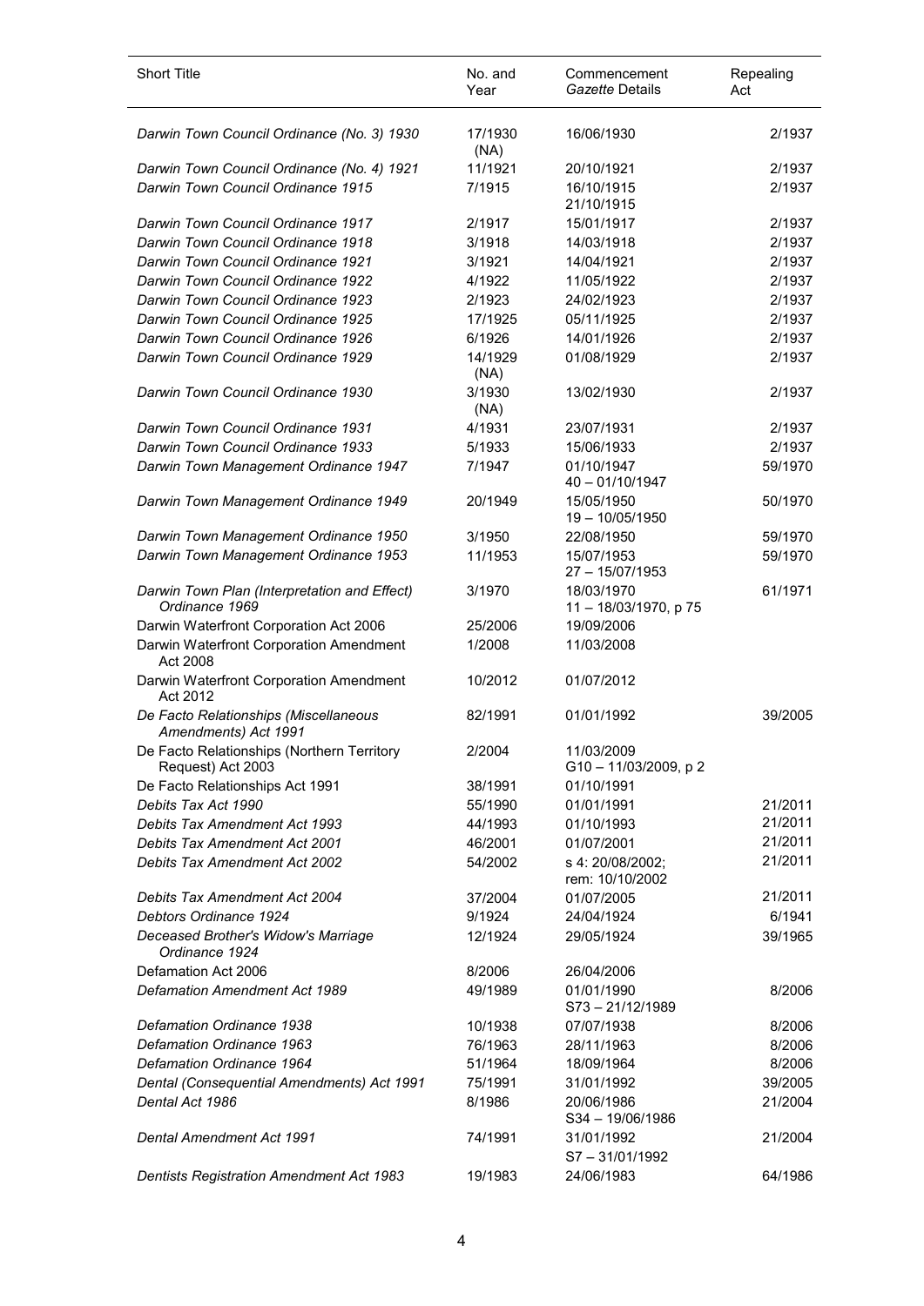| Short Title | No. and Year | Commencement *Gazette* Details | Repealing Act |
|---|---|---|---|
| *Darwin Town Council Ordinance (No. 3) 1930* | 17/1930 (NA) | 16/06/1930 | 2/1937 |
| *Darwin Town Council Ordinance (No. 4) 1921* | 11/1921 | 20/10/1921 | 2/1937 |
| *Darwin Town Council Ordinance 1915* | 7/1915 | 16/10/1915 21/10/1915 | 2/1937 |
| *Darwin Town Council Ordinance 1917* | 2/1917 | 15/01/1917 | 2/1937 |
| *Darwin Town Council Ordinance 1918* | 3/1918 | 14/03/1918 | 2/1937 |
| *Darwin Town Council Ordinance 1921* | 3/1921 | 14/04/1921 | 2/1937 |
| *Darwin Town Council Ordinance 1922* | 4/1922 | 11/05/1922 | 2/1937 |
| *Darwin Town Council Ordinance 1923* | 2/1923 | 24/02/1923 | 2/1937 |
| *Darwin Town Council Ordinance 1925* | 17/1925 | 05/11/1925 | 2/1937 |
| *Darwin Town Council Ordinance 1926* | 6/1926 | 14/01/1926 | 2/1937 |
| *Darwin Town Council Ordinance 1929* | 14/1929 (NA) | 01/08/1929 | 2/1937 |
| *Darwin Town Council Ordinance 1930* | 3/1930 (NA) | 13/02/1930 | 2/1937 |
| *Darwin Town Council Ordinance 1931* | 4/1931 | 23/07/1931 | 2/1937 |
| *Darwin Town Council Ordinance 1933* | 5/1933 | 15/06/1933 | 2/1937 |
| *Darwin Town Management Ordinance 1947* | 7/1947 | 01/10/1947 40 – 01/10/1947 | 59/1970 |
| *Darwin Town Management Ordinance 1949* | 20/1949 | 15/05/1950 19 – 10/05/1950 | 50/1970 |
| *Darwin Town Management Ordinance 1950* | 3/1950 | 22/08/1950 | 59/1970 |
| *Darwin Town Management Ordinance 1953* | 11/1953 | 15/07/1953 27 – 15/07/1953 | 59/1970 |
| *Darwin Town Plan (Interpretation and Effect) Ordinance 1969* | 3/1970 | 18/03/1970 11 – 18/03/1970, p 75 | 61/1971 |
| Darwin Waterfront Corporation Act 2006 | 25/2006 | 19/09/2006 | |
| Darwin Waterfront Corporation Amendment Act 2008 | 1/2008 | 11/03/2008 | |
| Darwin Waterfront Corporation Amendment Act 2012 | 10/2012 | 01/07/2012 | |
| *De Facto Relationships (Miscellaneous Amendments) Act 1991* | 82/1991 | 01/01/1992 | 39/2005 |
| De Facto Relationships (Northern Territory Request) Act 2003 | 2/2004 | 11/03/2009 G10 – 11/03/2009, p 2 | |
| De Facto Relationships Act 1991 | 38/1991 | 01/10/1991 | |
| *Debits Tax Act 1990* | 55/1990 | 01/01/1991 | 21/2011 |
| *Debits Tax Amendment Act 1993* | 44/1993 | 01/10/1993 | 21/2011 |
| *Debits Tax Amendment Act 2001* | 46/2001 | 01/07/2001 | 21/2011 |
| *Debits Tax Amendment Act 2002* | 54/2002 | s 4: 20/08/2002; rem: 10/10/2002 | 21/2011 |
| *Debits Tax Amendment Act 2004* | 37/2004 | 01/07/2005 | 21/2011 |
| *Debtors Ordinance 1924* | 9/1924 | 24/04/1924 | 6/1941 |
| *Deceased Brother's Widow's Marriage Ordinance 1924* | 12/1924 | 29/05/1924 | 39/1965 |
| Defamation Act 2006 | 8/2006 | 26/04/2006 | |
| *Defamation Amendment Act 1989* | 49/1989 | 01/01/1990 S73 – 21/12/1989 | 8/2006 |
| *Defamation Ordinance 1938* | 10/1938 | 07/07/1938 | 8/2006 |
| *Defamation Ordinance 1963* | 76/1963 | 28/11/1963 | 8/2006 |
| *Defamation Ordinance 1964* | 51/1964 | 18/09/1964 | 8/2006 |
| *Dental (Consequential Amendments) Act 1991* | 75/1991 | 31/01/1992 | 39/2005 |
| *Dental Act 1986* | 8/1986 | 20/06/1986 S34 – 19/06/1986 | 21/2004 |
| *Dental Amendment Act 1991* | 74/1991 | 31/01/1992 S7 – 31/01/1992 | 21/2004 |
| *Dentists Registration Amendment Act 1983* | 19/1983 | 24/06/1983 | 64/1986 |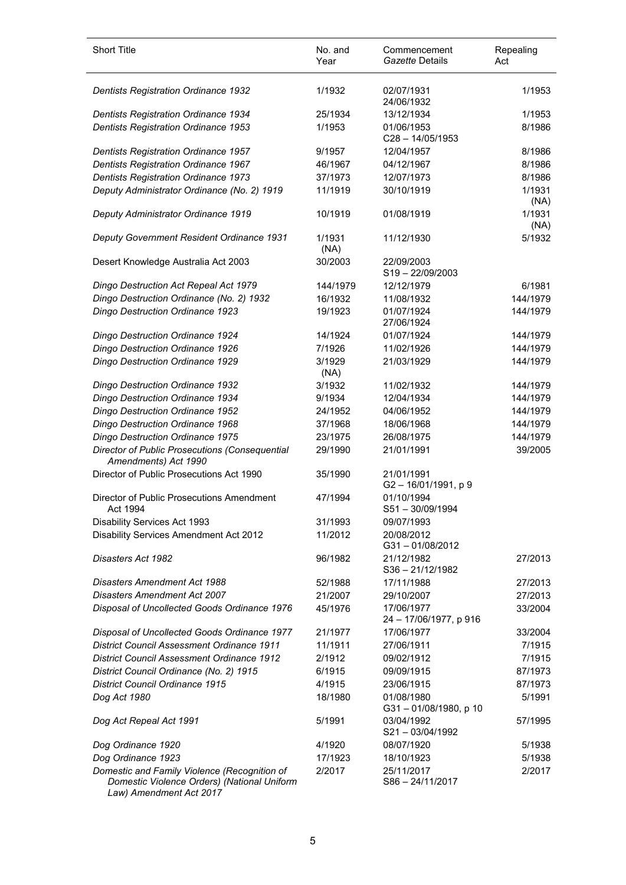| Short Title | No. and Year | Commencement *Gazette* Details | Repealing Act |
|---|---|---|---|
| *Dentists Registration Ordinance 1932* | 1/1932 | 02/07/1931<br>24/06/1932 | 1/1953 |
| *Dentists Registration Ordinance 1934* | 25/1934 | 13/12/1934 | 1/1953 |
| *Dentists Registration Ordinance 1953* | 1/1953 | 01/06/1953<br>C28 – 14/05/1953 | 8/1986 |
| *Dentists Registration Ordinance 1957* | 9/1957 | 12/04/1957 | 8/1986 |
| *Dentists Registration Ordinance 1967* | 46/1967 | 04/12/1967 | 8/1986 |
| *Dentists Registration Ordinance 1973* | 37/1973 | 12/07/1973 | 8/1986 |
| *Deputy Administrator Ordinance (No. 2) 1919* | 11/1919 | 30/10/1919 | 1/1931 (NA) |
| *Deputy Administrator Ordinance 1919* | 10/1919 | 01/08/1919 | 1/1931 (NA) |
| *Deputy Government Resident Ordinance 1931* | 1/1931 (NA) | 11/12/1930 | 5/1932 |
| Desert Knowledge Australia Act 2003 | 30/2003 | 22/09/2003<br>S19 – 22/09/2003 | |
| *Dingo Destruction Act Repeal Act 1979* | 144/1979 | 12/12/1979 | 6/1981 |
| *Dingo Destruction Ordinance (No. 2) 1932* | 16/1932 | 11/08/1932 | 144/1979 |
| *Dingo Destruction Ordinance 1923* | 19/1923 | 01/07/1924<br>27/06/1924 | 144/1979 |
| *Dingo Destruction Ordinance 1924* | 14/1924 | 01/07/1924 | 144/1979 |
| *Dingo Destruction Ordinance 1926* | 7/1926 | 11/02/1926 | 144/1979 |
| *Dingo Destruction Ordinance 1929* | 3/1929 (NA) | 21/03/1929 | 144/1979 |
| *Dingo Destruction Ordinance 1932* | 3/1932 | 11/02/1932 | 144/1979 |
| *Dingo Destruction Ordinance 1934* | 9/1934 | 12/04/1934 | 144/1979 |
| *Dingo Destruction Ordinance 1952* | 24/1952 | 04/06/1952 | 144/1979 |
| *Dingo Destruction Ordinance 1968* | 37/1968 | 18/06/1968 | 144/1979 |
| *Dingo Destruction Ordinance 1975* | 23/1975 | 26/08/1975 | 144/1979 |
| *Director of Public Prosecutions (Consequential Amendments) Act 1990* | 29/1990 | 21/01/1991 | 39/2005 |
| Director of Public Prosecutions Act 1990 | 35/1990 | 21/01/1991<br>G2 – 16/01/1991, p 9 | |
| Director of Public Prosecutions Amendment Act 1994 | 47/1994 | 01/10/1994<br>S51 – 30/09/1994 | |
| Disability Services Act 1993 | 31/1993 | 09/07/1993 | |
| Disability Services Amendment Act 2012 | 11/2012 | 20/08/2012<br>G31 – 01/08/2012 | |
| *Disasters Act 1982* | 96/1982 | 21/12/1982<br>S36 – 21/12/1982 | 27/2013 |
| *Disasters Amendment Act 1988* | 52/1988 | 17/11/1988 | 27/2013 |
| *Disasters Amendment Act 2007* | 21/2007 | 29/10/2007 | 27/2013 |
| *Disposal of Uncollected Goods Ordinance 1976* | 45/1976 | 17/06/1977<br>24 – 17/06/1977, p 916 | 33/2004 |
| *Disposal of Uncollected Goods Ordinance 1977* | 21/1977 | 17/06/1977 | 33/2004 |
| *District Council Assessment Ordinance 1911* | 11/1911 | 27/06/1911 | 7/1915 |
| *District Council Assessment Ordinance 1912* | 2/1912 | 09/02/1912 | 7/1915 |
| *District Council Ordinance (No. 2) 1915* | 6/1915 | 09/09/1915 | 87/1973 |
| *District Council Ordinance 1915* | 4/1915 | 23/06/1915 | 87/1973 |
| *Dog Act 1980* | 18/1980 | 01/08/1980<br>G31 – 01/08/1980, p 10 | 5/1991 |
| *Dog Act Repeal Act 1991* | 5/1991 | 03/04/1992<br>S21 – 03/04/1992 | 57/1995 |
| *Dog Ordinance 1920* | 4/1920 | 08/07/1920 | 5/1938 |
| *Dog Ordinance 1923* | 17/1923 | 18/10/1923 | 5/1938 |
| *Domestic and Family Violence (Recognition of Domestic Violence Orders) (National Uniform Law) Amendment Act 2017* | 2/2017 | 25/11/2017<br>S86 – 24/11/2017 | 2/2017 |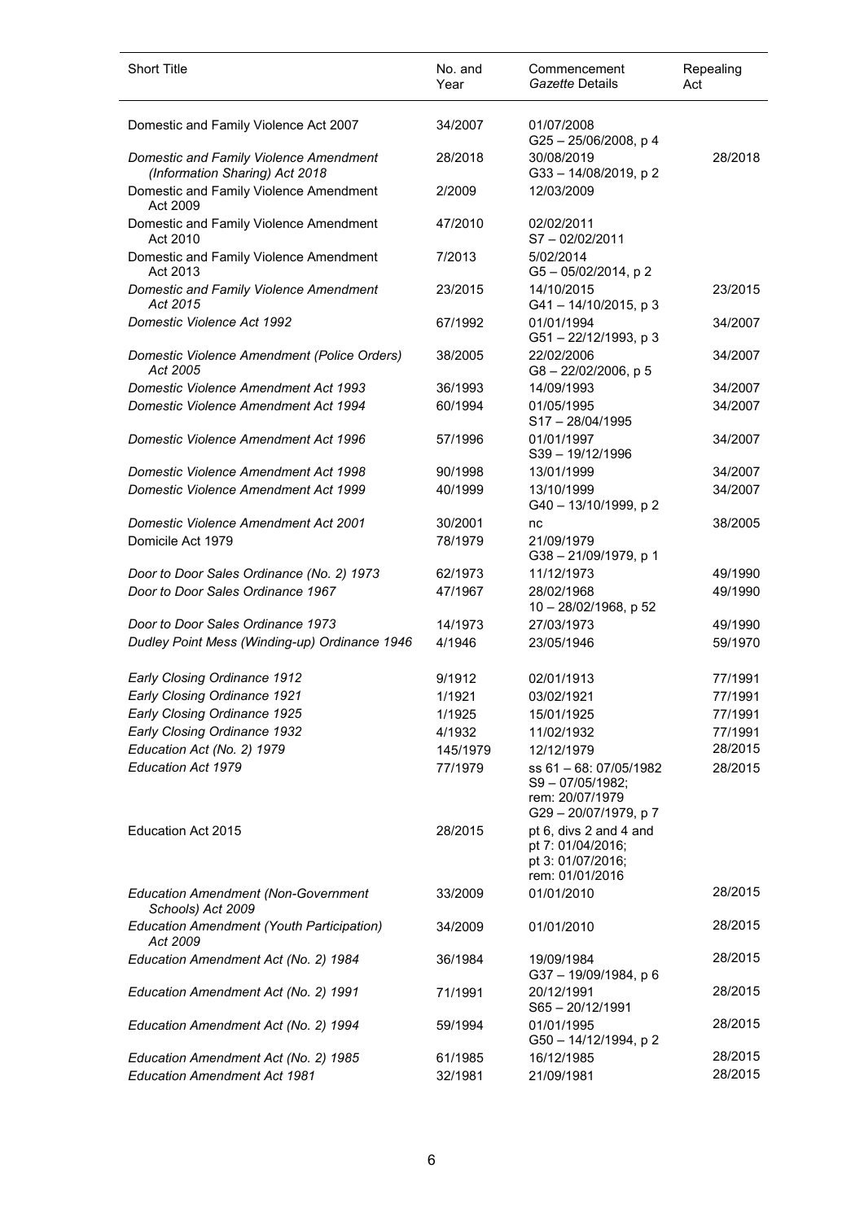| Short Title | No. and Year | Commencement *Gazette* Details | Repealing Act |
|---|---|---|---|
| Domestic and Family Violence Act 2007 | 34/2007 | 01/07/2008<br>G25 – 25/06/2008, p 4 | |
| *Domestic and Family Violence Amendment (Information Sharing) Act 2018* | 28/2018 | 30/08/2019<br>G33 – 14/08/2019, p 2 | 28/2018 |
| Domestic and Family Violence Amendment Act 2009 | 2/2009 | 12/03/2009 | |
| Domestic and Family Violence Amendment Act 2010 | 47/2010 | 02/02/2011<br>S7 – 02/02/2011 | |
| Domestic and Family Violence Amendment Act 2013 | 7/2013 | 5/02/2014<br>G5 – 05/02/2014, p 2 | |
| *Domestic and Family Violence Amendment Act 2015* | 23/2015 | 14/10/2015<br>G41 – 14/10/2015, p 3 | 23/2015 |
| *Domestic Violence Act 1992* | 67/1992 | 01/01/1994<br>G51 – 22/12/1993, p 3 | 34/2007 |
| *Domestic Violence Amendment (Police Orders) Act 2005* | 38/2005 | 22/02/2006<br>G8 – 22/02/2006, p 5 | 34/2007 |
| *Domestic Violence Amendment Act 1993* | 36/1993 | 14/09/1993 | 34/2007 |
| *Domestic Violence Amendment Act 1994* | 60/1994 | 01/05/1995<br>S17 – 28/04/1995 | 34/2007 |
| *Domestic Violence Amendment Act 1996* | 57/1996 | 01/01/1997<br>S39 – 19/12/1996 | 34/2007 |
| *Domestic Violence Amendment Act 1998* | 90/1998 | 13/01/1999 | 34/2007 |
| *Domestic Violence Amendment Act 1999* | 40/1999 | 13/10/1999<br>G40 – 13/10/1999, p 2 | 34/2007 |
| *Domestic Violence Amendment Act 2001* | 30/2001 | nc | 38/2005 |
| Domicile Act 1979 | 78/1979 | 21/09/1979<br>G38 – 21/09/1979, p 1 | |
| *Door to Door Sales Ordinance (No. 2) 1973* | 62/1973 | 11/12/1973 | 49/1990 |
| *Door to Door Sales Ordinance 1967* | 47/1967 | 28/02/1968<br>10 – 28/02/1968, p 52 | 49/1990 |
| *Door to Door Sales Ordinance 1973* | 14/1973 | 27/03/1973 | 49/1990 |
| *Dudley Point Mess (Winding-up) Ordinance 1946* | 4/1946 | 23/05/1946 | 59/1970 |
| *Early Closing Ordinance 1912* | 9/1912 | 02/01/1913 | 77/1991 |
| *Early Closing Ordinance 1921* | 1/1921 | 03/02/1921 | 77/1991 |
| *Early Closing Ordinance 1925* | 1/1925 | 15/01/1925 | 77/1991 |
| *Early Closing Ordinance 1932* | 4/1932 | 11/02/1932 | 77/1991 |
| *Education Act (No. 2) 1979* | 145/1979 | 12/12/1979 | 28/2015 |
| *Education Act 1979* | 77/1979 | ss 61 – 68: 07/05/1982<br>S9 – 07/05/1982;<br>rem: 20/07/1979<br>G29 – 20/07/1979, p 7 | 28/2015 |
| Education Act 2015 | 28/2015 | pt 6, divs 2 and 4 and pt 7: 01/04/2016;<br>pt 3: 01/07/2016;<br>rem: 01/01/2016 | |
| *Education Amendment (Non-Government Schools) Act 2009* | 33/2009 | 01/01/2010 | 28/2015 |
| *Education Amendment (Youth Participation) Act 2009* | 34/2009 | 01/01/2010 | 28/2015 |
| *Education Amendment Act (No. 2) 1984* | 36/1984 | 19/09/1984<br>G37 – 19/09/1984, p 6 | 28/2015 |
| *Education Amendment Act (No. 2) 1991* | 71/1991 | 20/12/1991<br>S65 – 20/12/1991 | 28/2015 |
| *Education Amendment Act (No. 2) 1994* | 59/1994 | 01/01/1995<br>G50 – 14/12/1994, p 2 | 28/2015 |
| *Education Amendment Act (No. 2) 1985* | 61/1985 | 16/12/1985 | 28/2015 |
| *Education Amendment Act 1981* | 32/1981 | 21/09/1981 | 28/2015 |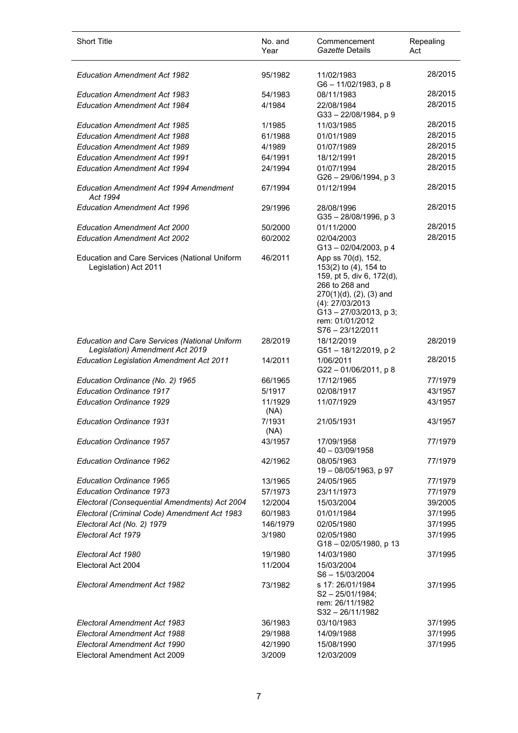| Short Title | No. and Year | Commencement *Gazette* Details | Repealing Act |
|---|---|---|---|
| *Education Amendment Act 1982* | 95/1982 | 11/02/1983<br>G6 – 11/02/1983, p 8 | 28/2015 |
| *Education Amendment Act 1983* | 54/1983 | 08/11/1983 | 28/2015 |
| *Education Amendment Act 1984* | 4/1984 | 22/08/1984<br>G33 – 22/08/1984, p 9 | 28/2015 |
| *Education Amendment Act 1985* | 1/1985 | 11/03/1985 | 28/2015 |
| *Education Amendment Act 1988* | 61/1988 | 01/01/1989 | 28/2015 |
| *Education Amendment Act 1989* | 4/1989 | 01/07/1989 | 28/2015 |
| *Education Amendment Act 1991* | 64/1991 | 18/12/1991 | 28/2015 |
| *Education Amendment Act 1994* | 24/1994 | 01/07/1994<br>G26 – 29/06/1994, p 3 | 28/2015 |
| *Education Amendment Act 1994 Amendment Act 1994* | 67/1994 | 01/12/1994 | 28/2015 |
| *Education Amendment Act 1996* | 29/1996 | 28/08/1996<br>G35 – 28/08/1996, p 3 | 28/2015 |
| *Education Amendment Act 2000* | 50/2000 | 01/11/2000 | 28/2015 |
| *Education Amendment Act 2002* | 60/2002 | 02/04/2003<br>G13 – 02/04/2003, p 4 | 28/2015 |
| Education and Care Services (National Uniform Legislation) Act 2011 | 46/2011 | App ss 70(d), 152, 153(2) to (4), 154 to 159, pt 5, div 6, 172(d), 266 to 268 and 270(1)(d), (2), (3) and (4): 27/03/2013<br>G13 – 27/03/2013, p 3;<br>rem: 01/01/2012<br>S76 – 23/12/2011 | |
| *Education and Care Services (National Uniform Legislation) Amendment Act 2019* | 28/2019 | 18/12/2019<br>G51 – 18/12/2019, p 2 | 28/2019 |
| *Education Legislation Amendment Act 2011* | 14/2011 | 1/06/2011<br>G22 – 01/06/2011, p 8 | 28/2015 |
| *Education Ordinance (No. 2) 1965* | 66/1965 | 17/12/1965 | 77/1979 |
| *Education Ordinance 1917* | 5/1917 | 02/08/1917 | 43/1957 |
| *Education Ordinance 1929* | 11/1929 (NA) | 11/07/1929 | 43/1957 |
| *Education Ordinance 1931* | 7/1931 (NA) | 21/05/1931 | 43/1957 |
| *Education Ordinance 1957* | 43/1957 | 17/09/1958<br>40 – 03/09/1958 | 77/1979 |
| *Education Ordinance 1962* | 42/1962 | 08/05/1963<br>19 – 08/05/1963, p 97 | 77/1979 |
| *Education Ordinance 1965* | 13/1965 | 24/05/1965 | 77/1979 |
| *Education Ordinance 1973* | 57/1973 | 23/11/1973 | 77/1979 |
| *Electoral (Consequential Amendments) Act 2004* | 12/2004 | 15/03/2004 | 39/2005 |
| *Electoral (Criminal Code) Amendment Act 1983* | 60/1983 | 01/01/1984 | 37/1995 |
| *Electoral Act (No. 2) 1979* | 146/1979 | 02/05/1980 | 37/1995 |
| *Electoral Act 1979* | 3/1980 | 02/05/1980<br>G18 – 02/05/1980, p 13 | 37/1995 |
| *Electoral Act 1980* | 19/1980 | 14/03/1980 | 37/1995 |
| Electoral Act 2004 | 11/2004 | 15/03/2004<br>S6 – 15/03/2004 | |
| *Electoral Amendment Act 1982* | 73/1982 | s 17: 26/01/1984<br>S2 – 25/01/1984;<br>rem: 26/11/1982<br>S32 – 26/11/1982 | 37/1995 |
| *Electoral Amendment Act 1983* | 36/1983 | 03/10/1983 | 37/1995 |
| *Electoral Amendment Act 1988* | 29/1988 | 14/09/1988 | 37/1995 |
| *Electoral Amendment Act 1990* | 42/1990 | 15/08/1990 | 37/1995 |
| Electoral Amendment Act 2009 | 3/2009 | 12/03/2009 | |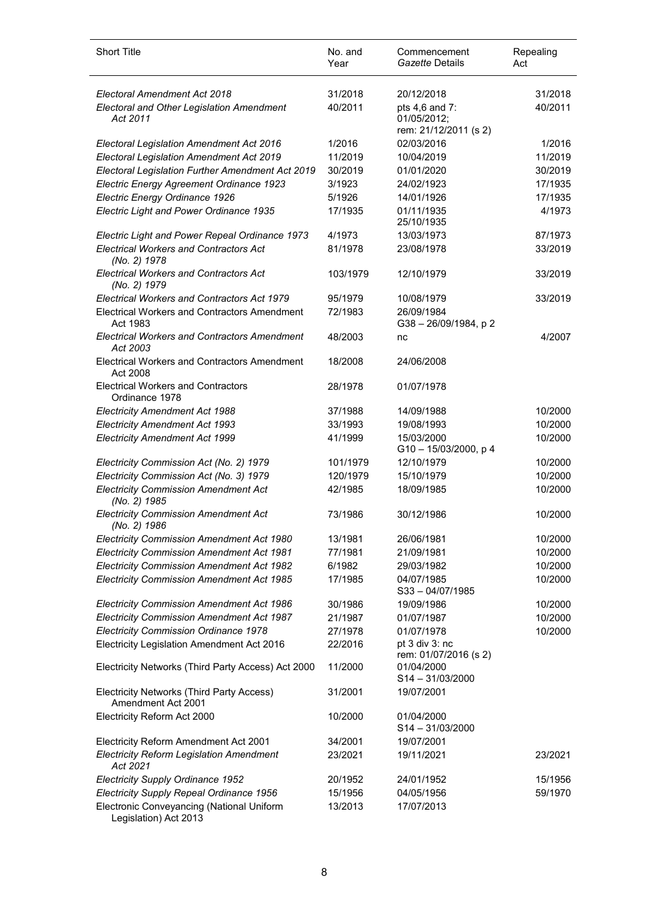| Short Title | No. and Year | Commencement *Gazette* Details | Repealing Act |
|---|---|---|---|
| *Electoral Amendment Act 2018* | 31/2018 | 20/12/2018 | 31/2018 |
| *Electoral and Other Legislation Amendment Act 2011* | 40/2011 | pts 4,6 and 7: 01/05/2012; rem: 21/12/2011 (s 2) | 40/2011 |
| *Electoral Legislation Amendment Act 2016* | 1/2016 | 02/03/2016 | 1/2016 |
| *Electoral Legislation Amendment Act 2019* | 11/2019 | 10/04/2019 | 11/2019 |
| *Electoral Legislation Further Amendment Act 2019* | 30/2019 | 01/01/2020 | 30/2019 |
| *Electric Energy Agreement Ordinance 1923* | 3/1923 | 24/02/1923 | 17/1935 |
| *Electric Energy Ordinance 1926* | 5/1926 | 14/01/1926 | 17/1935 |
| *Electric Light and Power Ordinance 1935* | 17/1935 | 01/11/1935 25/10/1935 | 4/1973 |
| *Electric Light and Power Repeal Ordinance 1973* | 4/1973 | 13/03/1973 | 87/1973 |
| *Electrical Workers and Contractors Act (No. 2) 1978* | 81/1978 | 23/08/1978 | 33/2019 |
| *Electrical Workers and Contractors Act (No. 2) 1979* | 103/1979 | 12/10/1979 | 33/2019 |
| *Electrical Workers and Contractors Act 1979* | 95/1979 | 10/08/1979 | 33/2019 |
| Electrical Workers and Contractors Amendment Act 1983 | 72/1983 | 26/09/1984 G38 – 26/09/1984, p 2 | |
| *Electrical Workers and Contractors Amendment Act 2003* | 48/2003 | nc | 4/2007 |
| Electrical Workers and Contractors Amendment Act 2008 | 18/2008 | 24/06/2008 | |
| Electrical Workers and Contractors Ordinance 1978 | 28/1978 | 01/07/1978 | |
| *Electricity Amendment Act 1988* | 37/1988 | 14/09/1988 | 10/2000 |
| *Electricity Amendment Act 1993* | 33/1993 | 19/08/1993 | 10/2000 |
| *Electricity Amendment Act 1999* | 41/1999 | 15/03/2000 G10 – 15/03/2000, p 4 | 10/2000 |
| *Electricity Commission Act (No. 2) 1979* | 101/1979 | 12/10/1979 | 10/2000 |
| *Electricity Commission Act (No. 3) 1979* | 120/1979 | 15/10/1979 | 10/2000 |
| *Electricity Commission Amendment Act (No. 2) 1985* | 42/1985 | 18/09/1985 | 10/2000 |
| *Electricity Commission Amendment Act (No. 2) 1986* | 73/1986 | 30/12/1986 | 10/2000 |
| *Electricity Commission Amendment Act 1980* | 13/1981 | 26/06/1981 | 10/2000 |
| *Electricity Commission Amendment Act 1981* | 77/1981 | 21/09/1981 | 10/2000 |
| *Electricity Commission Amendment Act 1982* | 6/1982 | 29/03/1982 | 10/2000 |
| *Electricity Commission Amendment Act 1985* | 17/1985 | 04/07/1985 S33 – 04/07/1985 | 10/2000 |
| *Electricity Commission Amendment Act 1986* | 30/1986 | 19/09/1986 | 10/2000 |
| *Electricity Commission Amendment Act 1987* | 21/1987 | 01/07/1987 | 10/2000 |
| *Electricity Commission Ordinance 1978* | 27/1978 | 01/07/1978 | 10/2000 |
| Electricity Legislation Amendment Act 2016 | 22/2016 | pt 3 div 3: nc rem: 01/07/2016 (s 2) | |
| Electricity Networks (Third Party Access) Act 2000 | 11/2000 | 01/04/2000 S14 – 31/03/2000 | |
| Electricity Networks (Third Party Access) Amendment Act 2001 | 31/2001 | 19/07/2001 | |
| Electricity Reform Act 2000 | 10/2000 | 01/04/2000 S14 – 31/03/2000 | |
| Electricity Reform Amendment Act 2001 | 34/2001 | 19/07/2001 | |
| *Electricity Reform Legislation Amendment Act 2021* | 23/2021 | 19/11/2021 | 23/2021 |
| *Electricity Supply Ordinance 1952* | 20/1952 | 24/01/1952 | 15/1956 |
| *Electricity Supply Repeal Ordinance 1956* | 15/1956 | 04/05/1956 | 59/1970 |
| Electronic Conveyancing (National Uniform Legislation) Act 2013 | 13/2013 | 17/07/2013 | |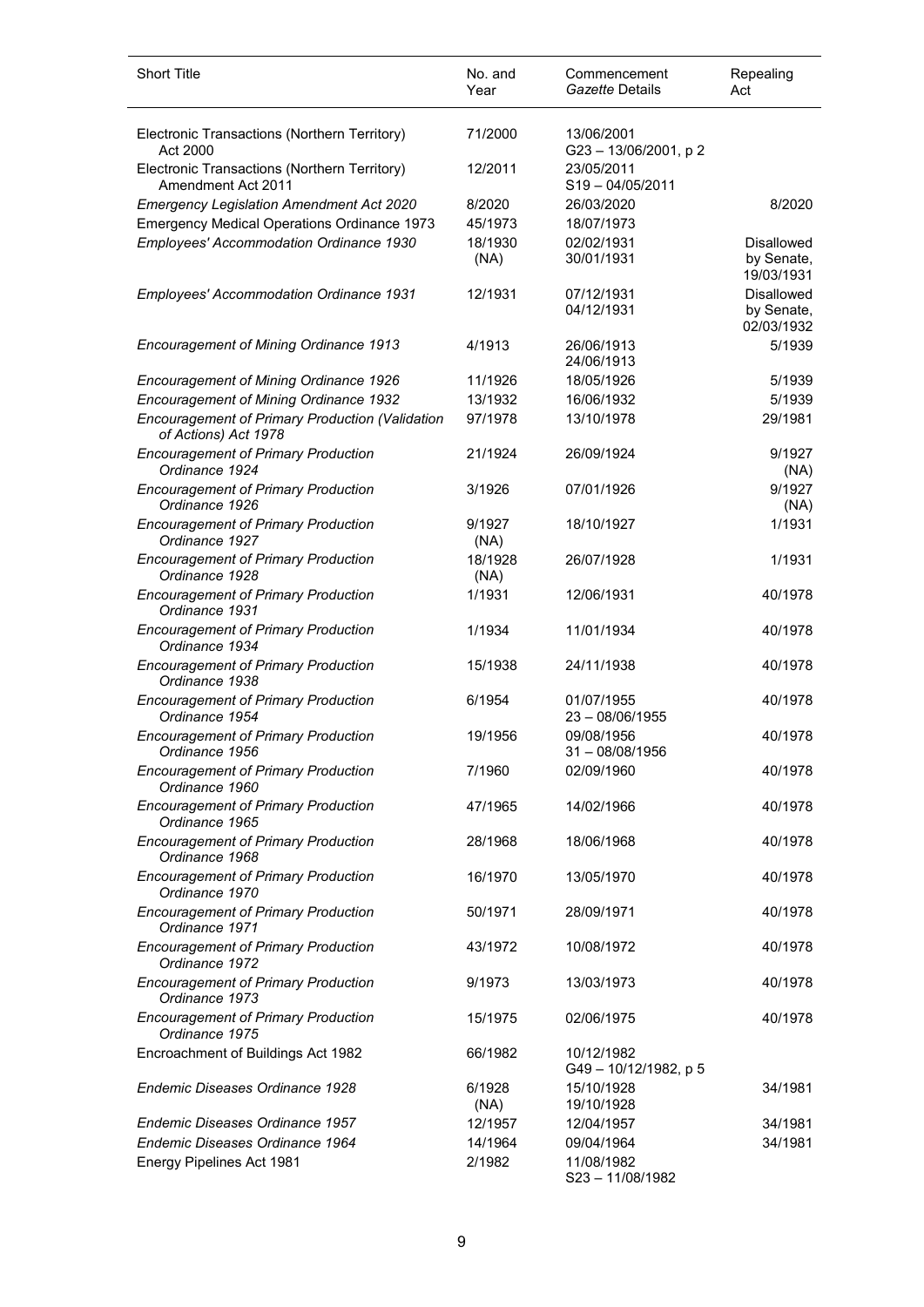| Short Title | No. and Year | Commencement *Gazette* Details | Repealing Act |
|---|---|---|---|
| Electronic Transactions (Northern Territory) Act 2000 | 71/2000 | 13/06/2001 G23 – 13/06/2001, p 2 | |
| Electronic Transactions (Northern Territory) Amendment Act 2011 | 12/2011 | 23/05/2011 S19 – 04/05/2011 | |
| *Emergency Legislation Amendment Act 2020* | 8/2020 | 26/03/2020 | 8/2020 |
| Emergency Medical Operations Ordinance 1973 | 45/1973 | 18/07/1973 | |
| *Employees' Accommodation Ordinance 1930* | 18/1930 (NA) | 02/02/1931 30/01/1931 | Disallowed by Senate, 19/03/1931 |
| *Employees' Accommodation Ordinance 1931* | 12/1931 | 07/12/1931 04/12/1931 | Disallowed by Senate, 02/03/1932 |
| *Encouragement of Mining Ordinance 1913* | 4/1913 | 26/06/1913 24/06/1913 | 5/1939 |
| *Encouragement of Mining Ordinance 1926* | 11/1926 | 18/05/1926 | 5/1939 |
| *Encouragement of Mining Ordinance 1932* | 13/1932 | 16/06/1932 | 5/1939 |
| *Encouragement of Primary Production (Validation of Actions) Act 1978* | 97/1978 | 13/10/1978 | 29/1981 |
| *Encouragement of Primary Production Ordinance 1924* | 21/1924 | 26/09/1924 | 9/1927 (NA) |
| *Encouragement of Primary Production Ordinance 1926* | 3/1926 | 07/01/1926 | 9/1927 (NA) |
| *Encouragement of Primary Production Ordinance 1927* | 9/1927 (NA) | 18/10/1927 | 1/1931 |
| *Encouragement of Primary Production Ordinance 1928* | 18/1928 (NA) | 26/07/1928 | 1/1931 |
| *Encouragement of Primary Production Ordinance 1931* | 1/1931 | 12/06/1931 | 40/1978 |
| *Encouragement of Primary Production Ordinance 1934* | 1/1934 | 11/01/1934 | 40/1978 |
| *Encouragement of Primary Production Ordinance 1938* | 15/1938 | 24/11/1938 | 40/1978 |
| *Encouragement of Primary Production Ordinance 1954* | 6/1954 | 01/07/1955 23 – 08/06/1955 | 40/1978 |
| *Encouragement of Primary Production Ordinance 1956* | 19/1956 | 09/08/1956 31 – 08/08/1956 | 40/1978 |
| *Encouragement of Primary Production Ordinance 1960* | 7/1960 | 02/09/1960 | 40/1978 |
| *Encouragement of Primary Production Ordinance 1965* | 47/1965 | 14/02/1966 | 40/1978 |
| *Encouragement of Primary Production Ordinance 1968* | 28/1968 | 18/06/1968 | 40/1978 |
| *Encouragement of Primary Production Ordinance 1970* | 16/1970 | 13/05/1970 | 40/1978 |
| *Encouragement of Primary Production Ordinance 1971* | 50/1971 | 28/09/1971 | 40/1978 |
| *Encouragement of Primary Production Ordinance 1972* | 43/1972 | 10/08/1972 | 40/1978 |
| *Encouragement of Primary Production Ordinance 1973* | 9/1973 | 13/03/1973 | 40/1978 |
| *Encouragement of Primary Production Ordinance 1975* | 15/1975 | 02/06/1975 | 40/1978 |
| Encroachment of Buildings Act 1982 | 66/1982 | 10/12/1982 G49 – 10/12/1982, p 5 | |
| *Endemic Diseases Ordinance 1928* | 6/1928 (NA) | 15/10/1928 19/10/1928 | 34/1981 |
| *Endemic Diseases Ordinance 1957* | 12/1957 | 12/04/1957 | 34/1981 |
| *Endemic Diseases Ordinance 1964* | 14/1964 | 09/04/1964 | 34/1981 |
| Energy Pipelines Act 1981 | 2/1982 | 11/08/1982 S23 – 11/08/1982 | |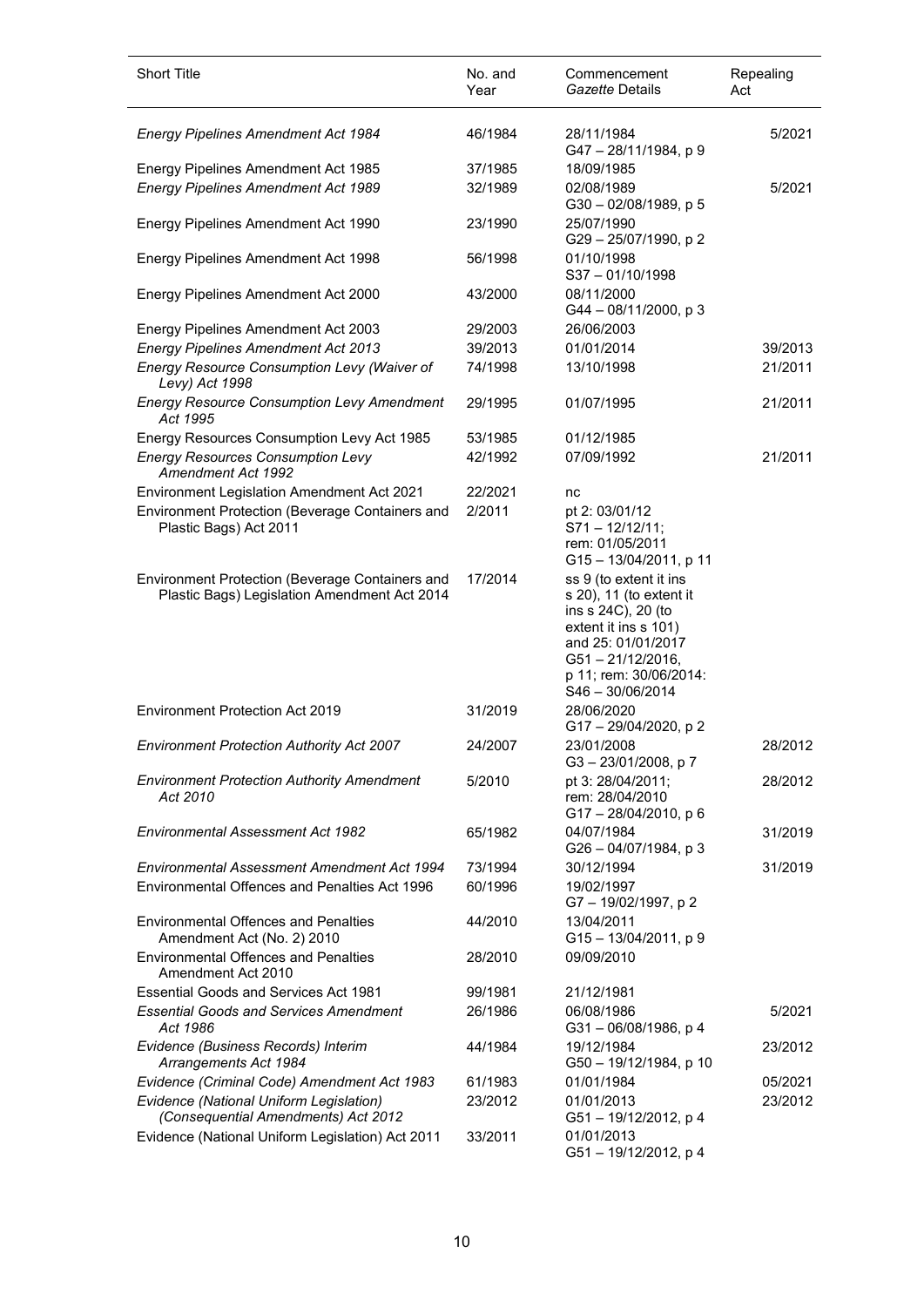| Short Title | No. and Year | Commencement *Gazette* Details | Repealing Act |
|---|---|---|---|
| *Energy Pipelines Amendment Act 1984* | 46/1984 | 28/11/1984<br>G47 – 28/11/1984, p 9 | 5/2021 |
| Energy Pipelines Amendment Act 1985 | 37/1985 | 18/09/1985 | |
| *Energy Pipelines Amendment Act 1989* | 32/1989 | 02/08/1989<br>G30 – 02/08/1989, p 5 | 5/2021 |
| Energy Pipelines Amendment Act 1990 | 23/1990 | 25/07/1990<br>G29 – 25/07/1990, p 2 | |
| Energy Pipelines Amendment Act 1998 | 56/1998 | 01/10/1998<br>S37 – 01/10/1998 | |
| Energy Pipelines Amendment Act 2000 | 43/2000 | 08/11/2000<br>G44 – 08/11/2000, p 3 | |
| Energy Pipelines Amendment Act 2003 | 29/2003 | 26/06/2003 | |
| *Energy Pipelines Amendment Act 2013* | 39/2013 | 01/01/2014 | 39/2013 |
| *Energy Resource Consumption Levy (Waiver of Levy) Act 1998* | 74/1998 | 13/10/1998 | 21/2011 |
| *Energy Resource Consumption Levy Amendment Act 1995* | 29/1995 | 01/07/1995 | 21/2011 |
| Energy Resources Consumption Levy Act 1985 | 53/1985 | 01/12/1985 | |
| *Energy Resources Consumption Levy Amendment Act 1992* | 42/1992 | 07/09/1992 | 21/2011 |
| Environment Legislation Amendment Act 2021 | 22/2021 | nc | |
| Environment Protection (Beverage Containers and Plastic Bags) Act 2011 | 2/2011 | pt 2: 03/01/12<br>S71 – 12/12/11;<br>rem: 01/05/2011<br>G15 – 13/04/2011, p 11 | |
| Environment Protection (Beverage Containers and Plastic Bags) Legislation Amendment Act 2014 | 17/2014 | ss 9 (to extent it ins s 20), 11 (to extent it ins s 24C), 20 (to extent it ins s 101) and 25: 01/01/2017<br>G51 – 21/12/2016, p 11; rem: 30/06/2014:<br>S46 – 30/06/2014 | |
| Environment Protection Act 2019 | 31/2019 | 28/06/2020<br>G17 – 29/04/2020, p 2 | |
| *Environment Protection Authority Act 2007* | 24/2007 | 23/01/2008<br>G3 – 23/01/2008, p 7 | 28/2012 |
| *Environment Protection Authority Amendment Act 2010* | 5/2010 | pt 3: 28/04/2011;<br>rem: 28/04/2010<br>G17 – 28/04/2010, p 6 | 28/2012 |
| *Environmental Assessment Act 1982* | 65/1982 | 04/07/1984<br>G26 – 04/07/1984, p 3 | 31/2019 |
| *Environmental Assessment Amendment Act 1994* | 73/1994 | 30/12/1994 | 31/2019 |
| Environmental Offences and Penalties Act 1996 | 60/1996 | 19/02/1997<br>G7 – 19/02/1997, p 2 | |
| Environmental Offences and Penalties Amendment Act (No. 2) 2010 | 44/2010 | 13/04/2011<br>G15 – 13/04/2011, p 9 | |
| Environmental Offences and Penalties Amendment Act 2010 | 28/2010 | 09/09/2010 | |
| Essential Goods and Services Act 1981 | 99/1981 | 21/12/1981 | |
| *Essential Goods and Services Amendment Act 1986* | 26/1986 | 06/08/1986<br>G31 – 06/08/1986, p 4 | 5/2021 |
| *Evidence (Business Records) Interim Arrangements Act 1984* | 44/1984 | 19/12/1984<br>G50 – 19/12/1984, p 10 | 23/2012 |
| *Evidence (Criminal Code) Amendment Act 1983* | 61/1983 | 01/01/1984 | 05/2021 |
| *Evidence (National Uniform Legislation) (Consequential Amendments) Act 2012* | 23/2012 | 01/01/2013<br>G51 – 19/12/2012, p 4 | 23/2012 |
| Evidence (National Uniform Legislation) Act 2011 | 33/2011 | 01/01/2013<br>G51 – 19/12/2012, p 4 | |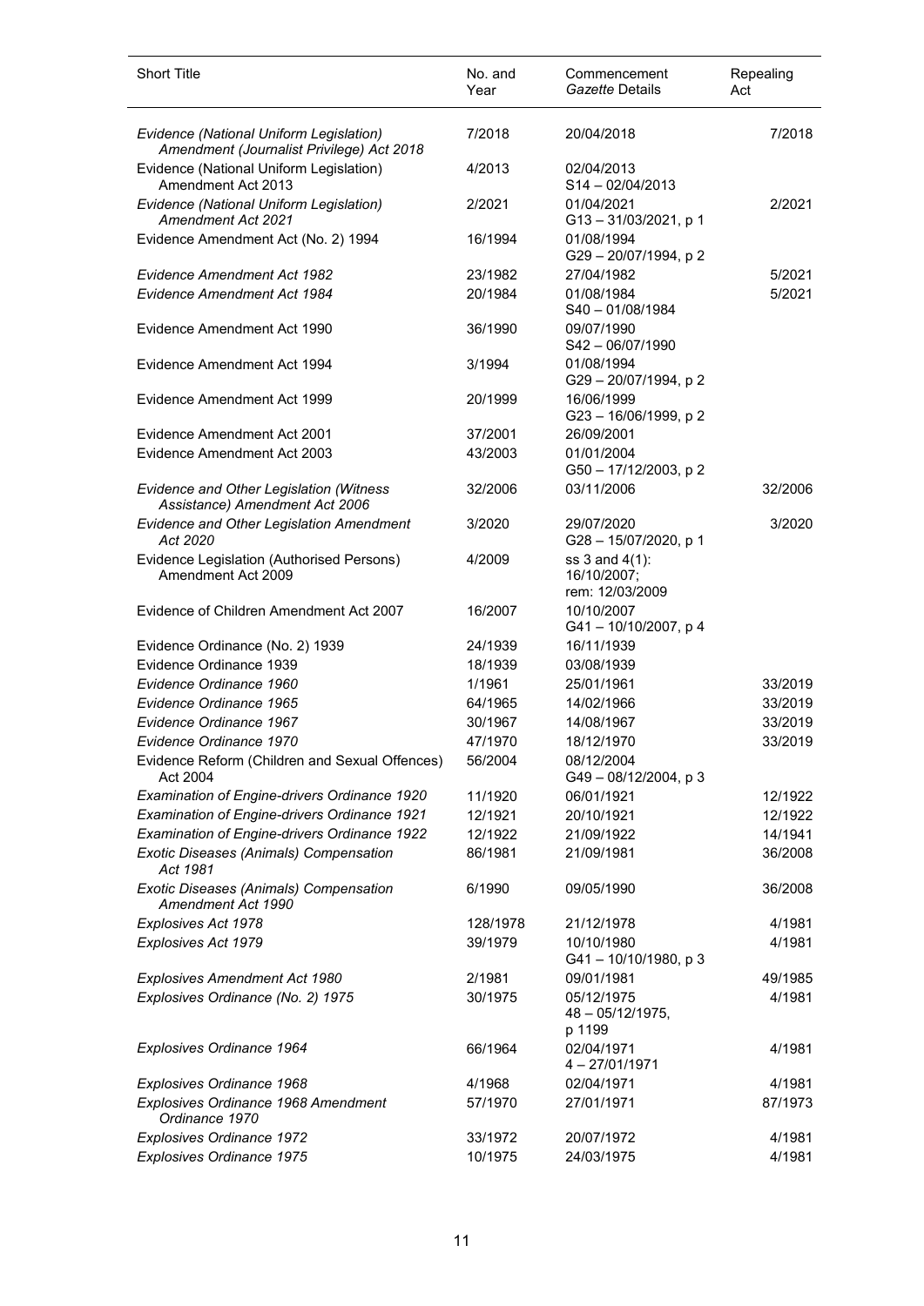| Short Title | No. and Year | Commencement *Gazette* Details | Repealing Act |
|---|---|---|---|
| *Evidence (National Uniform Legislation) Amendment (Journalist Privilege) Act 2018* | 7/2018 | 20/04/2018 | 7/2018 |
| Evidence (National Uniform Legislation) Amendment Act 2013 | 4/2013 | 02/04/2013 S14 – 02/04/2013 | |
| *Evidence (National Uniform Legislation) Amendment Act 2021* | 2/2021 | 01/04/2021 G13 – 31/03/2021, p 1 | 2/2021 |
| Evidence Amendment Act (No. 2) 1994 | 16/1994 | 01/08/1994 G29 – 20/07/1994, p 2 | |
| *Evidence Amendment Act 1982* | 23/1982 | 27/04/1982 | 5/2021 |
| *Evidence Amendment Act 1984* | 20/1984 | 01/08/1984 S40 – 01/08/1984 | 5/2021 |
| Evidence Amendment Act 1990 | 36/1990 | 09/07/1990 S42 – 06/07/1990 | |
| Evidence Amendment Act 1994 | 3/1994 | 01/08/1994 G29 – 20/07/1994, p 2 | |
| Evidence Amendment Act 1999 | 20/1999 | 16/06/1999 G23 – 16/06/1999, p 2 | |
| Evidence Amendment Act 2001 | 37/2001 | 26/09/2001 | |
| Evidence Amendment Act 2003 | 43/2003 | 01/01/2004 G50 – 17/12/2003, p 2 | |
| *Evidence and Other Legislation (Witness Assistance) Amendment Act 2006* | 32/2006 | 03/11/2006 | 32/2006 |
| *Evidence and Other Legislation Amendment Act 2020* | 3/2020 | 29/07/2020 G28 – 15/07/2020, p 1 | 3/2020 |
| Evidence Legislation (Authorised Persons) Amendment Act 2009 | 4/2009 | ss 3 and 4(1): 16/10/2007; rem: 12/03/2009 | |
| Evidence of Children Amendment Act 2007 | 16/2007 | 10/10/2007 G41 – 10/10/2007, p 4 | |
| Evidence Ordinance (No. 2) 1939 | 24/1939 | 16/11/1939 | |
| Evidence Ordinance 1939 | 18/1939 | 03/08/1939 | |
| *Evidence Ordinance 1960* | 1/1961 | 25/01/1961 | 33/2019 |
| *Evidence Ordinance 1965* | 64/1965 | 14/02/1966 | 33/2019 |
| *Evidence Ordinance 1967* | 30/1967 | 14/08/1967 | 33/2019 |
| *Evidence Ordinance 1970* | 47/1970 | 18/12/1970 | 33/2019 |
| Evidence Reform (Children and Sexual Offences) Act 2004 | 56/2004 | 08/12/2004 G49 – 08/12/2004, p 3 | |
| *Examination of Engine-drivers Ordinance 1920* | 11/1920 | 06/01/1921 | 12/1922 |
| *Examination of Engine-drivers Ordinance 1921* | 12/1921 | 20/10/1921 | 12/1922 |
| *Examination of Engine-drivers Ordinance 1922* | 12/1922 | 21/09/1922 | 14/1941 |
| *Exotic Diseases (Animals) Compensation Act 1981* | 86/1981 | 21/09/1981 | 36/2008 |
| *Exotic Diseases (Animals) Compensation Amendment Act 1990* | 6/1990 | 09/05/1990 | 36/2008 |
| *Explosives Act 1978* | 128/1978 | 21/12/1978 | 4/1981 |
| *Explosives Act 1979* | 39/1979 | 10/10/1980 G41 – 10/10/1980, p 3 | 4/1981 |
| *Explosives Amendment Act 1980* | 2/1981 | 09/01/1981 | 49/1985 |
| *Explosives Ordinance (No. 2) 1975* | 30/1975 | 05/12/1975 48 – 05/12/1975, p 1199 | 4/1981 |
| *Explosives Ordinance 1964* | 66/1964 | 02/04/1971 4 – 27/01/1971 | 4/1981 |
| *Explosives Ordinance 1968* | 4/1968 | 02/04/1971 | 4/1981 |
| *Explosives Ordinance 1968 Amendment Ordinance 1970* | 57/1970 | 27/01/1971 | 87/1973 |
| *Explosives Ordinance 1972* | 33/1972 | 20/07/1972 | 4/1981 |
| *Explosives Ordinance 1975* | 10/1975 | 24/03/1975 | 4/1981 |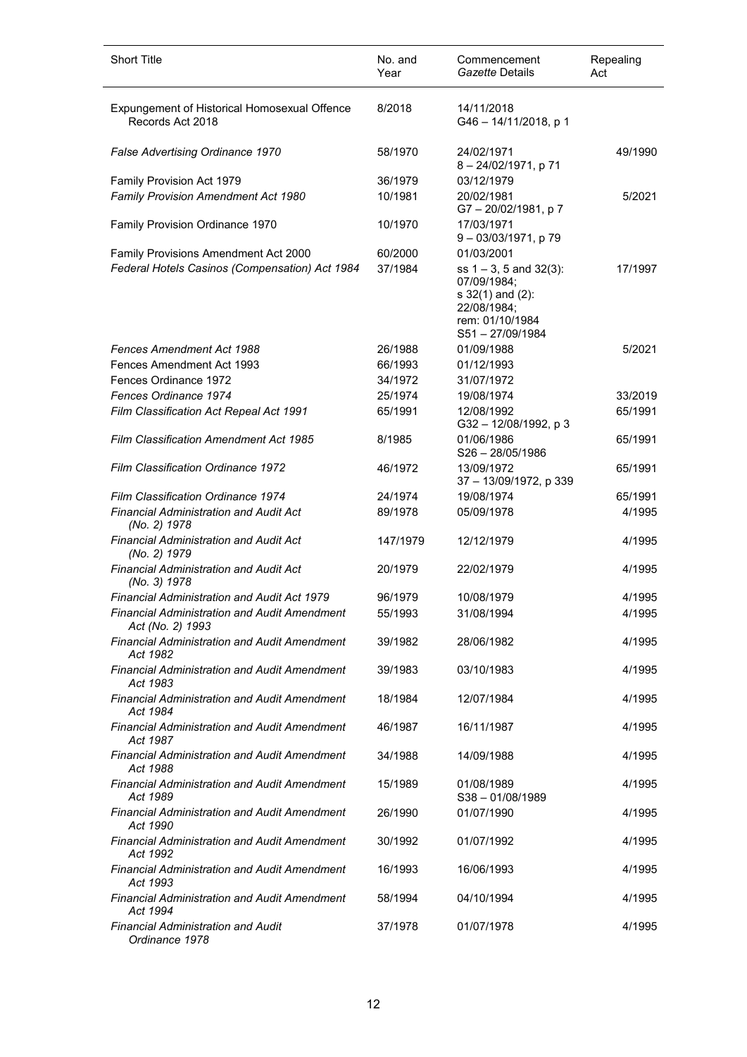| Short Title | No. and Year | Commencement *Gazette* Details | Repealing Act |
|---|---|---|---|
| Expungement of Historical Homosexual Offence Records Act 2018 | 8/2018 | 14/11/2018<br>G46 – 14/11/2018, p 1 | |
| *False Advertising Ordinance 1970* | 58/1970 | 24/02/1971<br>8 – 24/02/1971, p 71 | 49/1990 |
| Family Provision Act 1979 | 36/1979 | 03/12/1979 | |
| *Family Provision Amendment Act 1980* | 10/1981 | 20/02/1981<br>G7 – 20/02/1981, p 7 | 5/2021 |
| Family Provision Ordinance 1970 | 10/1970 | 17/03/1971<br>9 – 03/03/1971, p 79 | |
| Family Provisions Amendment Act 2000 | 60/2000 | 01/03/2001 | |
| *Federal Hotels Casinos (Compensation) Act 1984* | 37/1984 | ss 1 – 3, 5 and 32(3):<br>07/09/1984;<br>s 32(1) and (2):<br>22/08/1984;<br>rem: 01/10/1984<br>S51 – 27/09/1984 | 17/1997 |
| *Fences Amendment Act 1988* | 26/1988 | 01/09/1988 | 5/2021 |
| Fences Amendment Act 1993 | 66/1993 | 01/12/1993 | |
| Fences Ordinance 1972 | 34/1972 | 31/07/1972 | |
| *Fences Ordinance 1974* | 25/1974 | 19/08/1974 | 33/2019 |
| *Film Classification Act Repeal Act 1991* | 65/1991 | 12/08/1992<br>G32 – 12/08/1992, p 3 | 65/1991 |
| *Film Classification Amendment Act 1985* | 8/1985 | 01/06/1986<br>S26 – 28/05/1986 | 65/1991 |
| *Film Classification Ordinance 1972* | 46/1972 | 13/09/1972<br>37 – 13/09/1972, p 339 | 65/1991 |
| *Film Classification Ordinance 1974* | 24/1974 | 19/08/1974 | 65/1991 |
| *Financial Administration and Audit Act (No. 2) 1978* | 89/1978 | 05/09/1978 | 4/1995 |
| *Financial Administration and Audit Act (No. 2) 1979* | 147/1979 | 12/12/1979 | 4/1995 |
| *Financial Administration and Audit Act (No. 3) 1978* | 20/1979 | 22/02/1979 | 4/1995 |
| *Financial Administration and Audit Act 1979* | 96/1979 | 10/08/1979 | 4/1995 |
| *Financial Administration and Audit Amendment Act (No. 2) 1993* | 55/1993 | 31/08/1994 | 4/1995 |
| *Financial Administration and Audit Amendment Act 1982* | 39/1982 | 28/06/1982 | 4/1995 |
| *Financial Administration and Audit Amendment Act 1983* | 39/1983 | 03/10/1983 | 4/1995 |
| *Financial Administration and Audit Amendment Act 1984* | 18/1984 | 12/07/1984 | 4/1995 |
| *Financial Administration and Audit Amendment Act 1987* | 46/1987 | 16/11/1987 | 4/1995 |
| *Financial Administration and Audit Amendment Act 1988* | 34/1988 | 14/09/1988 | 4/1995 |
| *Financial Administration and Audit Amendment Act 1989* | 15/1989 | 01/08/1989<br>S38 – 01/08/1989 | 4/1995 |
| *Financial Administration and Audit Amendment Act 1990* | 26/1990 | 01/07/1990 | 4/1995 |
| *Financial Administration and Audit Amendment Act 1992* | 30/1992 | 01/07/1992 | 4/1995 |
| *Financial Administration and Audit Amendment Act 1993* | 16/1993 | 16/06/1993 | 4/1995 |
| *Financial Administration and Audit Amendment Act 1994* | 58/1994 | 04/10/1994 | 4/1995 |
| *Financial Administration and Audit Ordinance 1978* | 37/1978 | 01/07/1978 | 4/1995 |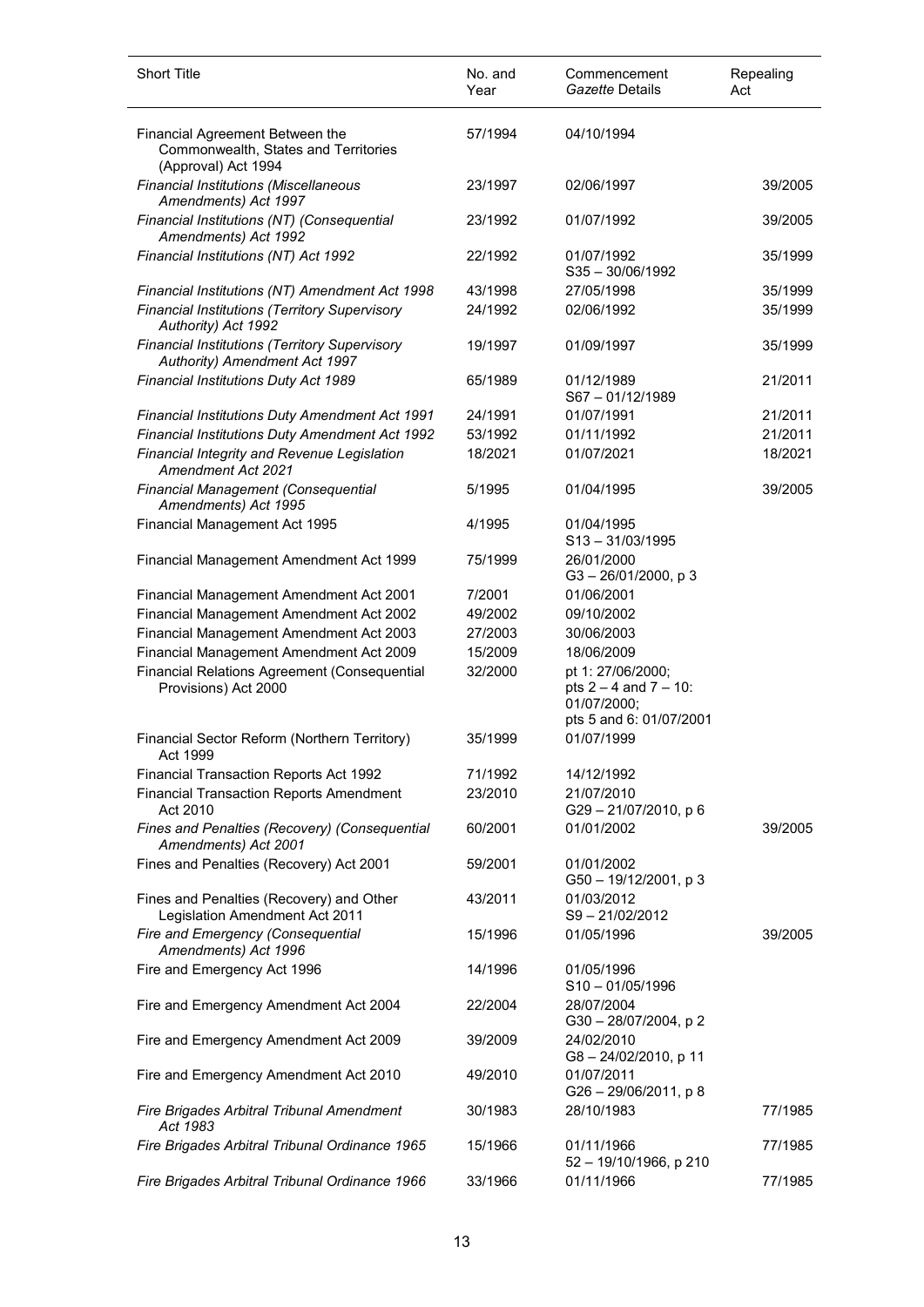| Short Title | No. and Year | Commencement *Gazette* Details | Repealing Act |
|---|---|---|---|
| Financial Agreement Between the Commonwealth, States and Territories (Approval) Act 1994 | 57/1994 | 04/10/1994 | |
| *Financial Institutions (Miscellaneous Amendments) Act 1997* | 23/1997 | 02/06/1997 | 39/2005 |
| *Financial Institutions (NT) (Consequential Amendments) Act 1992* | 23/1992 | 01/07/1992 | 39/2005 |
| *Financial Institutions (NT) Act 1992* | 22/1992 | 01/07/1992<br>S35 – 30/06/1992 | 35/1999 |
| *Financial Institutions (NT) Amendment Act 1998* | 43/1998 | 27/05/1998 | 35/1999 |
| *Financial Institutions (Territory Supervisory Authority) Act 1992* | 24/1992 | 02/06/1992 | 35/1999 |
| *Financial Institutions (Territory Supervisory Authority) Amendment Act 1997* | 19/1997 | 01/09/1997 | 35/1999 |
| *Financial Institutions Duty Act 1989* | 65/1989 | 01/12/1989<br>S67 – 01/12/1989 | 21/2011 |
| *Financial Institutions Duty Amendment Act 1991* | 24/1991 | 01/07/1991 | 21/2011 |
| *Financial Institutions Duty Amendment Act 1992* | 53/1992 | 01/11/1992 | 21/2011 |
| *Financial Integrity and Revenue Legislation Amendment Act 2021* | 18/2021 | 01/07/2021 | 18/2021 |
| *Financial Management (Consequential Amendments) Act 1995* | 5/1995 | 01/04/1995 | 39/2005 |
| Financial Management Act 1995 | 4/1995 | 01/04/1995<br>S13 – 31/03/1995 | |
| Financial Management Amendment Act 1999 | 75/1999 | 26/01/2000<br>G3 – 26/01/2000, p 3 | |
| Financial Management Amendment Act 2001 | 7/2001 | 01/06/2001 | |
| Financial Management Amendment Act 2002 | 49/2002 | 09/10/2002 | |
| Financial Management Amendment Act 2003 | 27/2003 | 30/06/2003 | |
| Financial Management Amendment Act 2009 | 15/2009 | 18/06/2009 | |
| Financial Relations Agreement (Consequential Provisions) Act 2000 | 32/2000 | pt 1: 27/06/2000;<br>pts 2 – 4 and 7 – 10: 01/07/2000;<br>pts 5 and 6: 01/07/2001 | |
| Financial Sector Reform (Northern Territory) Act 1999 | 35/1999 | 01/07/1999 | |
| Financial Transaction Reports Act 1992 | 71/1992 | 14/12/1992 | |
| Financial Transaction Reports Amendment Act 2010 | 23/2010 | 21/07/2010<br>G29 – 21/07/2010, p 6 | |
| *Fines and Penalties (Recovery) (Consequential Amendments) Act 2001* | 60/2001 | 01/01/2002 | 39/2005 |
| Fines and Penalties (Recovery) Act 2001 | 59/2001 | 01/01/2002<br>G50 – 19/12/2001, p 3 | |
| Fines and Penalties (Recovery) and Other Legislation Amendment Act 2011 | 43/2011 | 01/03/2012<br>S9 – 21/02/2012 | |
| *Fire and Emergency (Consequential Amendments) Act 1996* | 15/1996 | 01/05/1996 | 39/2005 |
| Fire and Emergency Act 1996 | 14/1996 | 01/05/1996<br>S10 – 01/05/1996 | |
| Fire and Emergency Amendment Act 2004 | 22/2004 | 28/07/2004<br>G30 – 28/07/2004, p 2 | |
| Fire and Emergency Amendment Act 2009 | 39/2009 | 24/02/2010<br>G8 – 24/02/2010, p 11 | |
| Fire and Emergency Amendment Act 2010 | 49/2010 | 01/07/2011<br>G26 – 29/06/2011, p 8 | |
| *Fire Brigades Arbitral Tribunal Amendment Act 1983* | 30/1983 | 28/10/1983 | 77/1985 |
| *Fire Brigades Arbitral Tribunal Ordinance 1965* | 15/1966 | 01/11/1966<br>52 – 19/10/1966, p 210 | 77/1985 |
| *Fire Brigades Arbitral Tribunal Ordinance 1966* | 33/1966 | 01/11/1966 | 77/1985 |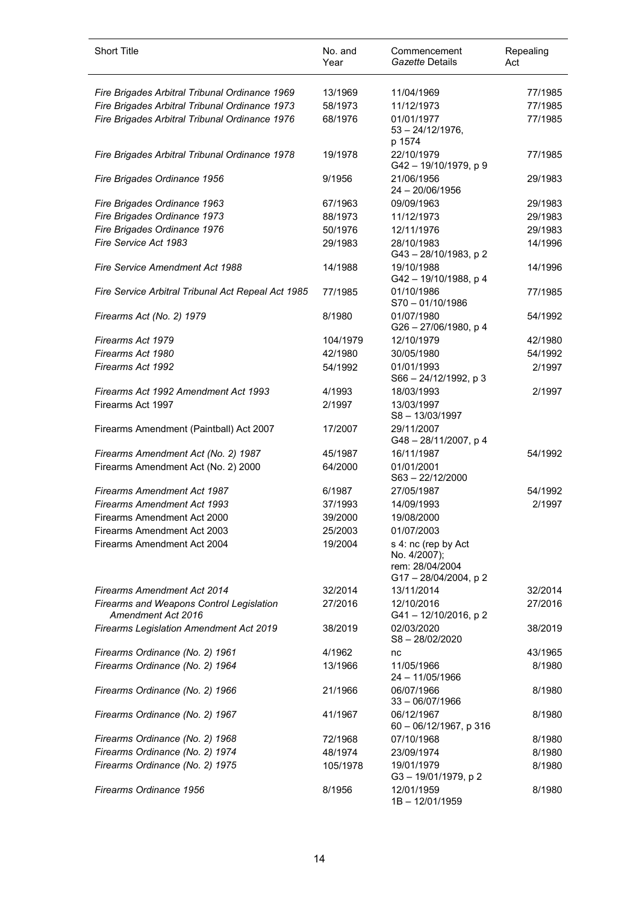| Short Title | No. and Year | Commencement *Gazette* Details | Repealing Act |
|---|---|---|---|
| *Fire Brigades Arbitral Tribunal Ordinance 1969* | 13/1969 | 11/04/1969 | 77/1985 |
| *Fire Brigades Arbitral Tribunal Ordinance 1973* | 58/1973 | 11/12/1973 | 77/1985 |
| *Fire Brigades Arbitral Tribunal Ordinance 1976* | 68/1976 | 01/01/1977 53 – 24/12/1976, p 1574 | 77/1985 |
| *Fire Brigades Arbitral Tribunal Ordinance 1978* | 19/1978 | 22/10/1979 G42 – 19/10/1979, p 9 | 77/1985 |
| *Fire Brigades Ordinance 1956* | 9/1956 | 21/06/1956 24 – 20/06/1956 | 29/1983 |
| *Fire Brigades Ordinance 1963* | 67/1963 | 09/09/1963 | 29/1983 |
| *Fire Brigades Ordinance 1973* | 88/1973 | 11/12/1973 | 29/1983 |
| *Fire Brigades Ordinance 1976* | 50/1976 | 12/11/1976 | 29/1983 |
| *Fire Service Act 1983* | 29/1983 | 28/10/1983 G43 – 28/10/1983, p 2 | 14/1996 |
| *Fire Service Amendment Act 1988* | 14/1988 | 19/10/1988 G42 – 19/10/1988, p 4 | 14/1996 |
| *Fire Service Arbitral Tribunal Act Repeal Act 1985* | 77/1985 | 01/10/1986 S70 – 01/10/1986 | 77/1985 |
| *Firearms Act (No. 2) 1979* | 8/1980 | 01/07/1980 G26 – 27/06/1980, p 4 | 54/1992 |
| *Firearms Act 1979* | 104/1979 | 12/10/1979 | 42/1980 |
| *Firearms Act 1980* | 42/1980 | 30/05/1980 | 54/1992 |
| *Firearms Act 1992* | 54/1992 | 01/01/1993 S66 – 24/12/1992, p 3 | 2/1997 |
| *Firearms Act 1992 Amendment Act 1993* | 4/1993 | 18/03/1993 | 2/1997 |
| Firearms Act 1997 | 2/1997 | 13/03/1997 S8 – 13/03/1997 | |
| Firearms Amendment (Paintball) Act 2007 | 17/2007 | 29/11/2007 G48 – 28/11/2007, p 4 | |
| *Firearms Amendment Act (No. 2) 1987* | 45/1987 | 16/11/1987 | 54/1992 |
| Firearms Amendment Act (No. 2) 2000 | 64/2000 | 01/01/2001 S63 – 22/12/2000 | |
| *Firearms Amendment Act 1987* | 6/1987 | 27/05/1987 | 54/1992 |
| *Firearms Amendment Act 1993* | 37/1993 | 14/09/1993 | 2/1997 |
| Firearms Amendment Act 2000 | 39/2000 | 19/08/2000 | |
| Firearms Amendment Act 2003 | 25/2003 | 01/07/2003 | |
| Firearms Amendment Act 2004 | 19/2004 | s 4: nc (rep by Act No. 4/2007); rem: 28/04/2004 G17 – 28/04/2004, p 2 | |
| *Firearms Amendment Act 2014* | 32/2014 | 13/11/2014 | 32/2014 |
| *Firearms and Weapons Control Legislation Amendment Act 2016* | 27/2016 | 12/10/2016 G41 – 12/10/2016, p 2 | 27/2016 |
| *Firearms Legislation Amendment Act 2019* | 38/2019 | 02/03/2020 S8 – 28/02/2020 | 38/2019 |
| *Firearms Ordinance (No. 2) 1961* | 4/1962 | nc | 43/1965 |
| *Firearms Ordinance (No. 2) 1964* | 13/1966 | 11/05/1966 24 – 11/05/1966 | 8/1980 |
| *Firearms Ordinance (No. 2) 1966* | 21/1966 | 06/07/1966 33 – 06/07/1966 | 8/1980 |
| *Firearms Ordinance (No. 2) 1967* | 41/1967 | 06/12/1967 60 – 06/12/1967, p 316 | 8/1980 |
| *Firearms Ordinance (No. 2) 1968* | 72/1968 | 07/10/1968 | 8/1980 |
| *Firearms Ordinance (No. 2) 1974* | 48/1974 | 23/09/1974 | 8/1980 |
| *Firearms Ordinance (No. 2) 1975* | 105/1978 | 19/01/1979 G3 – 19/01/1979, p 2 | 8/1980 |
| *Firearms Ordinance 1956* | 8/1956 | 12/01/1959 1B – 12/01/1959 | 8/1980 |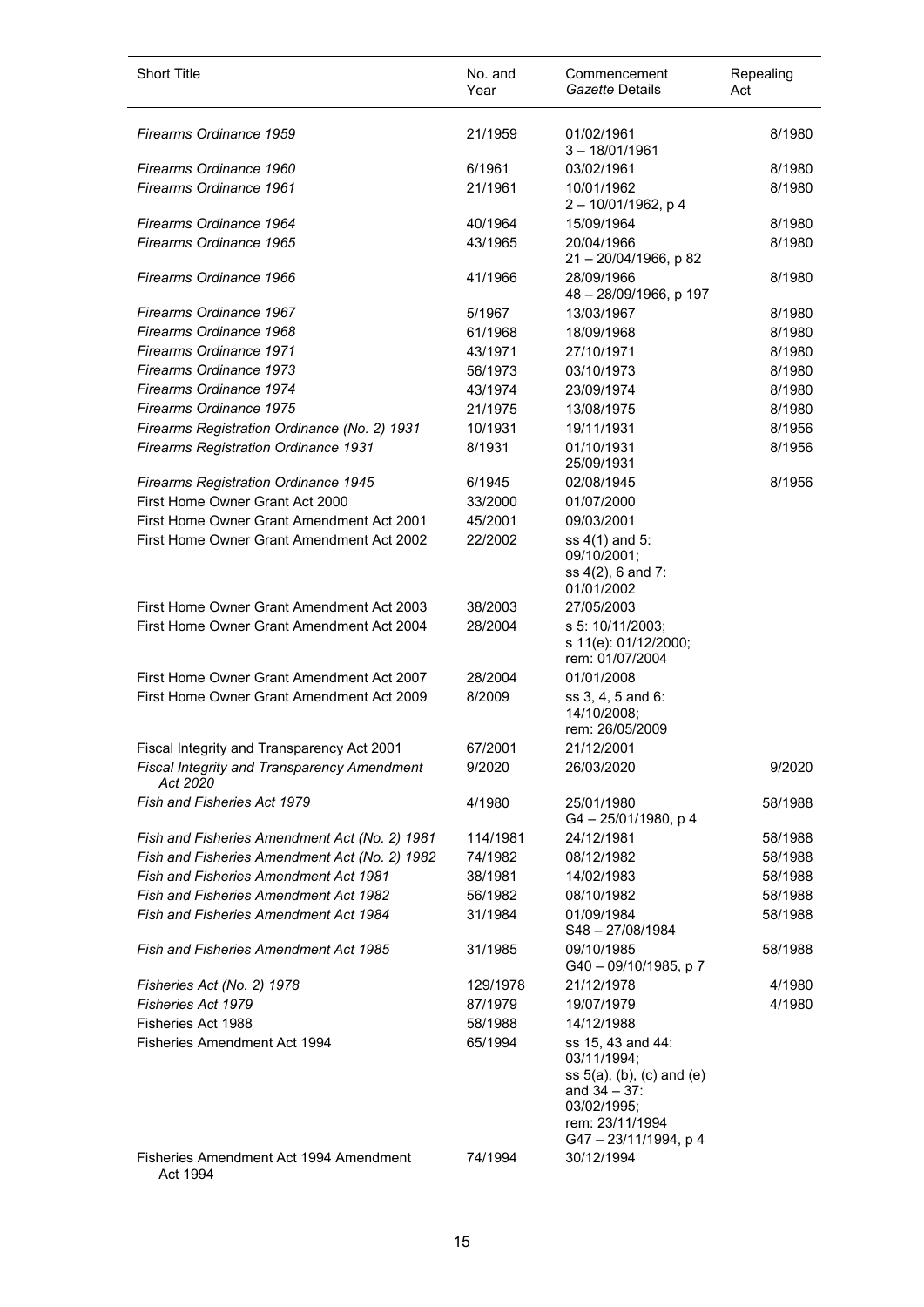| Short Title | No. and Year | Commencement *Gazette* Details | Repealing Act |
|---|---|---|---|
| *Firearms Ordinance 1959* | 21/1959 | 01/02/1961<br>3 – 18/01/1961 | 8/1980 |
| *Firearms Ordinance 1960* | 6/1961 | 03/02/1961 | 8/1980 |
| *Firearms Ordinance 1961* | 21/1961 | 10/01/1962<br>2 – 10/01/1962, p 4 | 8/1980 |
| *Firearms Ordinance 1964* | 40/1964 | 15/09/1964 | 8/1980 |
| *Firearms Ordinance 1965* | 43/1965 | 20/04/1966<br>21 – 20/04/1966, p 82 | 8/1980 |
| *Firearms Ordinance 1966* | 41/1966 | 28/09/1966<br>48 – 28/09/1966, p 197 | 8/1980 |
| *Firearms Ordinance 1967* | 5/1967 | 13/03/1967 | 8/1980 |
| *Firearms Ordinance 1968* | 61/1968 | 18/09/1968 | 8/1980 |
| *Firearms Ordinance 1971* | 43/1971 | 27/10/1971 | 8/1980 |
| *Firearms Ordinance 1973* | 56/1973 | 03/10/1973 | 8/1980 |
| *Firearms Ordinance 1974* | 43/1974 | 23/09/1974 | 8/1980 |
| *Firearms Ordinance 1975* | 21/1975 | 13/08/1975 | 8/1980 |
| *Firearms Registration Ordinance (No. 2) 1931* | 10/1931 | 19/11/1931 | 8/1956 |
| *Firearms Registration Ordinance 1931* | 8/1931 | 01/10/1931<br>25/09/1931 | 8/1956 |
| *Firearms Registration Ordinance 1945* | 6/1945 | 02/08/1945 | 8/1956 |
| First Home Owner Grant Act 2000 | 33/2000 | 01/07/2000 | |
| First Home Owner Grant Amendment Act 2001 | 45/2001 | 09/03/2001 | |
| First Home Owner Grant Amendment Act 2002 | 22/2002 | ss 4(1) and 5:<br>09/10/2001;<br>ss 4(2), 6 and 7:<br>01/01/2002 | |
| First Home Owner Grant Amendment Act 2003 | 38/2003 | 27/05/2003 | |
| First Home Owner Grant Amendment Act 2004 | 28/2004 | s 5: 10/11/2003;<br>s 11(e): 01/12/2000;<br>rem: 01/07/2004 | |
| First Home Owner Grant Amendment Act 2007 | 28/2004 | 01/01/2008 | |
| First Home Owner Grant Amendment Act 2009 | 8/2009 | ss 3, 4, 5 and 6:<br>14/10/2008;<br>rem: 26/05/2009 | |
| Fiscal Integrity and Transparency Act 2001 | 67/2001 | 21/12/2001 | |
| *Fiscal Integrity and Transparency Amendment Act 2020* | 9/2020 | 26/03/2020 | 9/2020 |
| *Fish and Fisheries Act 1979* | 4/1980 | 25/01/1980<br>G4 – 25/01/1980, p 4 | 58/1988 |
| *Fish and Fisheries Amendment Act (No. 2) 1981* | 114/1981 | 24/12/1981 | 58/1988 |
| *Fish and Fisheries Amendment Act (No. 2) 1982* | 74/1982 | 08/12/1982 | 58/1988 |
| *Fish and Fisheries Amendment Act 1981* | 38/1981 | 14/02/1983 | 58/1988 |
| *Fish and Fisheries Amendment Act 1982* | 56/1982 | 08/10/1982 | 58/1988 |
| *Fish and Fisheries Amendment Act 1984* | 31/1984 | 01/09/1984<br>S48 – 27/08/1984 | 58/1988 |
| *Fish and Fisheries Amendment Act 1985* | 31/1985 | 09/10/1985<br>G40 – 09/10/1985, p 7 | 58/1988 |
| *Fisheries Act (No. 2) 1978* | 129/1978 | 21/12/1978 | 4/1980 |
| *Fisheries Act 1979* | 87/1979 | 19/07/1979 | 4/1980 |
| Fisheries Act 1988 | 58/1988 | 14/12/1988 | |
| Fisheries Amendment Act 1994 | 65/1994 | ss 15, 43 and 44:<br>03/11/1994;<br>ss 5(a), (b), (c) and (e) and 34 – 37:<br>03/02/1995;<br>rem: 23/11/1994<br>G47 – 23/11/1994, p 4 | |
| Fisheries Amendment Act 1994 Amendment Act 1994 | 74/1994 | 30/12/1994 | |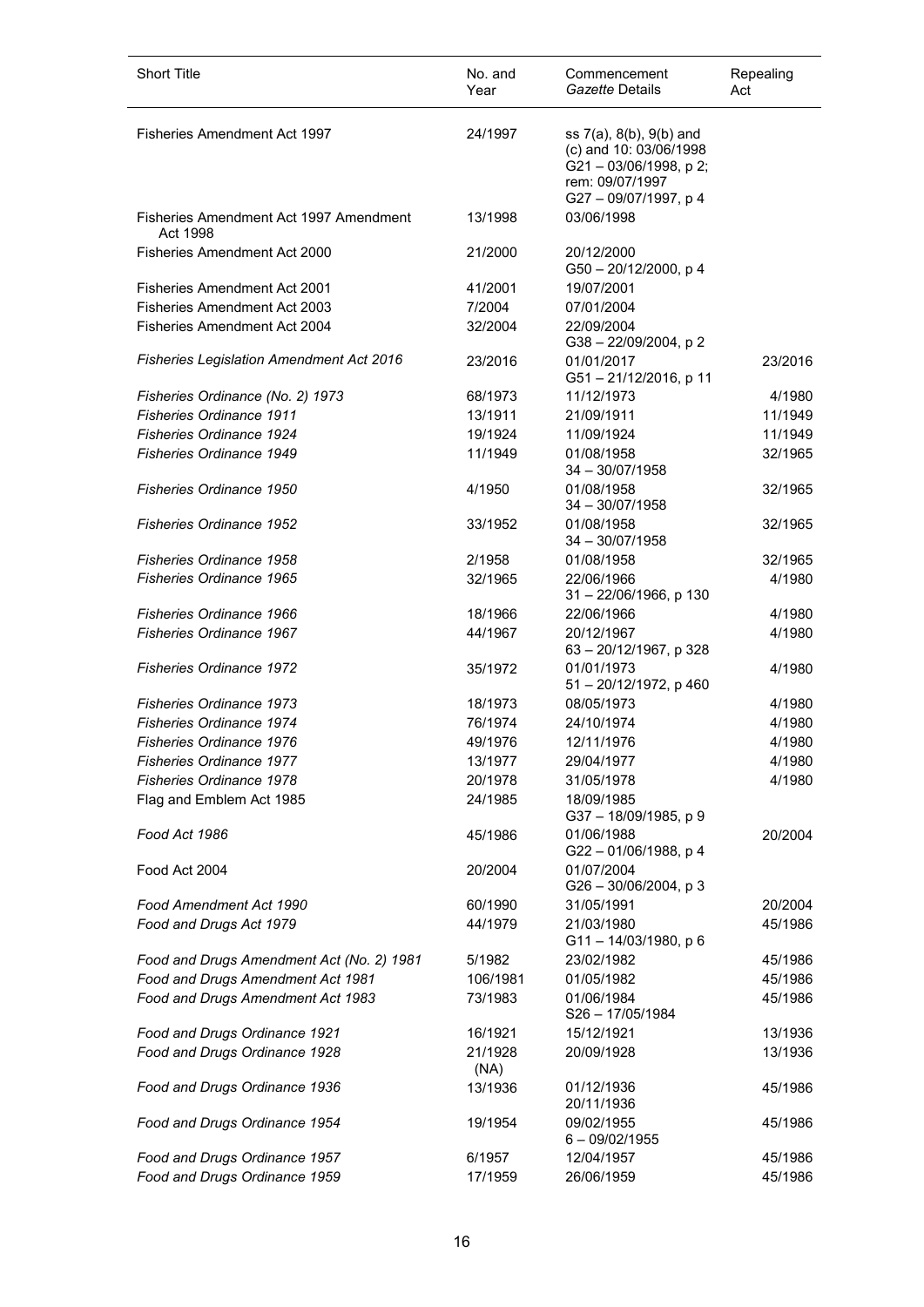| Short Title | No. and Year | Commencement *Gazette* Details | Repealing Act |
|---|---|---|---|
| Fisheries Amendment Act 1997 | 24/1997 | ss 7(a), 8(b), 9(b) and (c) and 10: 03/06/1998 G21 – 03/06/1998, p 2; rem: 09/07/1997 G27 – 09/07/1997, p 4 | |
| Fisheries Amendment Act 1997 Amendment Act 1998 | 13/1998 | 03/06/1998 | |
| Fisheries Amendment Act 2000 | 21/2000 | 20/12/2000 G50 – 20/12/2000, p 4 | |
| Fisheries Amendment Act 2001 | 41/2001 | 19/07/2001 | |
| Fisheries Amendment Act 2003 | 7/2004 | 07/01/2004 | |
| Fisheries Amendment Act 2004 | 32/2004 | 22/09/2004 G38 – 22/09/2004, p 2 | |
| *Fisheries Legislation Amendment Act 2016* | 23/2016 | 01/01/2017 G51 – 21/12/2016, p 11 | 23/2016 |
| *Fisheries Ordinance (No. 2) 1973* | 68/1973 | 11/12/1973 | 4/1980 |
| *Fisheries Ordinance 1911* | 13/1911 | 21/09/1911 | 11/1949 |
| *Fisheries Ordinance 1924* | 19/1924 | 11/09/1924 | 11/1949 |
| *Fisheries Ordinance 1949* | 11/1949 | 01/08/1958 34 – 30/07/1958 | 32/1965 |
| *Fisheries Ordinance 1950* | 4/1950 | 01/08/1958 34 – 30/07/1958 | 32/1965 |
| *Fisheries Ordinance 1952* | 33/1952 | 01/08/1958 34 – 30/07/1958 | 32/1965 |
| *Fisheries Ordinance 1958* | 2/1958 | 01/08/1958 | 32/1965 |
| *Fisheries Ordinance 1965* | 32/1965 | 22/06/1966 31 – 22/06/1966, p 130 | 4/1980 |
| *Fisheries Ordinance 1966* | 18/1966 | 22/06/1966 | 4/1980 |
| *Fisheries Ordinance 1967* | 44/1967 | 20/12/1967 63 – 20/12/1967, p 328 | 4/1980 |
| *Fisheries Ordinance 1972* | 35/1972 | 01/01/1973 51 – 20/12/1972, p 460 | 4/1980 |
| *Fisheries Ordinance 1973* | 18/1973 | 08/05/1973 | 4/1980 |
| *Fisheries Ordinance 1974* | 76/1974 | 24/10/1974 | 4/1980 |
| *Fisheries Ordinance 1976* | 49/1976 | 12/11/1976 | 4/1980 |
| *Fisheries Ordinance 1977* | 13/1977 | 29/04/1977 | 4/1980 |
| *Fisheries Ordinance 1978* | 20/1978 | 31/05/1978 | 4/1980 |
| Flag and Emblem Act 1985 | 24/1985 | 18/09/1985 G37 – 18/09/1985, p 9 | |
| *Food Act 1986* | 45/1986 | 01/06/1988 G22 – 01/06/1988, p 4 | 20/2004 |
| Food Act 2004 | 20/2004 | 01/07/2004 G26 – 30/06/2004, p 3 | |
| *Food Amendment Act 1990* | 60/1990 | 31/05/1991 | 20/2004 |
| *Food and Drugs Act 1979* | 44/1979 | 21/03/1980 G11 – 14/03/1980, p 6 | 45/1986 |
| *Food and Drugs Amendment Act (No. 2) 1981* | 5/1982 | 23/02/1982 | 45/1986 |
| *Food and Drugs Amendment Act 1981* | 106/1981 | 01/05/1982 | 45/1986 |
| *Food and Drugs Amendment Act 1983* | 73/1983 | 01/06/1984 S26 – 17/05/1984 | 45/1986 |
| *Food and Drugs Ordinance 1921* | 16/1921 | 15/12/1921 | 13/1936 |
| *Food and Drugs Ordinance 1928* | 21/1928 (NA) | 20/09/1928 | 13/1936 |
| *Food and Drugs Ordinance 1936* | 13/1936 | 01/12/1936 20/11/1936 | 45/1986 |
| *Food and Drugs Ordinance 1954* | 19/1954 | 09/02/1955 6 – 09/02/1955 | 45/1986 |
| *Food and Drugs Ordinance 1957* | 6/1957 | 12/04/1957 | 45/1986 |
| *Food and Drugs Ordinance 1959* | 17/1959 | 26/06/1959 | 45/1986 |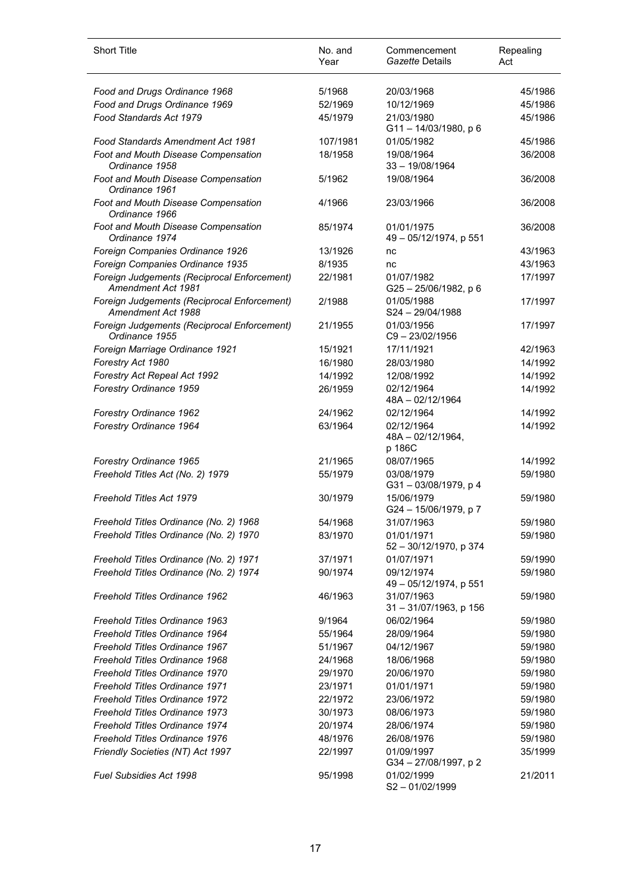| Short Title | No. and Year | Commencement *Gazette* Details | Repealing Act |
|---|---|---|---|
| *Food and Drugs Ordinance 1968* | 5/1968 | 20/03/1968 | 45/1986 |
| *Food and Drugs Ordinance 1969* | 52/1969 | 10/12/1969 | 45/1986 |
| *Food Standards Act 1979* | 45/1979 | 21/03/1980 G11 – 14/03/1980, p 6 | 45/1986 |
| *Food Standards Amendment Act 1981* | 107/1981 | 01/05/1982 | 45/1986 |
| *Foot and Mouth Disease Compensation Ordinance 1958* | 18/1958 | 19/08/1964 33 – 19/08/1964 | 36/2008 |
| *Foot and Mouth Disease Compensation Ordinance 1961* | 5/1962 | 19/08/1964 | 36/2008 |
| *Foot and Mouth Disease Compensation Ordinance 1966* | 4/1966 | 23/03/1966 | 36/2008 |
| *Foot and Mouth Disease Compensation Ordinance 1974* | 85/1974 | 01/01/1975 49 – 05/12/1974, p 551 | 36/2008 |
| *Foreign Companies Ordinance 1926* | 13/1926 | nc | 43/1963 |
| *Foreign Companies Ordinance 1935* | 8/1935 | nc | 43/1963 |
| *Foreign Judgements (Reciprocal Enforcement) Amendment Act 1981* | 22/1981 | 01/07/1982 G25 – 25/06/1982, p 6 | 17/1997 |
| *Foreign Judgements (Reciprocal Enforcement) Amendment Act 1988* | 2/1988 | 01/05/1988 S24 – 29/04/1988 | 17/1997 |
| *Foreign Judgements (Reciprocal Enforcement) Ordinance 1955* | 21/1955 | 01/03/1956 C9 – 23/02/1956 | 17/1997 |
| *Foreign Marriage Ordinance 1921* | 15/1921 | 17/11/1921 | 42/1963 |
| *Forestry Act 1980* | 16/1980 | 28/03/1980 | 14/1992 |
| *Forestry Act Repeal Act 1992* | 14/1992 | 12/08/1992 | 14/1992 |
| *Forestry Ordinance 1959* | 26/1959 | 02/12/1964 48A – 02/12/1964 | 14/1992 |
| *Forestry Ordinance 1962* | 24/1962 | 02/12/1964 | 14/1992 |
| *Forestry Ordinance 1964* | 63/1964 | 02/12/1964 48A – 02/12/1964, p 186C | 14/1992 |
| *Forestry Ordinance 1965* | 21/1965 | 08/07/1965 | 14/1992 |
| *Freehold Titles Act (No. 2) 1979* | 55/1979 | 03/08/1979 G31 – 03/08/1979, p 4 | 59/1980 |
| *Freehold Titles Act 1979* | 30/1979 | 15/06/1979 G24 – 15/06/1979, p 7 | 59/1980 |
| *Freehold Titles Ordinance (No. 2) 1968* | 54/1968 | 31/07/1963 | 59/1980 |
| *Freehold Titles Ordinance (No. 2) 1970* | 83/1970 | 01/01/1971 52 – 30/12/1970, p 374 | 59/1980 |
| *Freehold Titles Ordinance (No. 2) 1971* | 37/1971 | 01/07/1971 | 59/1990 |
| *Freehold Titles Ordinance (No. 2) 1974* | 90/1974 | 09/12/1974 49 – 05/12/1974, p 551 | 59/1980 |
| *Freehold Titles Ordinance 1962* | 46/1963 | 31/07/1963 31 – 31/07/1963, p 156 | 59/1980 |
| *Freehold Titles Ordinance 1963* | 9/1964 | 06/02/1964 | 59/1980 |
| *Freehold Titles Ordinance 1964* | 55/1964 | 28/09/1964 | 59/1980 |
| *Freehold Titles Ordinance 1967* | 51/1967 | 04/12/1967 | 59/1980 |
| *Freehold Titles Ordinance 1968* | 24/1968 | 18/06/1968 | 59/1980 |
| *Freehold Titles Ordinance 1970* | 29/1970 | 20/06/1970 | 59/1980 |
| *Freehold Titles Ordinance 1971* | 23/1971 | 01/01/1971 | 59/1980 |
| *Freehold Titles Ordinance 1972* | 22/1972 | 23/06/1972 | 59/1980 |
| *Freehold Titles Ordinance 1973* | 30/1973 | 08/06/1973 | 59/1980 |
| *Freehold Titles Ordinance 1974* | 20/1974 | 28/06/1974 | 59/1980 |
| *Freehold Titles Ordinance 1976* | 48/1976 | 26/08/1976 | 59/1980 |
| *Friendly Societies (NT) Act 1997* | 22/1997 | 01/09/1997 G34 – 27/08/1997, p 2 | 35/1999 |
| *Fuel Subsidies Act 1998* | 95/1998 | 01/02/1999 S2 – 01/02/1999 | 21/2011 |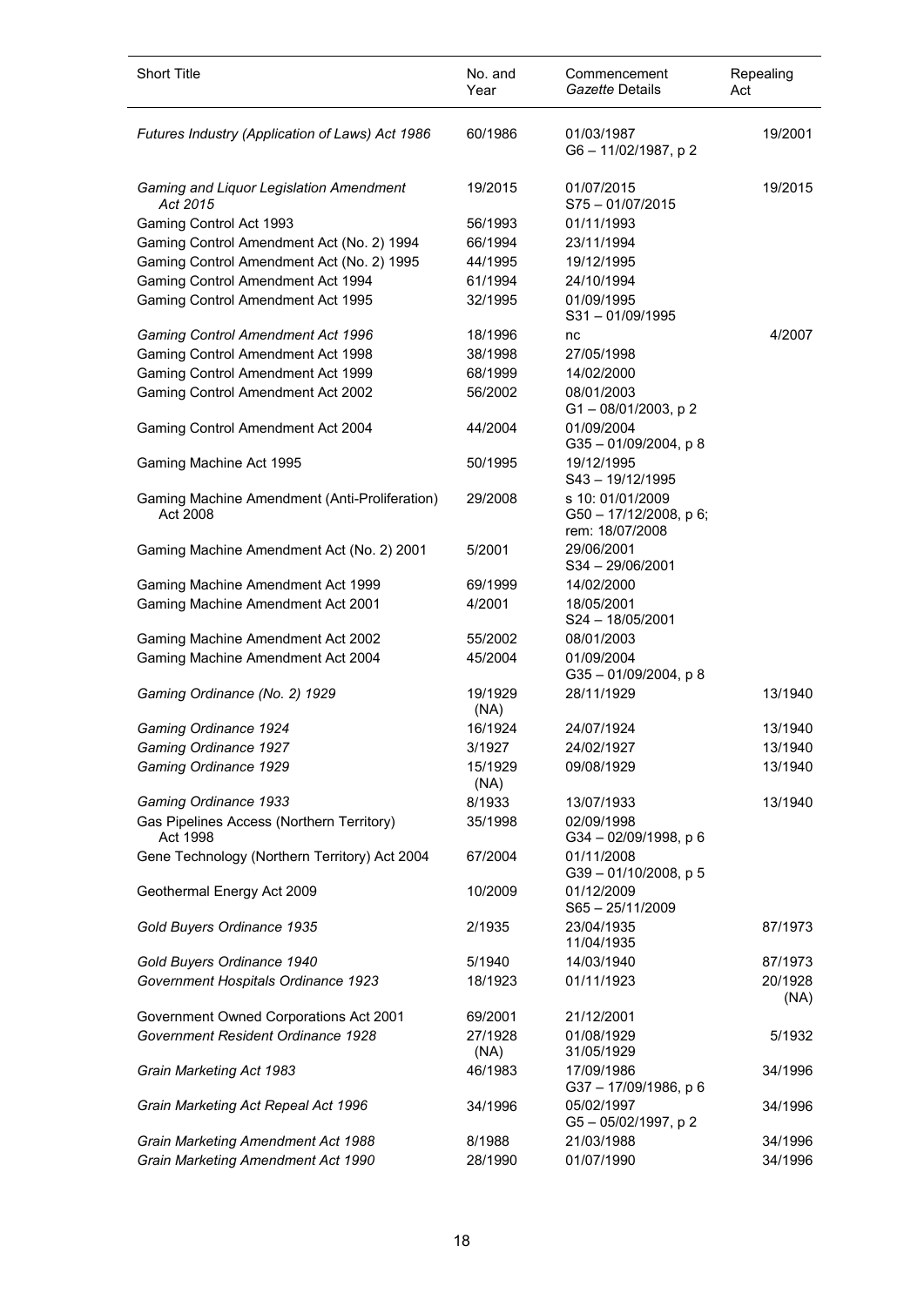| Short Title | No. and Year | Commencement *Gazette* Details | Repealing Act |
|---|---|---|---|
| *Futures Industry (Application of Laws) Act 1986* | 60/1986 | 01/03/1987<br>G6 – 11/02/1987, p 2 | 19/2001 |
| *Gaming and Liquor Legislation Amendment Act 2015* | 19/2015 | 01/07/2015<br>S75 – 01/07/2015 | 19/2015 |
| Gaming Control Act 1993 | 56/1993 | 01/11/1993 | |
| Gaming Control Amendment Act (No. 2) 1994 | 66/1994 | 23/11/1994 | |
| Gaming Control Amendment Act (No. 2) 1995 | 44/1995 | 19/12/1995 | |
| Gaming Control Amendment Act 1994 | 61/1994 | 24/10/1994 | |
| Gaming Control Amendment Act 1995 | 32/1995 | 01/09/1995<br>S31 – 01/09/1995 | |
| *Gaming Control Amendment Act 1996* | 18/1996 | nc | 4/2007 |
| Gaming Control Amendment Act 1998 | 38/1998 | 27/05/1998 | |
| Gaming Control Amendment Act 1999 | 68/1999 | 14/02/2000 | |
| Gaming Control Amendment Act 2002 | 56/2002 | 08/01/2003<br>G1 – 08/01/2003, p 2 | |
| Gaming Control Amendment Act 2004 | 44/2004 | 01/09/2004<br>G35 – 01/09/2004, p 8 | |
| Gaming Machine Act 1995 | 50/1995 | 19/12/1995<br>S43 – 19/12/1995 | |
| Gaming Machine Amendment (Anti-Proliferation) Act 2008 | 29/2008 | s 10: 01/01/2009<br>G50 – 17/12/2008, p 6;<br>rem: 18/07/2008 | |
| Gaming Machine Amendment Act (No. 2) 2001 | 5/2001 | 29/06/2001<br>S34 – 29/06/2001 | |
| Gaming Machine Amendment Act 1999 | 69/1999 | 14/02/2000 | |
| Gaming Machine Amendment Act 2001 | 4/2001 | 18/05/2001<br>S24 – 18/05/2001 | |
| Gaming Machine Amendment Act 2002 | 55/2002 | 08/01/2003 | |
| Gaming Machine Amendment Act 2004 | 45/2004 | 01/09/2004<br>G35 – 01/09/2004, p 8 | |
| *Gaming Ordinance (No. 2) 1929* | 19/1929 (NA) | 28/11/1929 | 13/1940 |
| *Gaming Ordinance 1924* | 16/1924 | 24/07/1924 | 13/1940 |
| *Gaming Ordinance 1927* | 3/1927 | 24/02/1927 | 13/1940 |
| *Gaming Ordinance 1929* | 15/1929 (NA) | 09/08/1929 | 13/1940 |
| *Gaming Ordinance 1933* | 8/1933 | 13/07/1933 | 13/1940 |
| Gas Pipelines Access (Northern Territory) Act 1998 | 35/1998 | 02/09/1998<br>G34 – 02/09/1998, p 6 | |
| Gene Technology (Northern Territory) Act 2004 | 67/2004 | 01/11/2008<br>G39 – 01/10/2008, p 5 | |
| Geothermal Energy Act 2009 | 10/2009 | 01/12/2009<br>S65 – 25/11/2009 | |
| *Gold Buyers Ordinance 1935* | 2/1935 | 23/04/1935<br>11/04/1935 | 87/1973 |
| *Gold Buyers Ordinance 1940* | 5/1940 | 14/03/1940 | 87/1973 |
| *Government Hospitals Ordinance 1923* | 18/1923 | 01/11/1923 | 20/1928 (NA) |
| Government Owned Corporations Act 2001 | 69/2001 | 21/12/2001 | |
| *Government Resident Ordinance 1928* | 27/1928 (NA) | 01/08/1929<br>31/05/1929 | 5/1932 |
| *Grain Marketing Act 1983* | 46/1983 | 17/09/1986<br>G37 – 17/09/1986, p 6 | 34/1996 |
| *Grain Marketing Act Repeal Act 1996* | 34/1996 | 05/02/1997<br>G5 – 05/02/1997, p 2 | 34/1996 |
| *Grain Marketing Amendment Act 1988* | 8/1988 | 21/03/1988 | 34/1996 |
| *Grain Marketing Amendment Act 1990* | 28/1990 | 01/07/1990 | 34/1996 |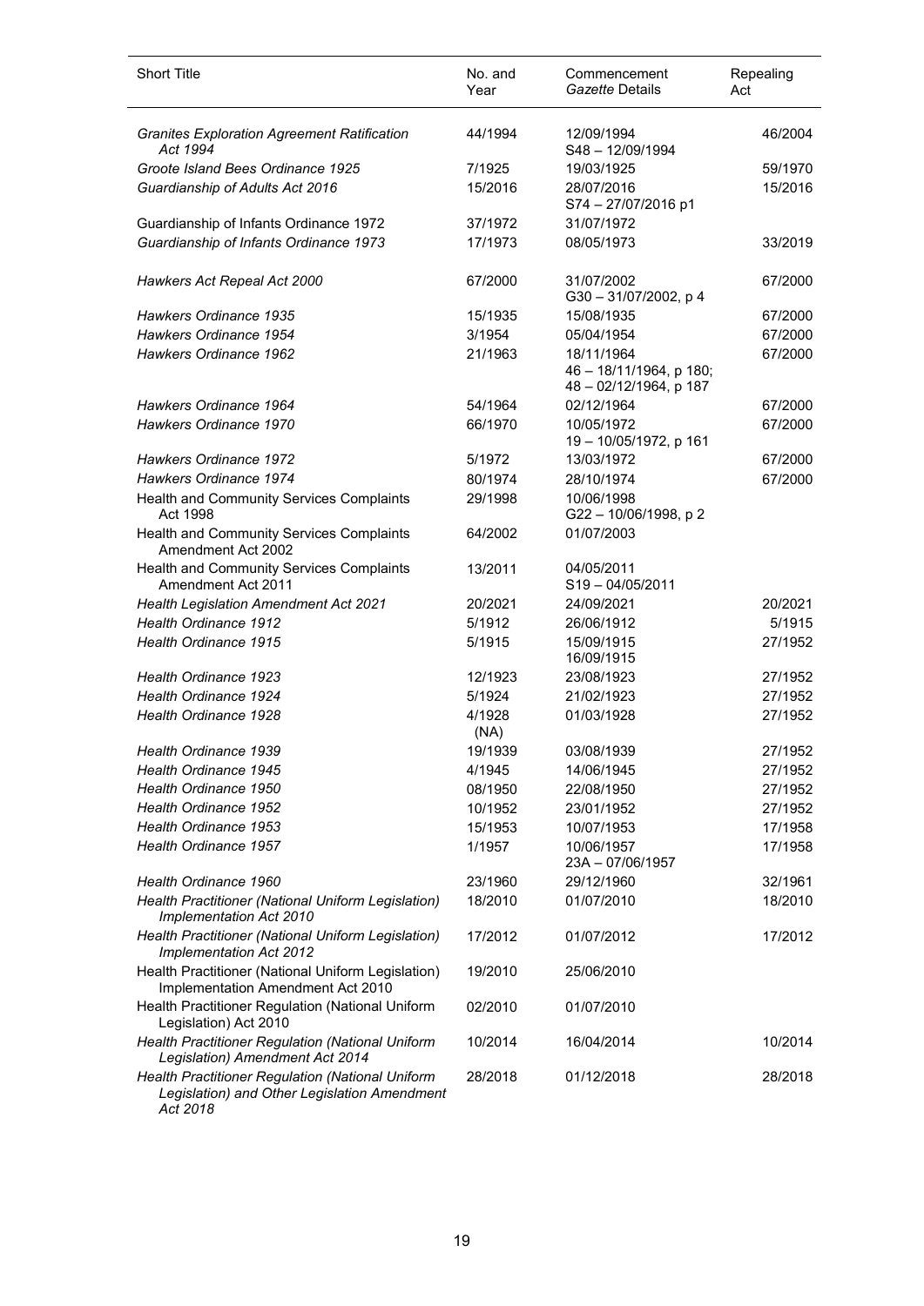| Short Title | No. and Year | Commencement *Gazette* Details | Repealing Act |
|---|---|---|---|
| *Granites Exploration Agreement Ratification Act 1994* | 44/1994 | 12/09/1994<br>S48 – 12/09/1994 | 46/2004 |
| *Groote Island Bees Ordinance 1925* | 7/1925 | 19/03/1925 | 59/1970 |
| *Guardianship of Adults Act 2016* | 15/2016 | 28/07/2016<br>S74 – 27/07/2016 p1 | 15/2016 |
| Guardianship of Infants Ordinance 1972 | 37/1972 | 31/07/1972 | |
| *Guardianship of Infants Ordinance 1973* | 17/1973 | 08/05/1973 | 33/2019 |
| *Hawkers Act Repeal Act 2000* | 67/2000 | 31/07/2002<br>G30 – 31/07/2002, p 4 | 67/2000 |
| *Hawkers Ordinance 1935* | 15/1935 | 15/08/1935 | 67/2000 |
| *Hawkers Ordinance 1954* | 3/1954 | 05/04/1954 | 67/2000 |
| *Hawkers Ordinance 1962* | 21/1963 | 18/11/1964<br>46 – 18/11/1964, p 180;<br>48 – 02/12/1964, p 187 | 67/2000 |
| *Hawkers Ordinance 1964* | 54/1964 | 02/12/1964 | 67/2000 |
| *Hawkers Ordinance 1970* | 66/1970 | 10/05/1972<br>19 – 10/05/1972, p 161 | 67/2000 |
| *Hawkers Ordinance 1972* | 5/1972 | 13/03/1972 | 67/2000 |
| *Hawkers Ordinance 1974* | 80/1974 | 28/10/1974 | 67/2000 |
| Health and Community Services Complaints Act 1998 | 29/1998 | 10/06/1998<br>G22 – 10/06/1998, p 2 | |
| Health and Community Services Complaints Amendment Act 2002 | 64/2002 | 01/07/2003 | |
| Health and Community Services Complaints Amendment Act 2011 | 13/2011 | 04/05/2011<br>S19 – 04/05/2011 | |
| *Health Legislation Amendment Act 2021* | 20/2021 | 24/09/2021 | 20/2021 |
| *Health Ordinance 1912* | 5/1912 | 26/06/1912 | 5/1915 |
| *Health Ordinance 1915* | 5/1915 | 15/09/1915<br>16/09/1915 | 27/1952 |
| *Health Ordinance 1923* | 12/1923 | 23/08/1923 | 27/1952 |
| *Health Ordinance 1924* | 5/1924 | 21/02/1923 | 27/1952 |
| *Health Ordinance 1928* | 4/1928 (NA) | 01/03/1928 | 27/1952 |
| *Health Ordinance 1939* | 19/1939 | 03/08/1939 | 27/1952 |
| *Health Ordinance 1945* | 4/1945 | 14/06/1945 | 27/1952 |
| *Health Ordinance 1950* | 08/1950 | 22/08/1950 | 27/1952 |
| *Health Ordinance 1952* | 10/1952 | 23/01/1952 | 27/1952 |
| *Health Ordinance 1953* | 15/1953 | 10/07/1953 | 17/1958 |
| *Health Ordinance 1957* | 1/1957 | 10/06/1957<br>23A – 07/06/1957 | 17/1958 |
| *Health Ordinance 1960* | 23/1960 | 29/12/1960 | 32/1961 |
| *Health Practitioner (National Uniform Legislation) Implementation Act 2010* | 18/2010 | 01/07/2010 | 18/2010 |
| *Health Practitioner (National Uniform Legislation) Implementation Act 2012* | 17/2012 | 01/07/2012 | 17/2012 |
| Health Practitioner (National Uniform Legislation) Implementation Amendment Act 2010 | 19/2010 | 25/06/2010 | |
| Health Practitioner Regulation (National Uniform Legislation) Act 2010 | 02/2010 | 01/07/2010 | |
| *Health Practitioner Regulation (National Uniform Legislation) Amendment Act 2014* | 10/2014 | 16/04/2014 | 10/2014 |
| *Health Practitioner Regulation (National Uniform Legislation) and Other Legislation Amendment Act 2018* | 28/2018 | 01/12/2018 | 28/2018 |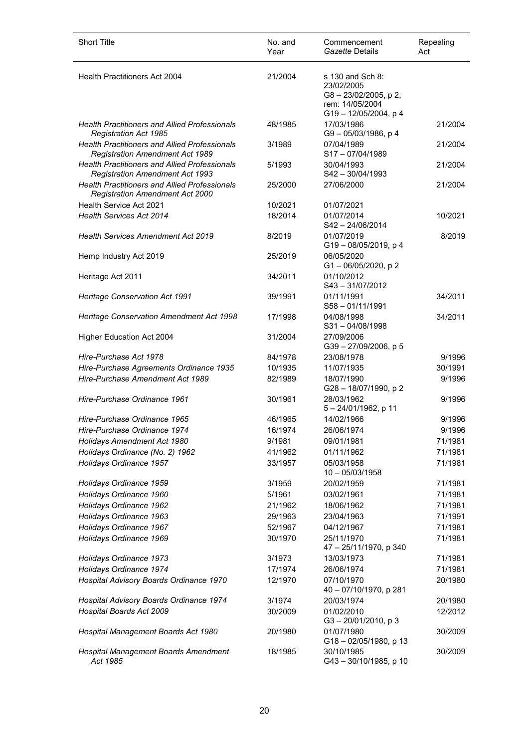| Short Title | No. and Year | Commencement *Gazette* Details | Repealing Act |
|---|---|---|---|
| Health Practitioners Act 2004 | 21/2004 | s 130 and Sch 8: 23/02/2005 G8 – 23/02/2005, p 2; rem: 14/05/2004 G19 – 12/05/2004, p 4 | |
| *Health Practitioners and Allied Professionals Registration Act 1985* | 48/1985 | 17/03/1986 G9 – 05/03/1986, p 4 | 21/2004 |
| *Health Practitioners and Allied Professionals Registration Amendment Act 1989* | 3/1989 | 07/04/1989 S17 – 07/04/1989 | 21/2004 |
| *Health Practitioners and Allied Professionals Registration Amendment Act 1993* | 5/1993 | 30/04/1993 S42 – 30/04/1993 | 21/2004 |
| *Health Practitioners and Allied Professionals Registration Amendment Act 2000* | 25/2000 | 27/06/2000 | 21/2004 |
| Health Service Act 2021 | 10/2021 | 01/07/2021 | |
| *Health Services Act 2014* | 18/2014 | 01/07/2014 S42 – 24/06/2014 | 10/2021 |
| *Health Services Amendment Act 2019* | 8/2019 | 01/07/2019 G19 – 08/05/2019, p 4 | 8/2019 |
| Hemp Industry Act 2019 | 25/2019 | 06/05/2020 G1 – 06/05/2020, p 2 | |
| Heritage Act 2011 | 34/2011 | 01/10/2012 S43 – 31/07/2012 | |
| *Heritage Conservation Act 1991* | 39/1991 | 01/11/1991 S58 – 01/11/1991 | 34/2011 |
| *Heritage Conservation Amendment Act 1998* | 17/1998 | 04/08/1998 S31 – 04/08/1998 | 34/2011 |
| Higher Education Act 2004 | 31/2004 | 27/09/2006 G39 – 27/09/2006, p 5 | |
| *Hire-Purchase Act 1978* | 84/1978 | 23/08/1978 | 9/1996 |
| *Hire-Purchase Agreements Ordinance 1935* | 10/1935 | 11/07/1935 | 30/1991 |
| *Hire-Purchase Amendment Act 1989* | 82/1989 | 18/07/1990 G28 – 18/07/1990, p 2 | 9/1996 |
| *Hire-Purchase Ordinance 1961* | 30/1961 | 28/03/1962 5 – 24/01/1962, p 11 | 9/1996 |
| *Hire-Purchase Ordinance 1965* | 46/1965 | 14/02/1966 | 9/1996 |
| *Hire-Purchase Ordinance 1974* | 16/1974 | 26/06/1974 | 9/1996 |
| *Holidays Amendment Act 1980* | 9/1981 | 09/01/1981 | 71/1981 |
| *Holidays Ordinance (No. 2) 1962* | 41/1962 | 01/11/1962 | 71/1981 |
| *Holidays Ordinance 1957* | 33/1957 | 05/03/1958 10 – 05/03/1958 | 71/1981 |
| *Holidays Ordinance 1959* | 3/1959 | 20/02/1959 | 71/1981 |
| *Holidays Ordinance 1960* | 5/1961 | 03/02/1961 | 71/1981 |
| *Holidays Ordinance 1962* | 21/1962 | 18/06/1962 | 71/1981 |
| *Holidays Ordinance 1963* | 29/1963 | 23/04/1963 | 71/1991 |
| *Holidays Ordinance 1967* | 52/1967 | 04/12/1967 | 71/1981 |
| *Holidays Ordinance 1969* | 30/1970 | 25/11/1970 47 – 25/11/1970, p 340 | 71/1981 |
| *Holidays Ordinance 1973* | 3/1973 | 13/03/1973 | 71/1981 |
| *Holidays Ordinance 1974* | 17/1974 | 26/06/1974 | 71/1981 |
| *Hospital Advisory Boards Ordinance 1970* | 12/1970 | 07/10/1970 40 – 07/10/1970, p 281 | 20/1980 |
| *Hospital Advisory Boards Ordinance 1974* | 3/1974 | 20/03/1974 | 20/1980 |
| *Hospital Boards Act 2009* | 30/2009 | 01/02/2010 G3 – 20/01/2010, p 3 | 12/2012 |
| *Hospital Management Boards Act 1980* | 20/1980 | 01/07/1980 G18 – 02/05/1980, p 13 | 30/2009 |
| *Hospital Management Boards Amendment Act 1985* | 18/1985 | 30/10/1985 G43 – 30/10/1985, p 10 | 30/2009 |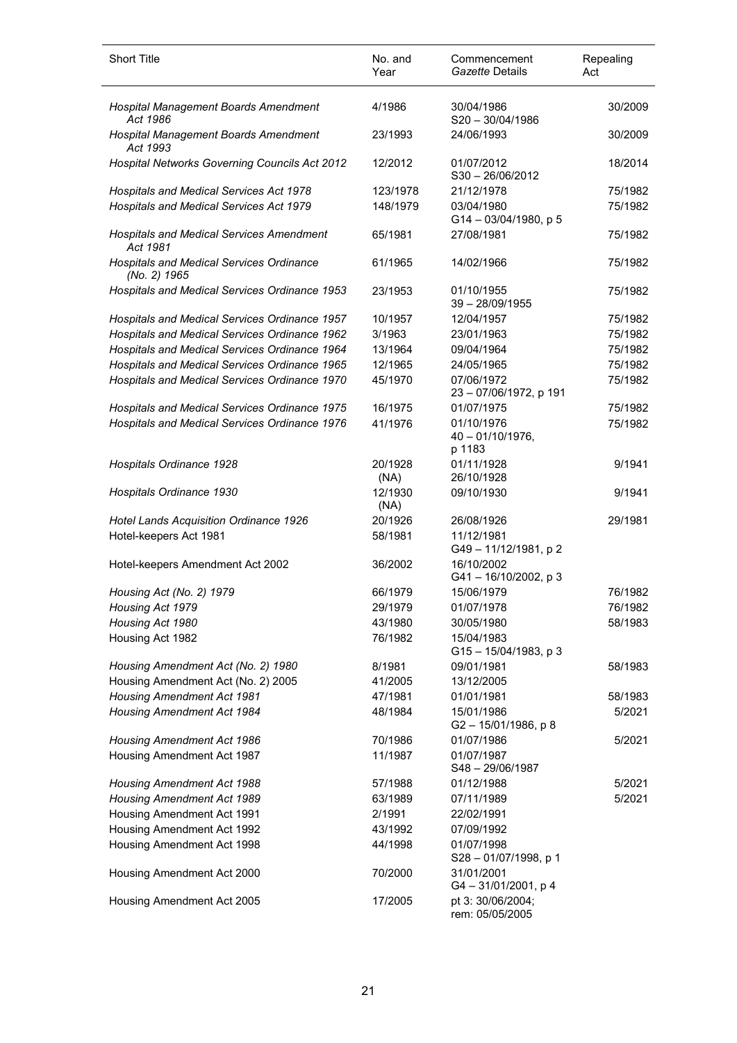| Short Title | No. and Year | Commencement *Gazette* Details | Repealing Act |
|---|---|---|---|
| *Hospital Management Boards Amendment Act 1986* | 4/1986 | 30/04/1986<br>S20 – 30/04/1986 | 30/2009 |
| *Hospital Management Boards Amendment Act 1993* | 23/1993 | 24/06/1993 | 30/2009 |
| *Hospital Networks Governing Councils Act 2012* | 12/2012 | 01/07/2012<br>S30 – 26/06/2012 | 18/2014 |
| *Hospitals and Medical Services Act 1978* | 123/1978 | 21/12/1978 | 75/1982 |
| *Hospitals and Medical Services Act 1979* | 148/1979 | 03/04/1980<br>G14 – 03/04/1980, p 5 | 75/1982 |
| *Hospitals and Medical Services Amendment Act 1981* | 65/1981 | 27/08/1981 | 75/1982 |
| *Hospitals and Medical Services Ordinance (No. 2) 1965* | 61/1965 | 14/02/1966 | 75/1982 |
| *Hospitals and Medical Services Ordinance 1953* | 23/1953 | 01/10/1955<br>39 – 28/09/1955 | 75/1982 |
| *Hospitals and Medical Services Ordinance 1957* | 10/1957 | 12/04/1957 | 75/1982 |
| *Hospitals and Medical Services Ordinance 1962* | 3/1963 | 23/01/1963 | 75/1982 |
| *Hospitals and Medical Services Ordinance 1964* | 13/1964 | 09/04/1964 | 75/1982 |
| *Hospitals and Medical Services Ordinance 1965* | 12/1965 | 24/05/1965 | 75/1982 |
| *Hospitals and Medical Services Ordinance 1970* | 45/1970 | 07/06/1972<br>23 – 07/06/1972, p 191 | 75/1982 |
| *Hospitals and Medical Services Ordinance 1975* | 16/1975 | 01/07/1975 | 75/1982 |
| *Hospitals and Medical Services Ordinance 1976* | 41/1976 | 01/10/1976<br>40 – 01/10/1976, p 1183 | 75/1982 |
| *Hospitals Ordinance 1928* | 20/1928 (NA) | 01/11/1928<br>26/10/1928 | 9/1941 |
| *Hospitals Ordinance 1930* | 12/1930 (NA) | 09/10/1930 | 9/1941 |
| *Hotel Lands Acquisition Ordinance 1926* | 20/1926 | 26/08/1926 | 29/1981 |
| Hotel-keepers Act 1981 | 58/1981 | 11/12/1981<br>G49 – 11/12/1981, p 2 | |
| Hotel-keepers Amendment Act 2002 | 36/2002 | 16/10/2002<br>G41 – 16/10/2002, p 3 | |
| *Housing Act (No. 2) 1979* | 66/1979 | 15/06/1979 | 76/1982 |
| *Housing Act 1979* | 29/1979 | 01/07/1978 | 76/1982 |
| *Housing Act 1980* | 43/1980 | 30/05/1980 | 58/1983 |
| Housing Act 1982 | 76/1982 | 15/04/1983<br>G15 – 15/04/1983, p 3 | |
| *Housing Amendment Act (No. 2) 1980* | 8/1981 | 09/01/1981 | 58/1983 |
| Housing Amendment Act (No. 2) 2005 | 41/2005 | 13/12/2005 | |
| *Housing Amendment Act 1981* | 47/1981 | 01/01/1981 | 58/1983 |
| *Housing Amendment Act 1984* | 48/1984 | 15/01/1986<br>G2 – 15/01/1986, p 8 | 5/2021 |
| *Housing Amendment Act 1986* | 70/1986 | 01/07/1986 | 5/2021 |
| Housing Amendment Act 1987 | 11/1987 | 01/07/1987<br>S48 – 29/06/1987 | |
| *Housing Amendment Act 1988* | 57/1988 | 01/12/1988 | 5/2021 |
| *Housing Amendment Act 1989* | 63/1989 | 07/11/1989 | 5/2021 |
| Housing Amendment Act 1991 | 2/1991 | 22/02/1991 | |
| Housing Amendment Act 1992 | 43/1992 | 07/09/1992 | |
| Housing Amendment Act 1998 | 44/1998 | 01/07/1998<br>S28 – 01/07/1998, p 1 | |
| Housing Amendment Act 2000 | 70/2000 | 31/01/2001<br>G4 – 31/01/2001, p 4 | |
| Housing Amendment Act 2005 | 17/2005 | pt 3: 30/06/2004;<br>rem: 05/05/2005 | |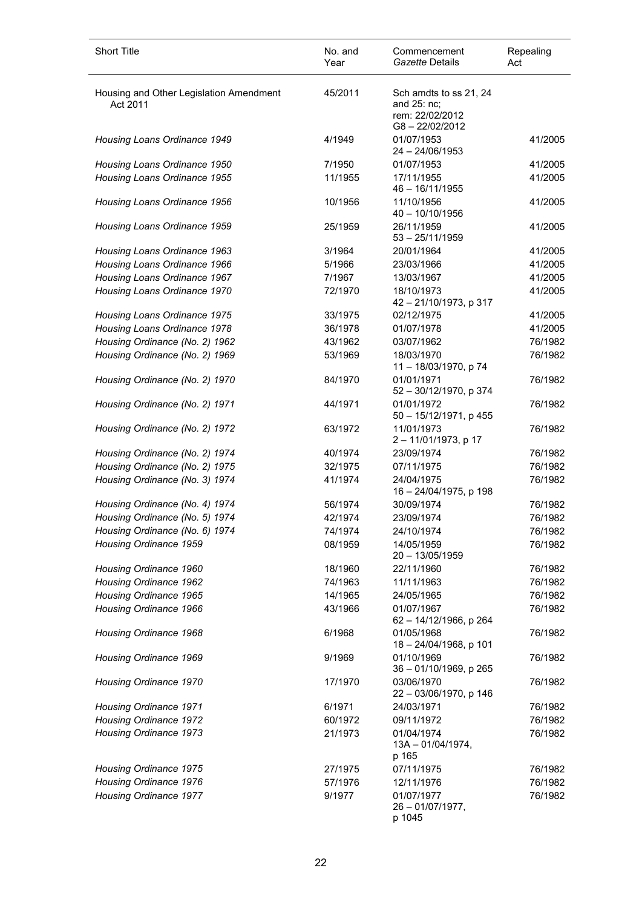| Short Title | No. and Year | Commencement *Gazette* Details | Repealing Act |
|---|---|---|---|
| Housing and Other Legislation Amendment Act 2011 | 45/2011 | Sch amdts to ss 21, 24 and 25: nc; rem: 22/02/2012 G8 – 22/02/2012 | |
| *Housing Loans Ordinance 1949* | 4/1949 | 01/07/1953 24 – 24/06/1953 | 41/2005 |
| *Housing Loans Ordinance 1950* | 7/1950 | 01/07/1953 | 41/2005 |
| *Housing Loans Ordinance 1955* | 11/1955 | 17/11/1955 46 – 16/11/1955 | 41/2005 |
| *Housing Loans Ordinance 1956* | 10/1956 | 11/10/1956 40 – 10/10/1956 | 41/2005 |
| *Housing Loans Ordinance 1959* | 25/1959 | 26/11/1959 53 – 25/11/1959 | 41/2005 |
| *Housing Loans Ordinance 1963* | 3/1964 | 20/01/1964 | 41/2005 |
| *Housing Loans Ordinance 1966* | 5/1966 | 23/03/1966 | 41/2005 |
| *Housing Loans Ordinance 1967* | 7/1967 | 13/03/1967 | 41/2005 |
| *Housing Loans Ordinance 1970* | 72/1970 | 18/10/1973 42 – 21/10/1973, p 317 | 41/2005 |
| *Housing Loans Ordinance 1975* | 33/1975 | 02/12/1975 | 41/2005 |
| *Housing Loans Ordinance 1978* | 36/1978 | 01/07/1978 | 41/2005 |
| *Housing Ordinance (No. 2) 1962* | 43/1962 | 03/07/1962 | 76/1982 |
| *Housing Ordinance (No. 2) 1969* | 53/1969 | 18/03/1970 11 – 18/03/1970, p 74 | 76/1982 |
| *Housing Ordinance (No. 2) 1970* | 84/1970 | 01/01/1971 52 – 30/12/1970, p 374 | 76/1982 |
| *Housing Ordinance (No. 2) 1971* | 44/1971 | 01/01/1972 50 – 15/12/1971, p 455 | 76/1982 |
| *Housing Ordinance (No. 2) 1972* | 63/1972 | 11/01/1973 2 – 11/01/1973, p 17 | 76/1982 |
| *Housing Ordinance (No. 2) 1974* | 40/1974 | 23/09/1974 | 76/1982 |
| *Housing Ordinance (No. 2) 1975* | 32/1975 | 07/11/1975 | 76/1982 |
| *Housing Ordinance (No. 3) 1974* | 41/1974 | 24/04/1975 16 – 24/04/1975, p 198 | 76/1982 |
| *Housing Ordinance (No. 4) 1974* | 56/1974 | 30/09/1974 | 76/1982 |
| *Housing Ordinance (No. 5) 1974* | 42/1974 | 23/09/1974 | 76/1982 |
| *Housing Ordinance (No. 6) 1974* | 74/1974 | 24/10/1974 | 76/1982 |
| *Housing Ordinance 1959* | 08/1959 | 14/05/1959 20 – 13/05/1959 | 76/1982 |
| *Housing Ordinance 1960* | 18/1960 | 22/11/1960 | 76/1982 |
| *Housing Ordinance 1962* | 74/1963 | 11/11/1963 | 76/1982 |
| *Housing Ordinance 1965* | 14/1965 | 24/05/1965 | 76/1982 |
| *Housing Ordinance 1966* | 43/1966 | 01/07/1967 62 – 14/12/1966, p 264 | 76/1982 |
| *Housing Ordinance 1968* | 6/1968 | 01/05/1968 18 – 24/04/1968, p 101 | 76/1982 |
| *Housing Ordinance 1969* | 9/1969 | 01/10/1969 36 – 01/10/1969, p 265 | 76/1982 |
| *Housing Ordinance 1970* | 17/1970 | 03/06/1970 22 – 03/06/1970, p 146 | 76/1982 |
| *Housing Ordinance 1971* | 6/1971 | 24/03/1971 | 76/1982 |
| *Housing Ordinance 1972* | 60/1972 | 09/11/1972 | 76/1982 |
| *Housing Ordinance 1973* | 21/1973 | 01/04/1974 13A – 01/04/1974, p 165 | 76/1982 |
| *Housing Ordinance 1975* | 27/1975 | 07/11/1975 | 76/1982 |
| *Housing Ordinance 1976* | 57/1976 | 12/11/1976 | 76/1982 |
| *Housing Ordinance 1977* | 9/1977 | 01/07/1977 26 – 01/07/1977, p 1045 | 76/1982 |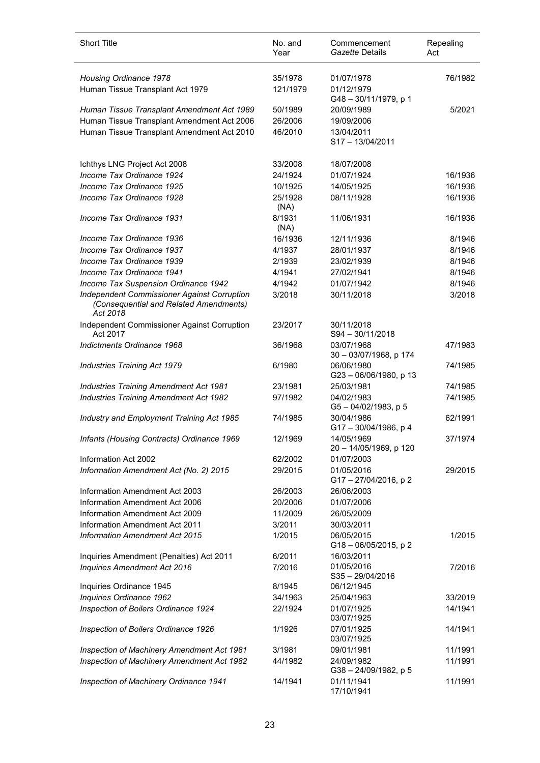| Short Title | No. and Year | Commencement *Gazette* Details | Repealing Act |
|---|---|---|---|
| *Housing Ordinance 1978* | 35/1978 | 01/07/1978 | 76/1982 |
| Human Tissue Transplant Act 1979 | 121/1979 | 01/12/1979<br>G48 – 30/11/1979, p 1 | |
| *Human Tissue Transplant Amendment Act 1989* | 50/1989 | 20/09/1989 | 5/2021 |
| Human Tissue Transplant Amendment Act 2006 | 26/2006 | 19/09/2006 | |
| Human Tissue Transplant Amendment Act 2010 | 46/2010 | 13/04/2011<br>S17 – 13/04/2011 | |
| Ichthys LNG Project Act 2008 | 33/2008 | 18/07/2008 | |
| *Income Tax Ordinance 1924* | 24/1924 | 01/07/1924 | 16/1936 |
| *Income Tax Ordinance 1925* | 10/1925 | 14/05/1925 | 16/1936 |
| *Income Tax Ordinance 1928* | 25/1928 (NA) | 08/11/1928 | 16/1936 |
| *Income Tax Ordinance 1931* | 8/1931 (NA) | 11/06/1931 | 16/1936 |
| *Income Tax Ordinance 1936* | 16/1936 | 12/11/1936 | 8/1946 |
| *Income Tax Ordinance 1937* | 4/1937 | 28/01/1937 | 8/1946 |
| *Income Tax Ordinance 1939* | 2/1939 | 23/02/1939 | 8/1946 |
| *Income Tax Ordinance 1941* | 4/1941 | 27/02/1941 | 8/1946 |
| *Income Tax Suspension Ordinance 1942* | 4/1942 | 01/07/1942 | 8/1946 |
| *Independent Commissioner Against Corruption (Consequential and Related Amendments) Act 2018* | 3/2018 | 30/11/2018 | 3/2018 |
| Independent Commissioner Against Corruption Act 2017 | 23/2017 | 30/11/2018<br>S94 – 30/11/2018 | |
| *Indictments Ordinance 1968* | 36/1968 | 03/07/1968<br>30 – 03/07/1968, p 174 | 47/1983 |
| *Industries Training Act 1979* | 6/1980 | 06/06/1980<br>G23 – 06/06/1980, p 13 | 74/1985 |
| *Industries Training Amendment Act 1981* | 23/1981 | 25/03/1981 | 74/1985 |
| *Industries Training Amendment Act 1982* | 97/1982 | 04/02/1983<br>G5 – 04/02/1983, p 5 | 74/1985 |
| *Industry and Employment Training Act 1985* | 74/1985 | 30/04/1986<br>G17 – 30/04/1986, p 4 | 62/1991 |
| *Infants (Housing Contracts) Ordinance 1969* | 12/1969 | 14/05/1969<br>20 – 14/05/1969, p 120 | 37/1974 |
| Information Act 2002 | 62/2002 | 01/07/2003 | |
| *Information Amendment Act (No. 2) 2015* | 29/2015 | 01/05/2016<br>G17 – 27/04/2016, p 2 | 29/2015 |
| Information Amendment Act 2003 | 26/2003 | 26/06/2003 | |
| Information Amendment Act 2006 | 20/2006 | 01/07/2006 | |
| Information Amendment Act 2009 | 11/2009 | 26/05/2009 | |
| Information Amendment Act 2011 | 3/2011 | 30/03/2011 | |
| *Information Amendment Act 2015* | 1/2015 | 06/05/2015<br>G18 – 06/05/2015, p 2 | 1/2015 |
| Inquiries Amendment (Penalties) Act 2011 | 6/2011 | 16/03/2011 | |
| *Inquiries Amendment Act 2016* | 7/2016 | 01/05/2016<br>S35 – 29/04/2016 | 7/2016 |
| Inquiries Ordinance 1945 | 8/1945 | 06/12/1945 | |
| *Inquiries Ordinance 1962* | 34/1963 | 25/04/1963 | 33/2019 |
| *Inspection of Boilers Ordinance 1924* | 22/1924 | 01/07/1925<br>03/07/1925 | 14/1941 |
| *Inspection of Boilers Ordinance 1926* | 1/1926 | 07/01/1925<br>03/07/1925 | 14/1941 |
| *Inspection of Machinery Amendment Act 1981* | 3/1981 | 09/01/1981 | 11/1991 |
| *Inspection of Machinery Amendment Act 1982* | 44/1982 | 24/09/1982<br>G38 – 24/09/1982, p 5 | 11/1991 |
| *Inspection of Machinery Ordinance 1941* | 14/1941 | 01/11/1941<br>17/10/1941 | 11/1991 |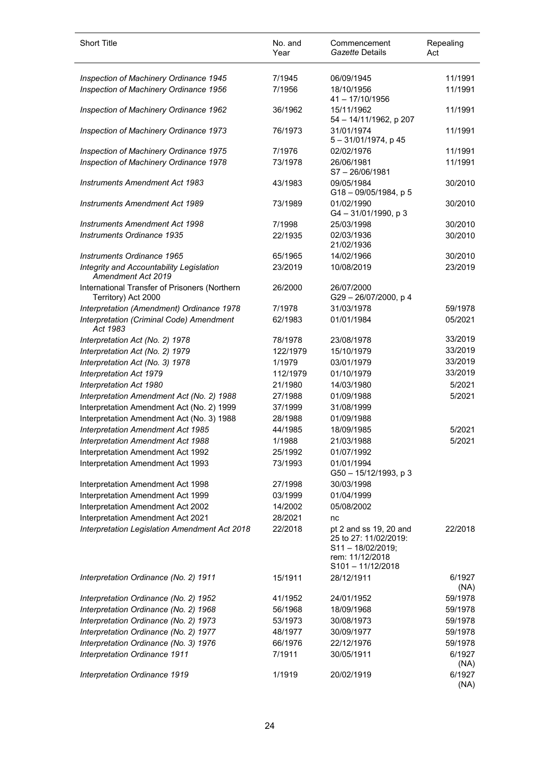| Short Title | No. and Year | Commencement *Gazette* Details | Repealing Act |
|---|---|---|---|
| *Inspection of Machinery Ordinance 1945* | 7/1945 | 06/09/1945 | 11/1991 |
| *Inspection of Machinery Ordinance 1956* | 7/1956 | 18/10/1956<br>41 – 17/10/1956 | 11/1991 |
| *Inspection of Machinery Ordinance 1962* | 36/1962 | 15/11/1962<br>54 – 14/11/1962, p 207 | 11/1991 |
| *Inspection of Machinery Ordinance 1973* | 76/1973 | 31/01/1974<br>5 – 31/01/1974, p 45 | 11/1991 |
| *Inspection of Machinery Ordinance 1975* | 7/1976 | 02/02/1976 | 11/1991 |
| *Inspection of Machinery Ordinance 1978* | 73/1978 | 26/06/1981<br>S7 – 26/06/1981 | 11/1991 |
| *Instruments Amendment Act 1983* | 43/1983 | 09/05/1984<br>G18 – 09/05/1984, p 5 | 30/2010 |
| *Instruments Amendment Act 1989* | 73/1989 | 01/02/1990<br>G4 – 31/01/1990, p 3 | 30/2010 |
| *Instruments Amendment Act 1998* | 7/1998 | 25/03/1998 | 30/2010 |
| *Instruments Ordinance 1935* | 22/1935 | 02/03/1936<br>21/02/1936 | 30/2010 |
| *Instruments Ordinance 1965* | 65/1965 | 14/02/1966 | 30/2010 |
| *Integrity and Accountability Legislation Amendment Act 2019* | 23/2019 | 10/08/2019 | 23/2019 |
| International Transfer of Prisoners (Northern Territory) Act 2000 | 26/2000 | 26/07/2000<br>G29 – 26/07/2000, p 4 | |
| *Interpretation (Amendment) Ordinance 1978* | 7/1978 | 31/03/1978 | 59/1978 |
| *Interpretation (Criminal Code) Amendment Act 1983* | 62/1983 | 01/01/1984 | 05/2021 |
| *Interpretation Act (No. 2) 1978* | 78/1978 | 23/08/1978 | 33/2019 |
| *Interpretation Act (No. 2) 1979* | 122/1979 | 15/10/1979 | 33/2019 |
| *Interpretation Act (No. 3) 1978* | 1/1979 | 03/01/1979 | 33/2019 |
| *Interpretation Act 1979* | 112/1979 | 01/10/1979 | 33/2019 |
| *Interpretation Act 1980* | 21/1980 | 14/03/1980 | 5/2021 |
| *Interpretation Amendment Act (No. 2) 1988* | 27/1988 | 01/09/1988 | 5/2021 |
| Interpretation Amendment Act (No. 2) 1999 | 37/1999 | 31/08/1999 | |
| Interpretation Amendment Act (No. 3) 1988 | 28/1988 | 01/09/1988 | |
| *Interpretation Amendment Act 1985* | 44/1985 | 18/09/1985 | 5/2021 |
| *Interpretation Amendment Act 1988* | 1/1988 | 21/03/1988 | 5/2021 |
| Interpretation Amendment Act 1992 | 25/1992 | 01/07/1992 | |
| Interpretation Amendment Act 1993 | 73/1993 | 01/01/1994<br>G50 – 15/12/1993, p 3 | |
| Interpretation Amendment Act 1998 | 27/1998 | 30/03/1998 | |
| Interpretation Amendment Act 1999 | 03/1999 | 01/04/1999 | |
| Interpretation Amendment Act 2002 | 14/2002 | 05/08/2002 | |
| Interpretation Amendment Act 2021 | 28/2021 | nc | |
| *Interpretation Legislation Amendment Act 2018* | 22/2018 | pt 2 and ss 19, 20 and 25 to 27: 11/02/2019:<br>S11 – 18/02/2019;<br>rem: 11/12/2018<br>S101 – 11/12/2018 | 22/2018 |
| *Interpretation Ordinance (No. 2) 1911* | 15/1911 | 28/12/1911 | 6/1927 (NA) |
| *Interpretation Ordinance (No. 2) 1952* | 41/1952 | 24/01/1952 | 59/1978 |
| *Interpretation Ordinance (No. 2) 1968* | 56/1968 | 18/09/1968 | 59/1978 |
| *Interpretation Ordinance (No. 2) 1973* | 53/1973 | 30/08/1973 | 59/1978 |
| *Interpretation Ordinance (No. 2) 1977* | 48/1977 | 30/09/1977 | 59/1978 |
| *Interpretation Ordinance (No. 3) 1976* | 66/1976 | 22/12/1976 | 59/1978 |
| *Interpretation Ordinance 1911* | 7/1911 | 30/05/1911 | 6/1927 (NA) |
| *Interpretation Ordinance 1919* | 1/1919 | 20/02/1919 | 6/1927 (NA) |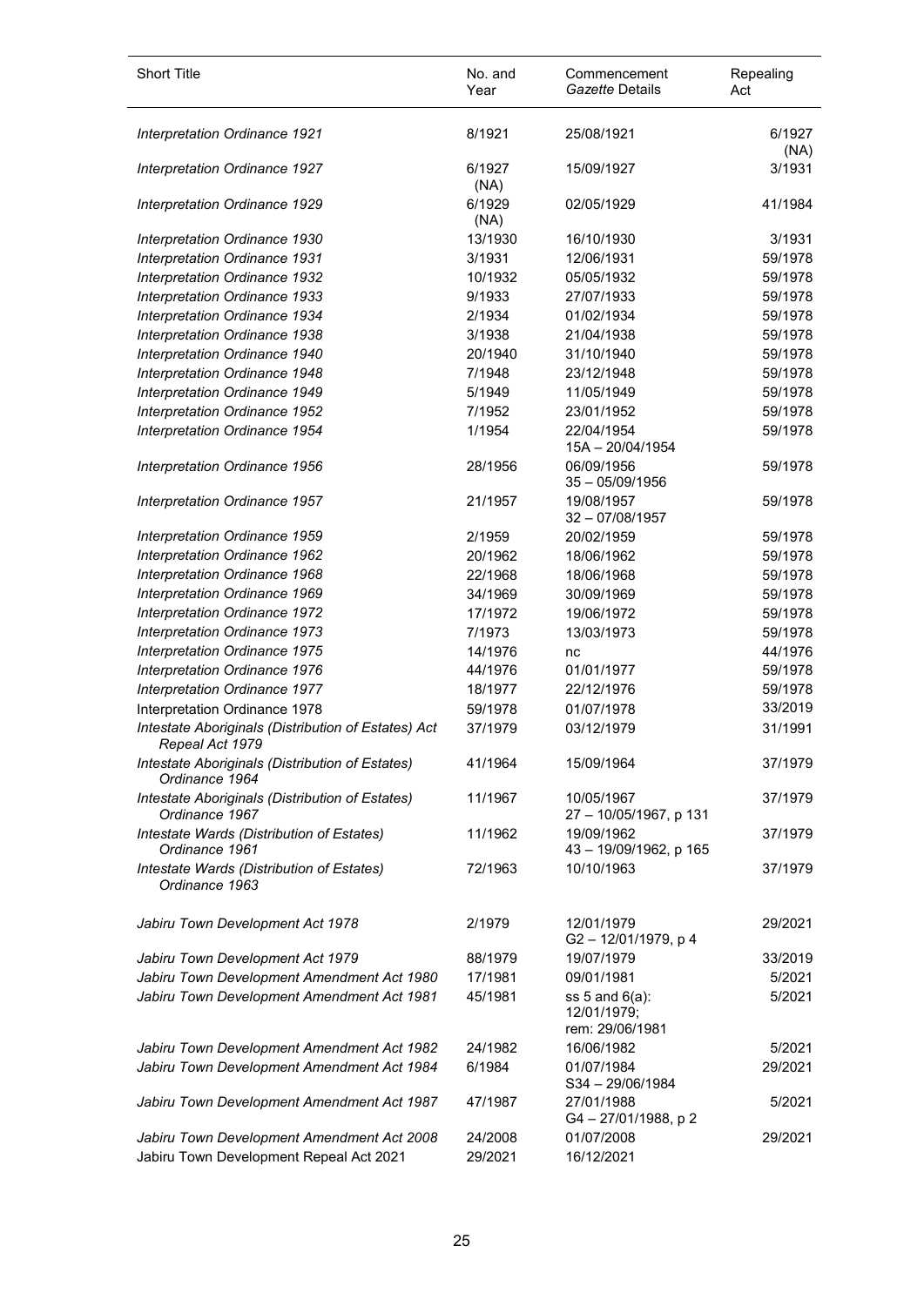| Short Title | No. and Year | Commencement *Gazette* Details | Repealing Act |
|---|---|---|---|
| *Interpretation Ordinance 1921* | 8/1921 | 25/08/1921 | 6/1927 (NA) |
| *Interpretation Ordinance 1927* | 6/1927 (NA) | 15/09/1927 | 3/1931 |
| *Interpretation Ordinance 1929* | 6/1929 (NA) | 02/05/1929 | 41/1984 |
| *Interpretation Ordinance 1930* | 13/1930 | 16/10/1930 | 3/1931 |
| *Interpretation Ordinance 1931* | 3/1931 | 12/06/1931 | 59/1978 |
| *Interpretation Ordinance 1932* | 10/1932 | 05/05/1932 | 59/1978 |
| *Interpretation Ordinance 1933* | 9/1933 | 27/07/1933 | 59/1978 |
| *Interpretation Ordinance 1934* | 2/1934 | 01/02/1934 | 59/1978 |
| *Interpretation Ordinance 1938* | 3/1938 | 21/04/1938 | 59/1978 |
| *Interpretation Ordinance 1940* | 20/1940 | 31/10/1940 | 59/1978 |
| *Interpretation Ordinance 1948* | 7/1948 | 23/12/1948 | 59/1978 |
| *Interpretation Ordinance 1949* | 5/1949 | 11/05/1949 | 59/1978 |
| *Interpretation Ordinance 1952* | 7/1952 | 23/01/1952 | 59/1978 |
| *Interpretation Ordinance 1954* | 1/1954 | 22/04/1954<br>15A – 20/04/1954 | 59/1978 |
| *Interpretation Ordinance 1956* | 28/1956 | 06/09/1956<br>35 – 05/09/1956 | 59/1978 |
| *Interpretation Ordinance 1957* | 21/1957 | 19/08/1957<br>32 – 07/08/1957 | 59/1978 |
| *Interpretation Ordinance 1959* | 2/1959 | 20/02/1959 | 59/1978 |
| *Interpretation Ordinance 1962* | 20/1962 | 18/06/1962 | 59/1978 |
| *Interpretation Ordinance 1968* | 22/1968 | 18/06/1968 | 59/1978 |
| *Interpretation Ordinance 1969* | 34/1969 | 30/09/1969 | 59/1978 |
| *Interpretation Ordinance 1972* | 17/1972 | 19/06/1972 | 59/1978 |
| *Interpretation Ordinance 1973* | 7/1973 | 13/03/1973 | 59/1978 |
| *Interpretation Ordinance 1975* | 14/1976 | nc | 44/1976 |
| *Interpretation Ordinance 1976* | 44/1976 | 01/01/1977 | 59/1978 |
| *Interpretation Ordinance 1977* | 18/1977 | 22/12/1976 | 59/1978 |
| Interpretation Ordinance 1978 | 59/1978 | 01/07/1978 | 33/2019 |
| *Intestate Aboriginals (Distribution of Estates) Act Repeal Act 1979* | 37/1979 | 03/12/1979 | 31/1991 |
| *Intestate Aboriginals (Distribution of Estates) Ordinance 1964* | 41/1964 | 15/09/1964 | 37/1979 |
| *Intestate Aboriginals (Distribution of Estates) Ordinance 1967* | 11/1967 | 10/05/1967<br>27 – 10/05/1967, p 131 | 37/1979 |
| *Intestate Wards (Distribution of Estates) Ordinance 1961* | 11/1962 | 19/09/1962<br>43 – 19/09/1962, p 165 | 37/1979 |
| *Intestate Wards (Distribution of Estates) Ordinance 1963* | 72/1963 | 10/10/1963 | 37/1979 |
| *Jabiru Town Development Act 1978* | 2/1979 | 12/01/1979<br>G2 – 12/01/1979, p 4 | 29/2021 |
| *Jabiru Town Development Act 1979* | 88/1979 | 19/07/1979 | 33/2019 |
| *Jabiru Town Development Amendment Act 1980* | 17/1981 | 09/01/1981 | 5/2021 |
| *Jabiru Town Development Amendment Act 1981* | 45/1981 | ss 5 and 6(a): 12/01/1979;<br>rem: 29/06/1981 | 5/2021 |
| *Jabiru Town Development Amendment Act 1982* | 24/1982 | 16/06/1982 | 5/2021 |
| *Jabiru Town Development Amendment Act 1984* | 6/1984 | 01/07/1984<br>S34 – 29/06/1984 | 29/2021 |
| *Jabiru Town Development Amendment Act 1987* | 47/1987 | 27/01/1988<br>G4 – 27/01/1988, p 2 | 5/2021 |
| *Jabiru Town Development Amendment Act 2008* | 24/2008 | 01/07/2008 | 29/2021 |
| Jabiru Town Development Repeal Act 2021 | 29/2021 | 16/12/2021 | |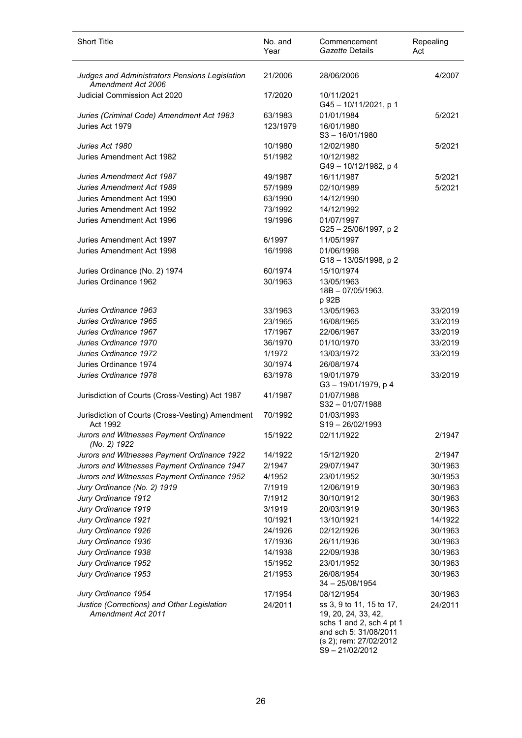| Short Title | No. and Year | Commencement *Gazette* Details | Repealing Act |
|---|---|---|---|
| *Judges and Administrators Pensions Legislation Amendment Act 2006* | 21/2006 | 28/06/2006 | 4/2007 |
| Judicial Commission Act 2020 | 17/2020 | 10/11/2021 G45 – 10/11/2021, p 1 | |
| *Juries (Criminal Code) Amendment Act 1983* | 63/1983 | 01/01/1984 | 5/2021 |
| Juries Act 1979 | 123/1979 | 16/01/1980 S3 – 16/01/1980 | |
| *Juries Act 1980* | 10/1980 | 12/02/1980 | 5/2021 |
| Juries Amendment Act 1982 | 51/1982 | 10/12/1982 G49 – 10/12/1982, p 4 | |
| *Juries Amendment Act 1987* | 49/1987 | 16/11/1987 | 5/2021 |
| *Juries Amendment Act 1989* | 57/1989 | 02/10/1989 | 5/2021 |
| Juries Amendment Act 1990 | 63/1990 | 14/12/1990 | |
| Juries Amendment Act 1992 | 73/1992 | 14/12/1992 | |
| Juries Amendment Act 1996 | 19/1996 | 01/07/1997 G25 – 25/06/1997, p 2 | |
| Juries Amendment Act 1997 | 6/1997 | 11/05/1997 | |
| Juries Amendment Act 1998 | 16/1998 | 01/06/1998 G18 – 13/05/1998, p 2 | |
| Juries Ordinance (No. 2) 1974 | 60/1974 | 15/10/1974 | |
| Juries Ordinance 1962 | 30/1963 | 13/05/1963 18B – 07/05/1963, p 92B | |
| *Juries Ordinance 1963* | 33/1963 | 13/05/1963 | 33/2019 |
| *Juries Ordinance 1965* | 23/1965 | 16/08/1965 | 33/2019 |
| *Juries Ordinance 1967* | 17/1967 | 22/06/1967 | 33/2019 |
| *Juries Ordinance 1970* | 36/1970 | 01/10/1970 | 33/2019 |
| *Juries Ordinance 1972* | 1/1972 | 13/03/1972 | 33/2019 |
| Juries Ordinance 1974 | 30/1974 | 26/08/1974 | |
| *Juries Ordinance 1978* | 63/1978 | 19/01/1979 G3 – 19/01/1979, p 4 | 33/2019 |
| Jurisdiction of Courts (Cross-Vesting) Act 1987 | 41/1987 | 01/07/1988 S32 – 01/07/1988 | |
| Jurisdiction of Courts (Cross-Vesting) Amendment Act 1992 | 70/1992 | 01/03/1993 S19 – 26/02/1993 | |
| *Jurors and Witnesses Payment Ordinance (No. 2) 1922* | 15/1922 | 02/11/1922 | 2/1947 |
| *Jurors and Witnesses Payment Ordinance 1922* | 14/1922 | 15/12/1920 | 2/1947 |
| *Jurors and Witnesses Payment Ordinance 1947* | 2/1947 | 29/07/1947 | 30/1963 |
| *Jurors and Witnesses Payment Ordinance 1952* | 4/1952 | 23/01/1952 | 30/1953 |
| *Jury Ordinance (No. 2) 1919* | 7/1919 | 12/06/1919 | 30/1963 |
| *Jury Ordinance 1912* | 7/1912 | 30/10/1912 | 30/1963 |
| *Jury Ordinance 1919* | 3/1919 | 20/03/1919 | 30/1963 |
| *Jury Ordinance 1921* | 10/1921 | 13/10/1921 | 14/1922 |
| *Jury Ordinance 1926* | 24/1926 | 02/12/1926 | 30/1963 |
| *Jury Ordinance 1936* | 17/1936 | 26/11/1936 | 30/1963 |
| *Jury Ordinance 1938* | 14/1938 | 22/09/1938 | 30/1963 |
| *Jury Ordinance 1952* | 15/1952 | 23/01/1952 | 30/1963 |
| *Jury Ordinance 1953* | 21/1953 | 26/08/1954 34 – 25/08/1954 | 30/1963 |
| *Jury Ordinance 1954* | 17/1954 | 08/12/1954 | 30/1963 |
| *Justice (Corrections) and Other Legislation Amendment Act 2011* | 24/2011 | ss 3, 9 to 11, 15 to 17, 19, 20, 24, 33, 42, schs 1 and 2, sch 4 pt 1 and sch 5: 31/08/2011 (s 2); rem: 27/02/2012 S9 – 21/02/2012 | 24/2011 |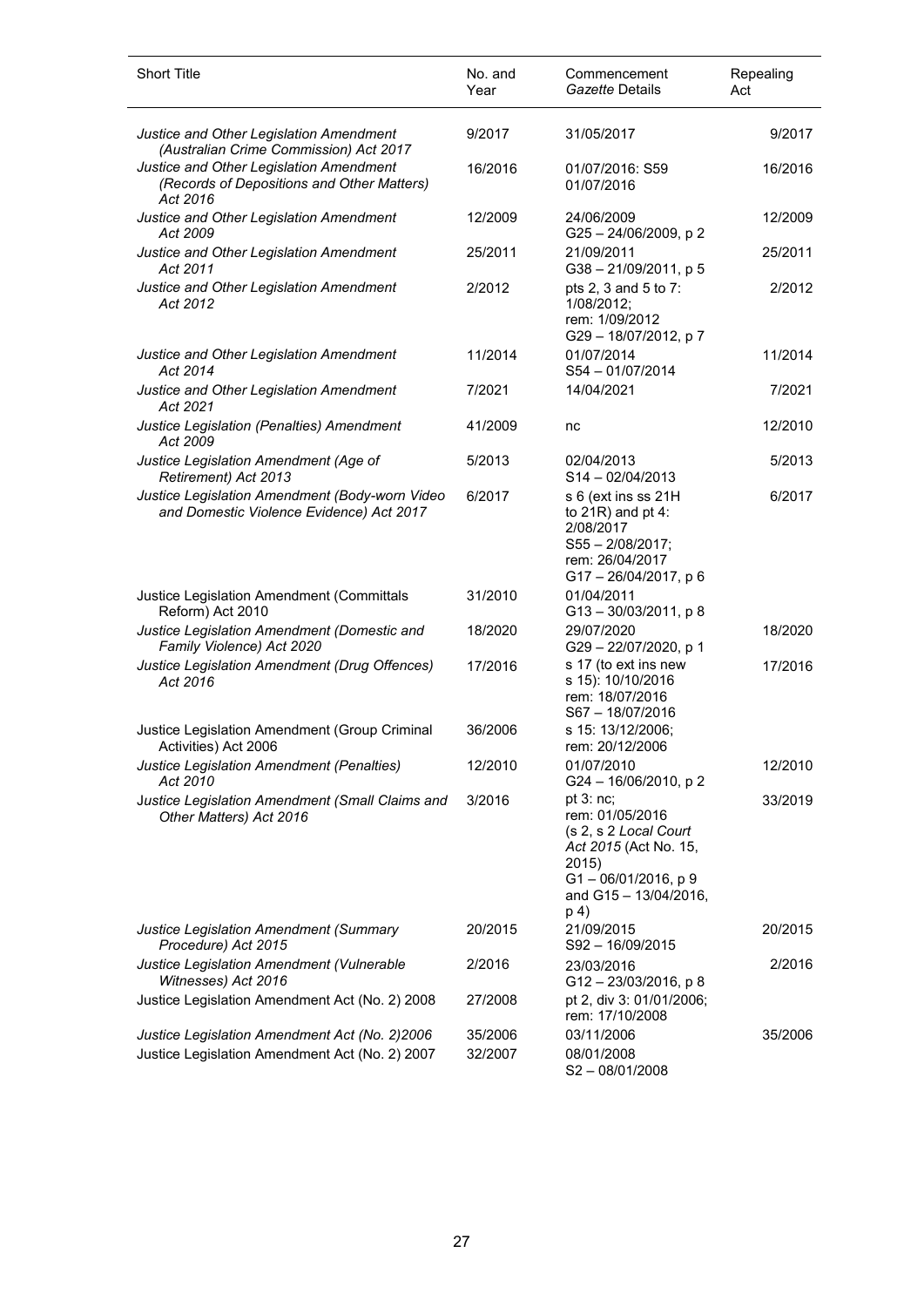| Short Title | No. and Year | Commencement *Gazette* Details | Repealing Act |
|---|---|---|---|
| *Justice and Other Legislation Amendment (Australian Crime Commission) Act 2017* | 9/2017 | 31/05/2017 | 9/2017 |
| *Justice and Other Legislation Amendment (Records of Depositions and Other Matters) Act 2016* | 16/2016 | 01/07/2016: S59 01/07/2016 | 16/2016 |
| *Justice and Other Legislation Amendment Act 2009* | 12/2009 | 24/06/2009 G25 – 24/06/2009, p 2 | 12/2009 |
| *Justice and Other Legislation Amendment Act 2011* | 25/2011 | 21/09/2011 G38 – 21/09/2011, p 5 | 25/2011 |
| *Justice and Other Legislation Amendment Act 2012* | 2/2012 | pts 2, 3 and 5 to 7: 1/08/2012; rem: 1/09/2012 G29 – 18/07/2012, p 7 | 2/2012 |
| *Justice and Other Legislation Amendment Act 2014* | 11/2014 | 01/07/2014 S54 – 01/07/2014 | 11/2014 |
| *Justice and Other Legislation Amendment Act 2021* | 7/2021 | 14/04/2021 | 7/2021 |
| *Justice Legislation (Penalties) Amendment Act 2009* | 41/2009 | nc | 12/2010 |
| *Justice Legislation Amendment (Age of Retirement) Act 2013* | 5/2013 | 02/04/2013 S14 – 02/04/2013 | 5/2013 |
| *Justice Legislation Amendment (Body-worn Video and Domestic Violence Evidence) Act 2017* | 6/2017 | s 6 (ext ins ss 21H to 21R) and pt 4: 2/08/2017 S55 – 2/08/2017; rem: 26/04/2017 G17 – 26/04/2017, p 6 | 6/2017 |
| Justice Legislation Amendment (Committals Reform) Act 2010 | 31/2010 | 01/04/2011 G13 – 30/03/2011, p 8 | |
| *Justice Legislation Amendment (Domestic and Family Violence) Act 2020* | 18/2020 | 29/07/2020 G29 – 22/07/2020, p 1 | 18/2020 |
| *Justice Legislation Amendment (Drug Offences) Act 2016* | 17/2016 | s 17 (to ext ins new s 15): 10/10/2016 rem: 18/07/2016 S67 – 18/07/2016 | 17/2016 |
| Justice Legislation Amendment (Group Criminal Activities) Act 2006 | 36/2006 | s 15: 13/12/2006; rem: 20/12/2006 | |
| *Justice Legislation Amendment (Penalties) Act 2010* | 12/2010 | 01/07/2010 G24 – 16/06/2010, p 2 | 12/2010 |
| *Justice Legislation Amendment (Small Claims and Other Matters) Act 2016* | 3/2016 | pt 3: nc; rem: 01/05/2016 (s 2, s 2 *Local Court Act 2015* (Act No. 15, 2015) G1 – 06/01/2016, p 9 and G15 – 13/04/2016, p 4) | 33/2019 |
| *Justice Legislation Amendment (Summary Procedure) Act 2015* | 20/2015 | 21/09/2015 S92 – 16/09/2015 | 20/2015 |
| *Justice Legislation Amendment (Vulnerable Witnesses) Act 2016* | 2/2016 | 23/03/2016 G12 – 23/03/2016, p 8 | 2/2016 |
| Justice Legislation Amendment Act (No. 2) 2008 | 27/2008 | pt 2, div 3: 01/01/2006; rem: 17/10/2008 | |
| *Justice Legislation Amendment Act (No. 2)2006* | 35/2006 | 03/11/2006 | 35/2006 |
| Justice Legislation Amendment Act (No. 2) 2007 | 32/2007 | 08/01/2008 S2 – 08/01/2008 | |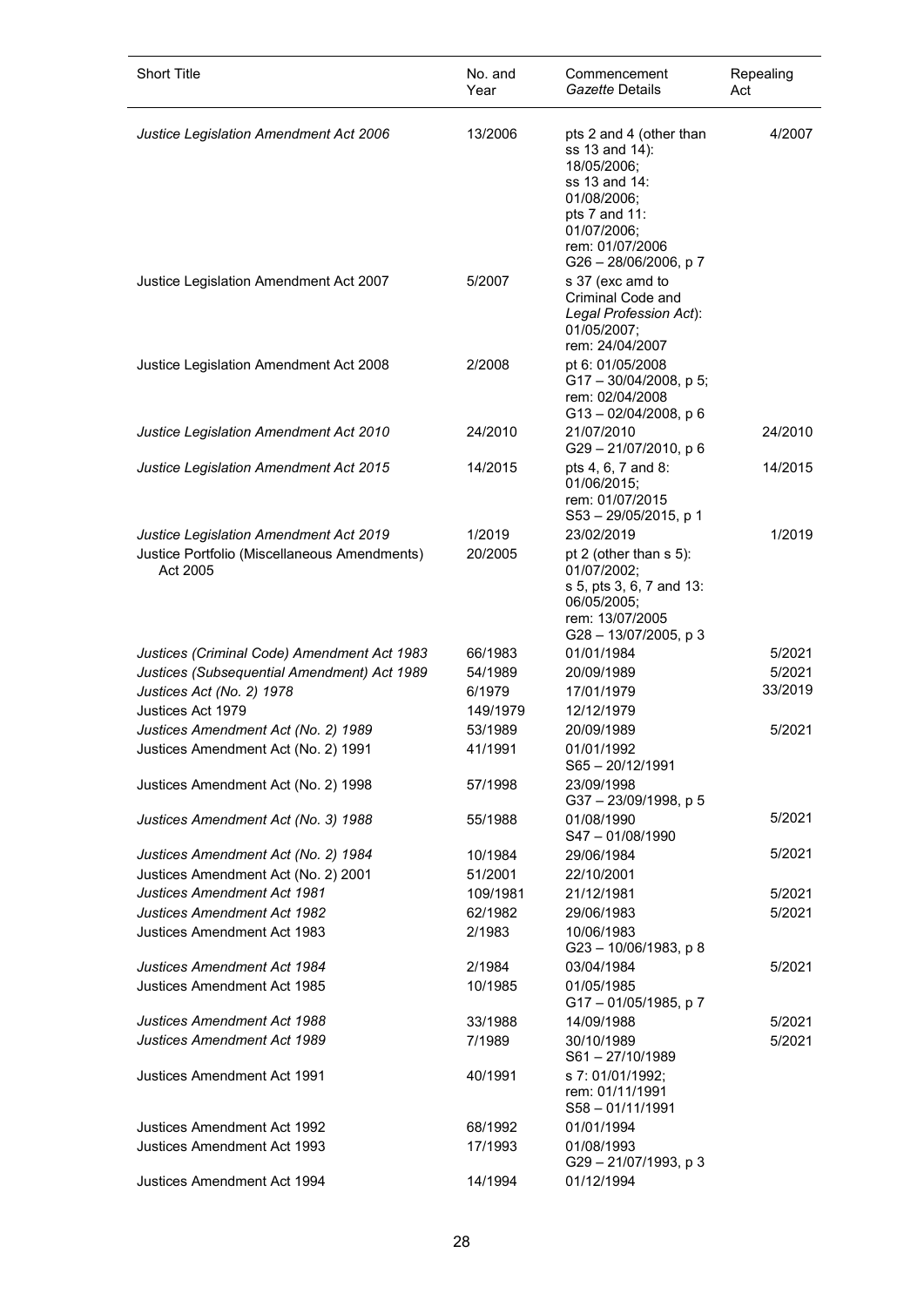| Short Title | No. and Year | Commencement *Gazette* Details | Repealing Act |
|---|---|---|---|
| *Justice Legislation Amendment Act 2006* | 13/2006 | pts 2 and 4 (other than ss 13 and 14): 18/05/2006; ss 13 and 14: 01/08/2006; pts 7 and 11: 01/07/2006; rem: 01/07/2006 G26 – 28/06/2006, p 7 | 4/2007 |
| Justice Legislation Amendment Act 2007 | 5/2007 | s 37 (exc amd to Criminal Code and *Legal Profession Act*): 01/05/2007; rem: 24/04/2007 | |
| Justice Legislation Amendment Act 2008 | 2/2008 | pt 6: 01/05/2008 G17 – 30/04/2008, p 5; rem: 02/04/2008 G13 – 02/04/2008, p 6 | |
| *Justice Legislation Amendment Act 2010* | 24/2010 | 21/07/2010 G29 – 21/07/2010, p 6 | 24/2010 |
| *Justice Legislation Amendment Act 2015* | 14/2015 | pts 4, 6, 7 and 8: 01/06/2015; rem: 01/07/2015 S53 – 29/05/2015, p 1 | 14/2015 |
| *Justice Legislation Amendment Act 2019* | 1/2019 | 23/02/2019 | 1/2019 |
| Justice Portfolio (Miscellaneous Amendments) Act 2005 | 20/2005 | pt 2 (other than s 5): 01/07/2002; s 5, pts 3, 6, 7 and 13: 06/05/2005; rem: 13/07/2005 G28 – 13/07/2005, p 3 | |
| *Justices (Criminal Code) Amendment Act 1983* | 66/1983 | 01/01/1984 | 5/2021 |
| *Justices (Subsequential Amendment) Act 1989* | 54/1989 | 20/09/1989 | 5/2021 |
| *Justices Act (No. 2) 1978* | 6/1979 | 17/01/1979 | 33/2019 |
| Justices Act 1979 | 149/1979 | 12/12/1979 | |
| *Justices Amendment Act (No. 2) 1989* | 53/1989 | 20/09/1989 | 5/2021 |
| Justices Amendment Act (No. 2) 1991 | 41/1991 | 01/01/1992 S65 – 20/12/1991 | |
| Justices Amendment Act (No. 2) 1998 | 57/1998 | 23/09/1998 G37 – 23/09/1998, p 5 | |
| *Justices Amendment Act (No. 3) 1988* | 55/1988 | 01/08/1990 S47 – 01/08/1990 | 5/2021 |
| *Justices Amendment Act (No. 2) 1984* | 10/1984 | 29/06/1984 | 5/2021 |
| Justices Amendment Act (No. 2) 2001 | 51/2001 | 22/10/2001 | |
| *Justices Amendment Act 1981* | 109/1981 | 21/12/1981 | 5/2021 |
| *Justices Amendment Act 1982* | 62/1982 | 29/06/1983 | 5/2021 |
| Justices Amendment Act 1983 | 2/1983 | 10/06/1983 G23 – 10/06/1983, p 8 | |
| *Justices Amendment Act 1984* | 2/1984 | 03/04/1984 | 5/2021 |
| Justices Amendment Act 1985 | 10/1985 | 01/05/1985 G17 – 01/05/1985, p 7 | |
| *Justices Amendment Act 1988* | 33/1988 | 14/09/1988 | 5/2021 |
| *Justices Amendment Act 1989* | 7/1989 | 30/10/1989 S61 – 27/10/1989 | 5/2021 |
| Justices Amendment Act 1991 | 40/1991 | s 7: 01/01/1992; rem: 01/11/1991 S58 – 01/11/1991 | |
| Justices Amendment Act 1992 | 68/1992 | 01/01/1994 | |
| Justices Amendment Act 1993 | 17/1993 | 01/08/1993 G29 – 21/07/1993, p 3 | |
| Justices Amendment Act 1994 | 14/1994 | 01/12/1994 | |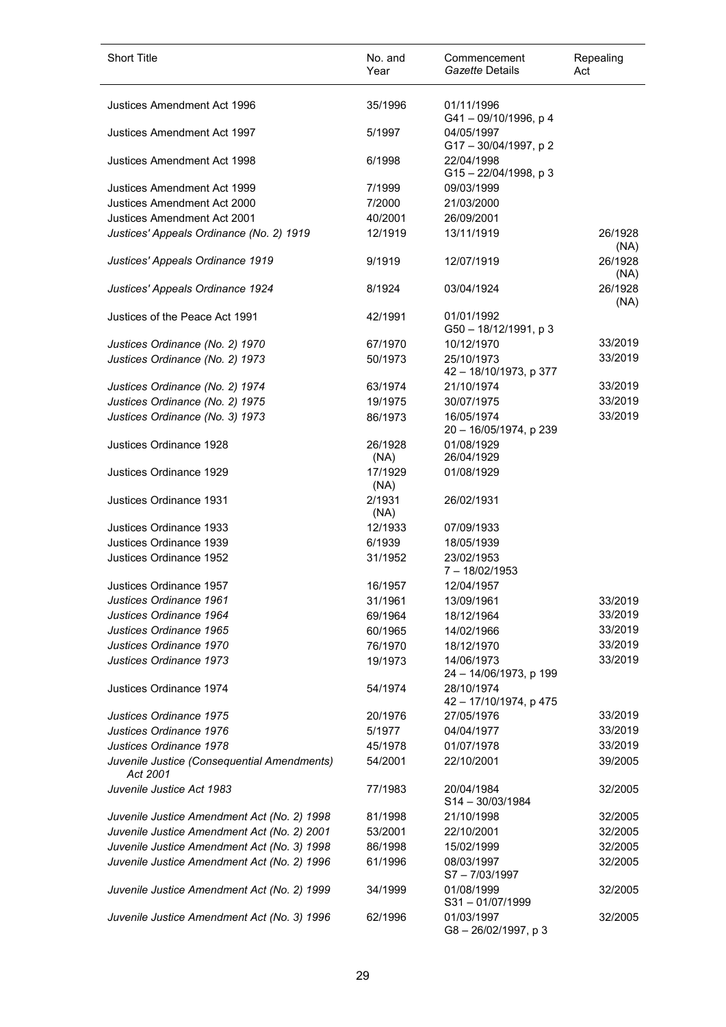| Short Title | No. and Year | Commencement *Gazette* Details | Repealing Act |
|---|---|---|---|
| Justices Amendment Act 1996 | 35/1996 | 01/11/1996 G41 – 09/10/1996, p 4 | |
| Justices Amendment Act 1997 | 5/1997 | 04/05/1997 G17 – 30/04/1997, p 2 | |
| Justices Amendment Act 1998 | 6/1998 | 22/04/1998 G15 – 22/04/1998, p 3 | |
| Justices Amendment Act 1999 | 7/1999 | 09/03/1999 | |
| Justices Amendment Act 2000 | 7/2000 | 21/03/2000 | |
| Justices Amendment Act 2001 | 40/2001 | 26/09/2001 | |
| *Justices' Appeals Ordinance (No. 2) 1919* | 12/1919 | 13/11/1919 | 26/1928 (NA) |
| *Justices' Appeals Ordinance 1919* | 9/1919 | 12/07/1919 | 26/1928 (NA) |
| *Justices' Appeals Ordinance 1924* | 8/1924 | 03/04/1924 | 26/1928 (NA) |
| Justices of the Peace Act 1991 | 42/1991 | 01/01/1992 G50 – 18/12/1991, p 3 | |
| *Justices Ordinance (No. 2) 1970* | 67/1970 | 10/12/1970 | 33/2019 |
| *Justices Ordinance (No. 2) 1973* | 50/1973 | 25/10/1973 42 – 18/10/1973, p 377 | 33/2019 |
| *Justices Ordinance (No. 2) 1974* | 63/1974 | 21/10/1974 | 33/2019 |
| *Justices Ordinance (No. 2) 1975* | 19/1975 | 30/07/1975 | 33/2019 |
| *Justices Ordinance (No. 3) 1973* | 86/1973 | 16/05/1974 20 – 16/05/1974, p 239 | 33/2019 |
| Justices Ordinance 1928 | 26/1928 (NA) | 01/08/1929 26/04/1929 | |
| Justices Ordinance 1929 | 17/1929 (NA) | 01/08/1929 | |
| Justices Ordinance 1931 | 2/1931 (NA) | 26/02/1931 | |
| Justices Ordinance 1933 | 12/1933 | 07/09/1933 | |
| Justices Ordinance 1939 | 6/1939 | 18/05/1939 | |
| Justices Ordinance 1952 | 31/1952 | 23/02/1953 7 – 18/02/1953 | |
| Justices Ordinance 1957 | 16/1957 | 12/04/1957 | |
| *Justices Ordinance 1961* | 31/1961 | 13/09/1961 | 33/2019 |
| *Justices Ordinance 1964* | 69/1964 | 18/12/1964 | 33/2019 |
| *Justices Ordinance 1965* | 60/1965 | 14/02/1966 | 33/2019 |
| *Justices Ordinance 1970* | 76/1970 | 18/12/1970 | 33/2019 |
| *Justices Ordinance 1973* | 19/1973 | 14/06/1973 24 – 14/06/1973, p 199 | 33/2019 |
| Justices Ordinance 1974 | 54/1974 | 28/10/1974 42 – 17/10/1974, p 475 | |
| *Justices Ordinance 1975* | 20/1976 | 27/05/1976 | 33/2019 |
| *Justices Ordinance 1976* | 5/1977 | 04/04/1977 | 33/2019 |
| *Justices Ordinance 1978* | 45/1978 | 01/07/1978 | 33/2019 |
| *Juvenile Justice (Consequential Amendments) Act 2001* | 54/2001 | 22/10/2001 | 39/2005 |
| *Juvenile Justice Act 1983* | 77/1983 | 20/04/1984 S14 – 30/03/1984 | 32/2005 |
| *Juvenile Justice Amendment Act (No. 2) 1998* | 81/1998 | 21/10/1998 | 32/2005 |
| *Juvenile Justice Amendment Act (No. 2) 2001* | 53/2001 | 22/10/2001 | 32/2005 |
| *Juvenile Justice Amendment Act (No. 3) 1998* | 86/1998 | 15/02/1999 | 32/2005 |
| *Juvenile Justice Amendment Act (No. 2) 1996* | 61/1996 | 08/03/1997 S7 – 7/03/1997 | 32/2005 |
| *Juvenile Justice Amendment Act (No. 2) 1999* | 34/1999 | 01/08/1999 S31 – 01/07/1999 | 32/2005 |
| *Juvenile Justice Amendment Act (No. 3) 1996* | 62/1996 | 01/03/1997 G8 – 26/02/1997, p 3 | 32/2005 |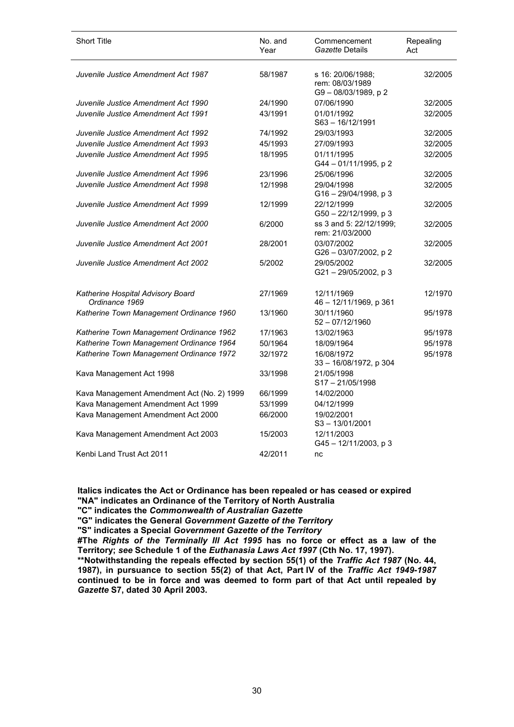| Short Title | No. and Year | Commencement *Gazette* Details | Repealing Act |
|---|---|---|---|
| *Juvenile Justice Amendment Act 1987* | 58/1987 | s 16: 20/06/1988; rem: 08/03/1989 G9 – 08/03/1989, p 2 | 32/2005 |
| *Juvenile Justice Amendment Act 1990* | 24/1990 | 07/06/1990 | 32/2005 |
| *Juvenile Justice Amendment Act 1991* | 43/1991 | 01/01/1992 S63 – 16/12/1991 | 32/2005 |
| *Juvenile Justice Amendment Act 1992* | 74/1992 | 29/03/1993 | 32/2005 |
| *Juvenile Justice Amendment Act 1993* | 45/1993 | 27/09/1993 | 32/2005 |
| *Juvenile Justice Amendment Act 1995* | 18/1995 | 01/11/1995 G44 – 01/11/1995, p 2 | 32/2005 |
| *Juvenile Justice Amendment Act 1996* | 23/1996 | 25/06/1996 | 32/2005 |
| *Juvenile Justice Amendment Act 1998* | 12/1998 | 29/04/1998 G16 – 29/04/1998, p 3 | 32/2005 |
| *Juvenile Justice Amendment Act 1999* | 12/1999 | 22/12/1999 G50 – 22/12/1999, p 3 | 32/2005 |
| *Juvenile Justice Amendment Act 2000* | 6/2000 | ss 3 and 5: 22/12/1999; rem: 21/03/2000 | 32/2005 |
| *Juvenile Justice Amendment Act 2001* | 28/2001 | 03/07/2002 G26 – 03/07/2002, p 2 | 32/2005 |
| *Juvenile Justice Amendment Act 2002* | 5/2002 | 29/05/2002 G21 – 29/05/2002, p 3 | 32/2005 |
| *Katherine Hospital Advisory Board Ordinance 1969* | 27/1969 | 12/11/1969 46 – 12/11/1969, p 361 | 12/1970 |
| *Katherine Town Management Ordinance 1960* | 13/1960 | 30/11/1960 52 – 07/12/1960 | 95/1978 |
| *Katherine Town Management Ordinance 1962* | 17/1963 | 13/02/1963 | 95/1978 |
| *Katherine Town Management Ordinance 1964* | 50/1964 | 18/09/1964 | 95/1978 |
| *Katherine Town Management Ordinance 1972* | 32/1972 | 16/08/1972 33 – 16/08/1972, p 304 | 95/1978 |
| Kava Management Act 1998 | 33/1998 | 21/05/1998 S17 – 21/05/1998 | |
| Kava Management Amendment Act (No. 2) 1999 | 66/1999 | 14/02/2000 | |
| Kava Management Amendment Act 1999 | 53/1999 | 04/12/1999 | |
| Kava Management Amendment Act 2000 | 66/2000 | 19/02/2001 S3 – 13/01/2001 | |
| Kava Management Amendment Act 2003 | 15/2003 | 12/11/2003 G45 – 12/11/2003, p 3 | |
| Kenbi Land Trust Act 2011 | 42/2011 | nc | |

**Italics indicates the Act or Ordinance has been repealed or has ceased or expired**
**"NA" indicates an Ordinance of the Territory of North Australia**
**"C" indicates the *Commonwealth of Australian Gazette***
**"G" indicates the General *Government Gazette of the Territory***
**"S" indicates a Special *Government Gazette of the Territory***
**#The *Rights of the Terminally Ill Act 1995* has no force or effect as a law of the Territory; *see* Schedule 1 of the *Euthanasia Laws Act 1997* (Cth No. 17, 1997).**
**\*\*Notwithstanding the repeals effected by section 55(1) of the *Traffic Act 1987* (No. 44, 1987), in pursuance to section 55(2) of that Act, Part IV of the *Traffic Act 1949-1987* continued to be in force and was deemed to form part of that Act until repealed by *Gazette* S7, dated 30 April 2003.**